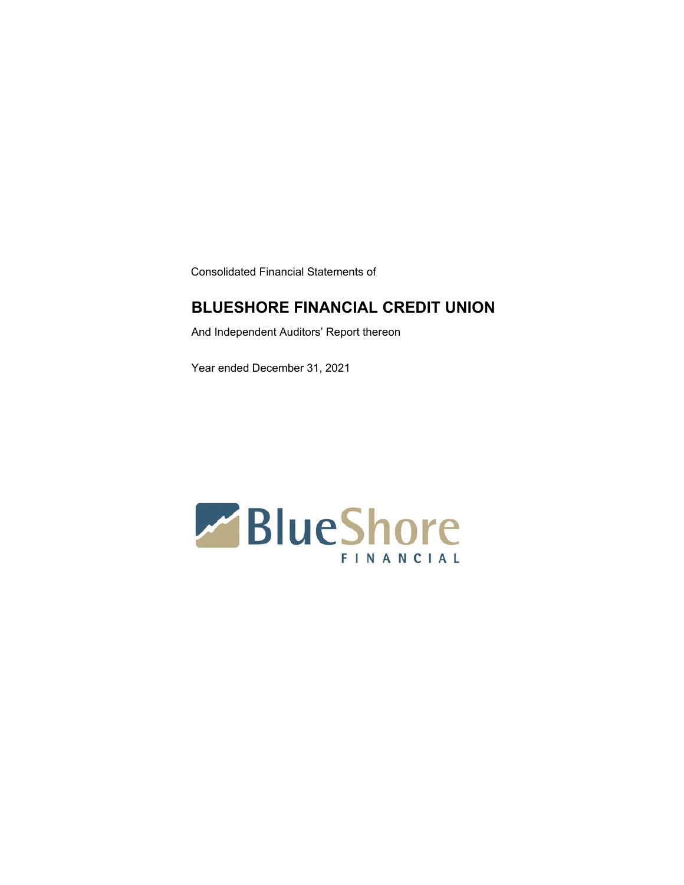Consolidated Financial Statements of

# BLUESHORE FINANCIAL CREDIT UNION

And Independent Auditors' Report thereon

Year ended December 31, 2021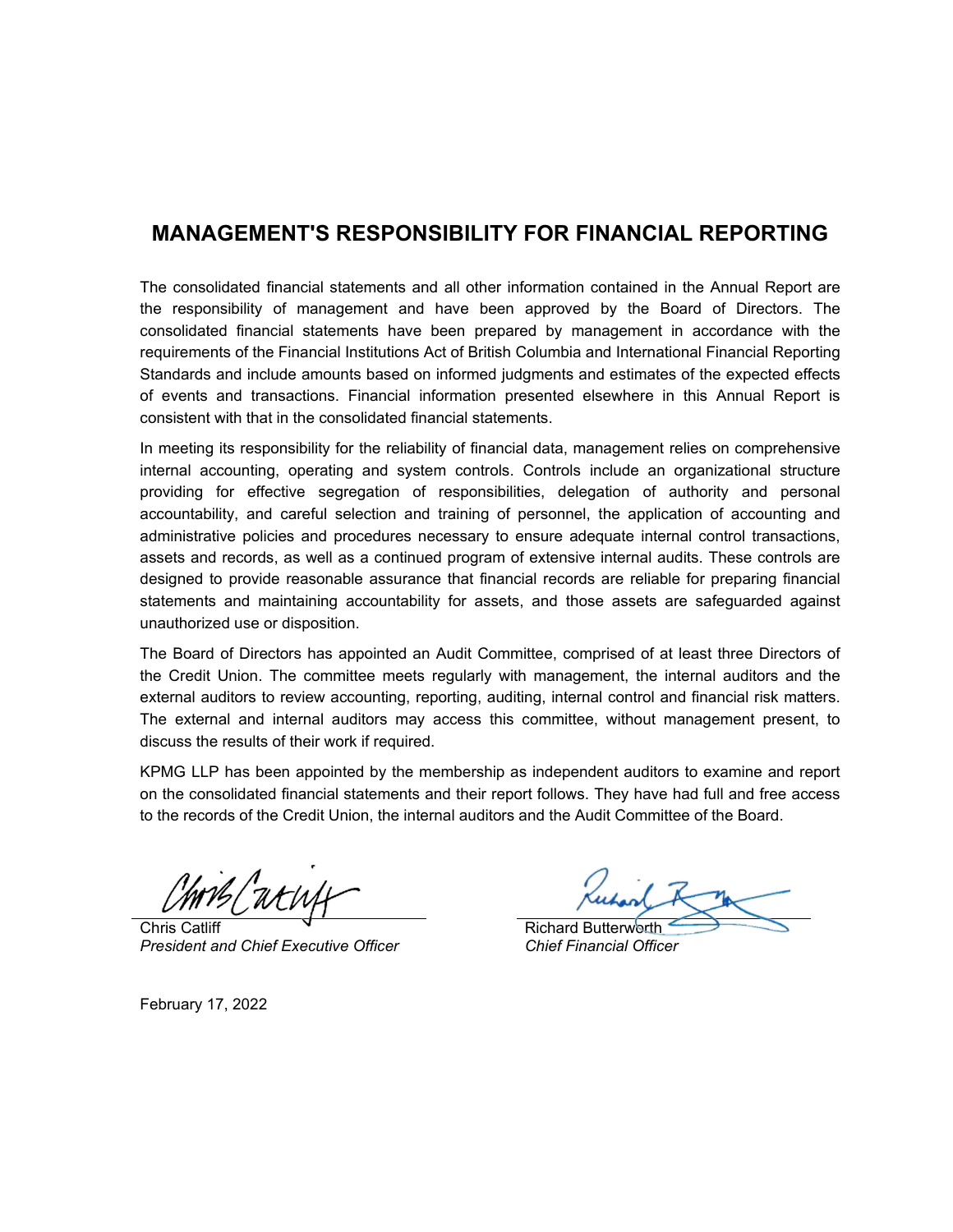# MANAGEMENT'S RESPONSIBILITY FOR FINANCIAL REPORTING

The consolidated financial statements and all other information contained in the Annual Report are the responsibility of management and have been approved by the Board of Directors. The consolidated financial statements have been prepared by management in accordance with the requirements of the Financial Institutions Act of British Columbia and International Financial Reporting Standards and include amounts based on informed judgments and estimates of the expected effects of events and transactions. Financial information presented elsewhere in this Annual Report is consistent with that in the consolidated financial statements.

In meeting its responsibility for the reliability of financial data, management relies on comprehensive internal accounting, operating and system controls. Controls include an organizational structure providing for effective segregation of responsibilities, delegation of authority and personal accountability, and careful selection and training of personnel, the application of accounting and administrative policies and procedures necessary to ensure adequate internal control transactions, assets and records, as well as a continued program of extensive internal audits. These controls are designed to provide reasonable assurance that financial records are reliable for preparing financial statements and maintaining accountability for assets, and those assets are safeguarded against unauthorized use or disposition.

The Board of Directors has appointed an Audit Committee, comprised of at least three Directors of the Credit Union. The committee meets regularly with management, the internal auditors and the external auditors to review accounting, reporting, auditing, internal control and financial risk matters. The external and internal auditors may access this committee, without management present, to discuss the results of their work if required.

KPMG LLP has been appointed by the membership as independent auditors to examine and report on the consolidated financial statements and their report follows. They have had full and free access to the records of the Credit Union, the internal auditors and the Audit Committee of the Board.

Chris Catliff
*President and Chief Executive Officer*

Richard Butterworth
*Chief Financial Officer*

February 17, 2022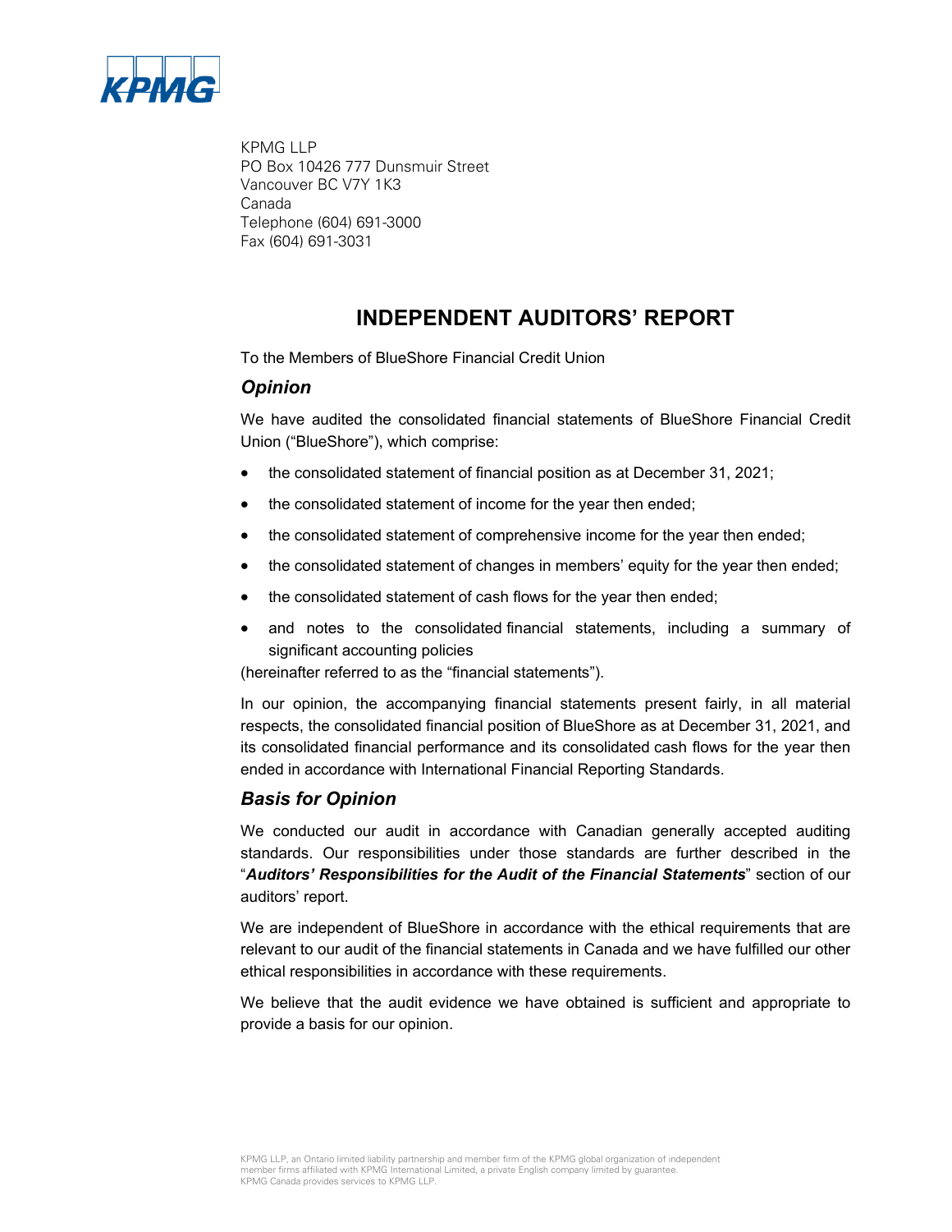KPMG LLP
PO Box 10426 777 Dunsmuir Street
Vancouver BC V7Y 1K3
Canada
Telephone (604) 691-3000
Fax (604) 691-3031

# INDEPENDENT AUDITORS' REPORT

To the Members of BlueShore Financial Credit Union

## *Opinion*

We have audited the consolidated financial statements of BlueShore Financial Credit Union ("BlueShore"), which comprise:

- the consolidated statement of financial position as at December 31, 2021;
- the consolidated statement of income for the year then ended;
- the consolidated statement of comprehensive income for the year then ended;
- the consolidated statement of changes in members' equity for the year then ended;
- the consolidated statement of cash flows for the year then ended;
- and notes to the consolidated financial statements, including a summary of significant accounting policies

(hereinafter referred to as the "financial statements").

In our opinion, the accompanying financial statements present fairly, in all material respects, the consolidated financial position of BlueShore as at December 31, 2021, and its consolidated financial performance and its consolidated cash flows for the year then ended in accordance with International Financial Reporting Standards.

## *Basis for Opinion*

We conducted our audit in accordance with Canadian generally accepted auditing standards. Our responsibilities under those standards are further described in the "***Auditors' Responsibilities for the Audit of the Financial Statements***" section of our auditors' report.

We are independent of BlueShore in accordance with the ethical requirements that are relevant to our audit of the financial statements in Canada and we have fulfilled our other ethical responsibilities in accordance with these requirements.

We believe that the audit evidence we have obtained is sufficient and appropriate to provide a basis for our opinion.

KPMG LLP, an Ontario limited liability partnership and member firm of the KPMG global organization of independent member firms affiliated with KPMG International Limited, a private English company limited by guarantee. KPMG Canada provides services to KPMG LLP.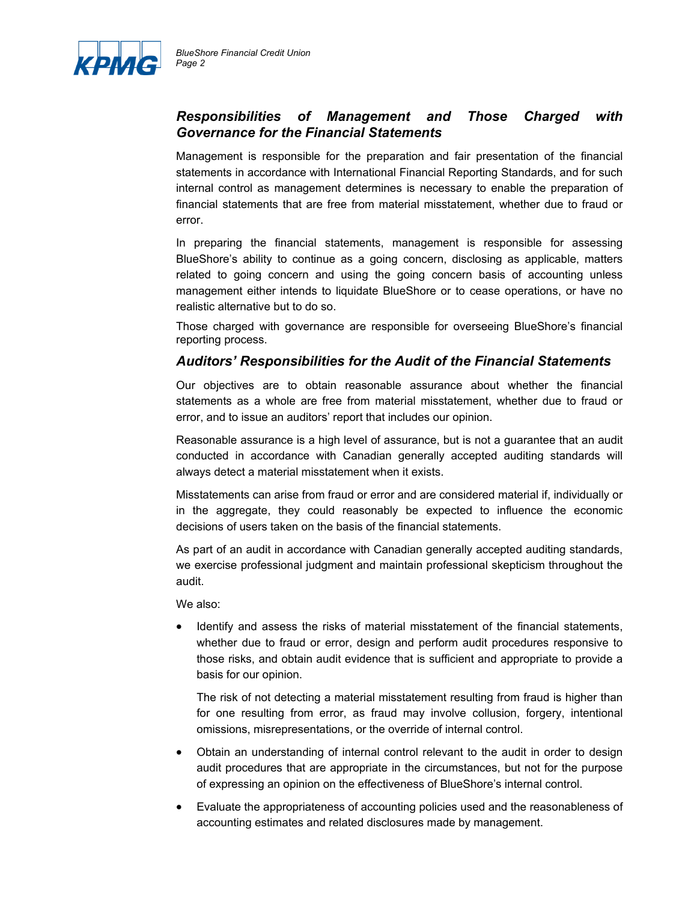## *Responsibilities of Management and Those Charged with Governance for the Financial Statements*

Management is responsible for the preparation and fair presentation of the financial statements in accordance with International Financial Reporting Standards, and for such internal control as management determines is necessary to enable the preparation of financial statements that are free from material misstatement, whether due to fraud or error.

In preparing the financial statements, management is responsible for assessing BlueShore's ability to continue as a going concern, disclosing as applicable, matters related to going concern and using the going concern basis of accounting unless management either intends to liquidate BlueShore or to cease operations, or have no realistic alternative but to do so.

Those charged with governance are responsible for overseeing BlueShore's financial reporting process.

## *Auditors' Responsibilities for the Audit of the Financial Statements*

Our objectives are to obtain reasonable assurance about whether the financial statements as a whole are free from material misstatement, whether due to fraud or error, and to issue an auditors' report that includes our opinion.

Reasonable assurance is a high level of assurance, but is not a guarantee that an audit conducted in accordance with Canadian generally accepted auditing standards will always detect a material misstatement when it exists.

Misstatements can arise from fraud or error and are considered material if, individually or in the aggregate, they could reasonably be expected to influence the economic decisions of users taken on the basis of the financial statements.

As part of an audit in accordance with Canadian generally accepted auditing standards, we exercise professional judgment and maintain professional skepticism throughout the audit.

We also:

- Identify and assess the risks of material misstatement of the financial statements, whether due to fraud or error, design and perform audit procedures responsive to those risks, and obtain audit evidence that is sufficient and appropriate to provide a basis for our opinion.

  The risk of not detecting a material misstatement resulting from fraud is higher than for one resulting from error, as fraud may involve collusion, forgery, intentional omissions, misrepresentations, or the override of internal control.

- Obtain an understanding of internal control relevant to the audit in order to design audit procedures that are appropriate in the circumstances, but not for the purpose of expressing an opinion on the effectiveness of BlueShore's internal control.

- Evaluate the appropriateness of accounting policies used and the reasonableness of accounting estimates and related disclosures made by management.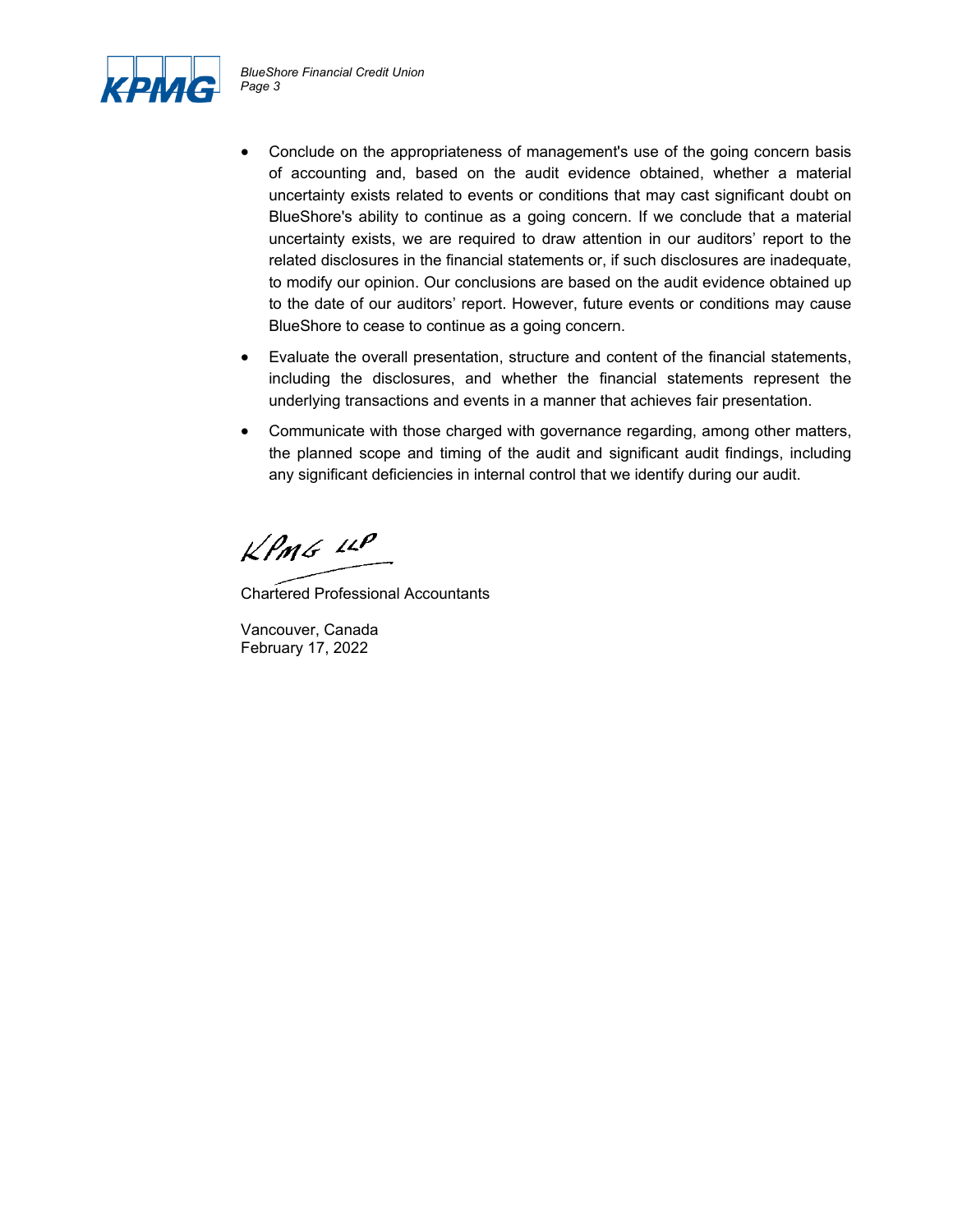- Conclude on the appropriateness of management's use of the going concern basis of accounting and, based on the audit evidence obtained, whether a material uncertainty exists related to events or conditions that may cast significant doubt on BlueShore's ability to continue as a going concern. If we conclude that a material uncertainty exists, we are required to draw attention in our auditors' report to the related disclosures in the financial statements or, if such disclosures are inadequate, to modify our opinion. Our conclusions are based on the audit evidence obtained up to the date of our auditors' report. However, future events or conditions may cause BlueShore to cease to continue as a going concern.
- Evaluate the overall presentation, structure and content of the financial statements, including the disclosures, and whether the financial statements represent the underlying transactions and events in a manner that achieves fair presentation.
- Communicate with those charged with governance regarding, among other matters, the planned scope and timing of the audit and significant audit findings, including any significant deficiencies in internal control that we identify during our audit.

KPMG LLP

Chartered Professional Accountants

Vancouver, Canada
February 17, 2022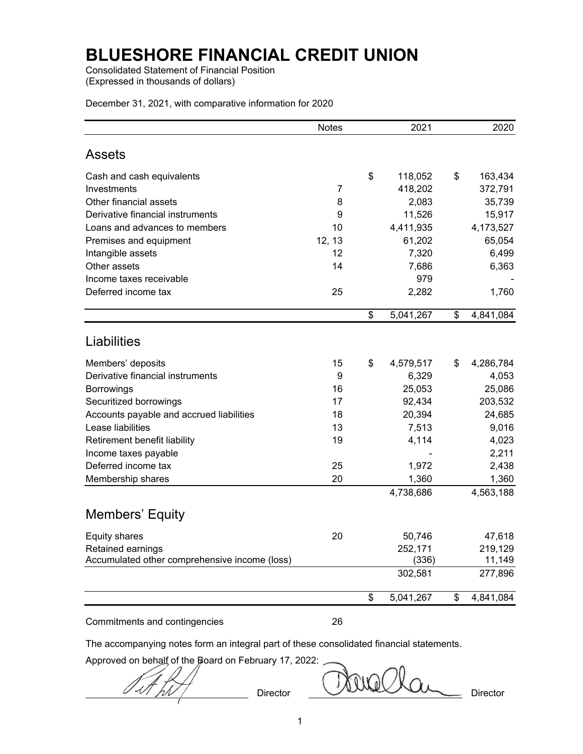# BLUESHORE FINANCIAL CREDIT UNION

Consolidated Statement of Financial Position
(Expressed in thousands of dollars)

December 31, 2021, with comparative information for 2020

| | Notes | 2021 | 2020 |
|---|---|---|---|
| **Assets** | | | |
| Cash and cash equivalents | | $ 118,052 | $ 163,434 |
| Investments | 7 | 418,202 | 372,791 |
| Other financial assets | 8 | 2,083 | 35,739 |
| Derivative financial instruments | 9 | 11,526 | 15,917 |
| Loans and advances to members | 10 | 4,411,935 | 4,173,527 |
| Premises and equipment | 12, 13 | 61,202 | 65,054 |
| Intangible assets | 12 | 7,320 | 6,499 |
| Other assets | 14 | 7,686 | 6,363 |
| Income taxes receivable | | 979 | - |
| Deferred income tax | 25 | 2,282 | 1,760 |
| | | $ 5,041,267 | $ 4,841,084 |
| **Liabilities** | | | |
| Members' deposits | 15 | $ 4,579,517 | $ 4,286,784 |
| Derivative financial instruments | 9 | 6,329 | 4,053 |
| Borrowings | 16 | 25,053 | 25,086 |
| Securitized borrowings | 17 | 92,434 | 203,532 |
| Accounts payable and accrued liabilities | 18 | 20,394 | 24,685 |
| Lease liabilities | 13 | 7,513 | 9,016 |
| Retirement benefit liability | 19 | 4,114 | 4,023 |
| Income taxes payable | | - | 2,211 |
| Deferred income tax | 25 | 1,972 | 2,438 |
| Membership shares | 20 | 1,360 | 1,360 |
| | | 4,738,686 | 4,563,188 |
| **Members' Equity** | | | |
| Equity shares | 20 | 50,746 | 47,618 |
| Retained earnings | | 252,171 | 219,129 |
| Accumulated other comprehensive income (loss) | | (336) | 11,149 |
| | | 302,581 | 277,896 |
| | | $ 5,041,267 | $ 4,841,084 |

Commitments and contingencies 26

The accompanying notes form an integral part of these consolidated financial statements.

Approved on behalf of the Board on February 17, 2022:

Director Director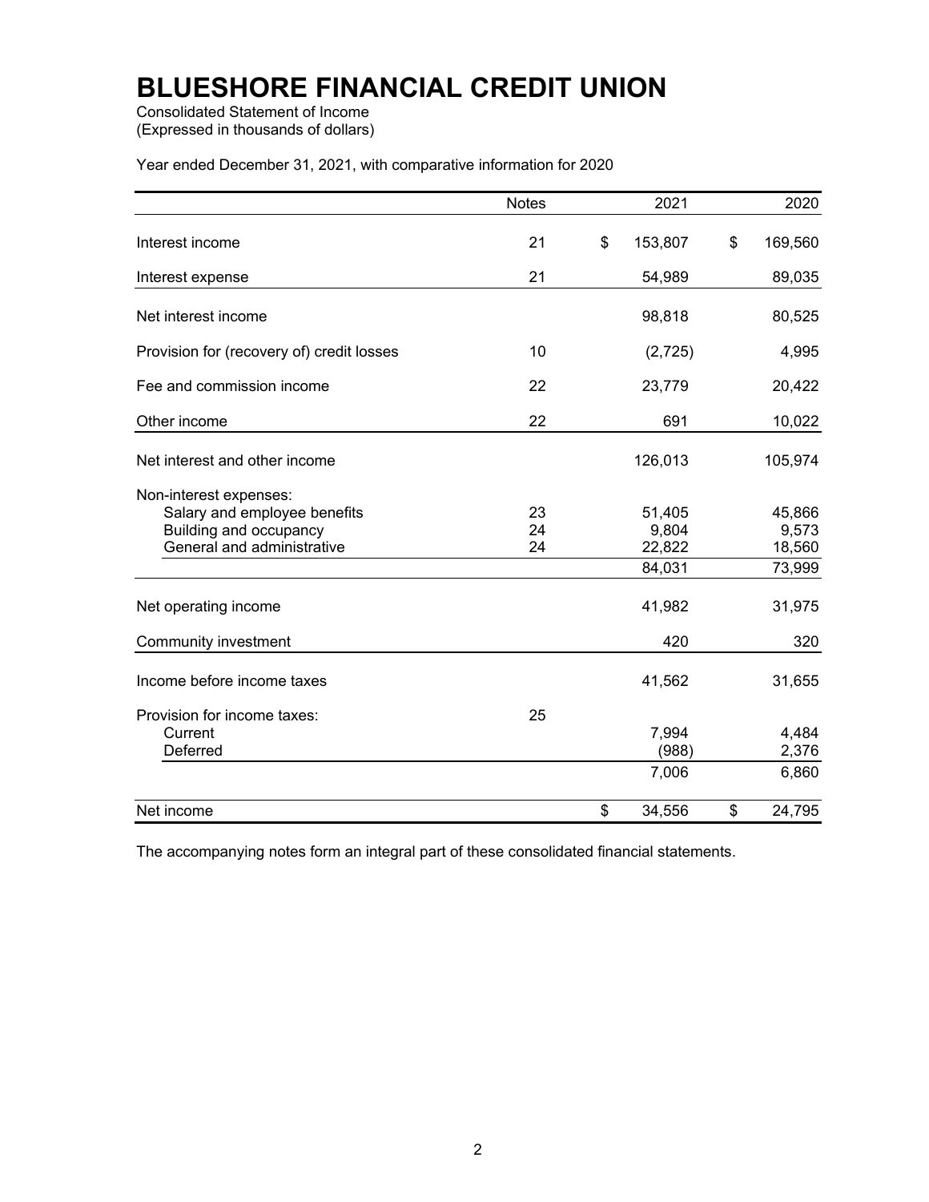# BLUESHORE FINANCIAL CREDIT UNION

Consolidated Statement of Income
(Expressed in thousands of dollars)

Year ended December 31, 2021, with comparative information for 2020

| | Notes | 2021 | 2020 |
|---|---|---|---|
| Interest income | 21 | $ 153,807 | $ 169,560 |
| Interest expense | 21 | 54,989 | 89,035 |
| Net interest income | | 98,818 | 80,525 |
| Provision for (recovery of) credit losses | 10 | (2,725) | 4,995 |
| Fee and commission income | 22 | 23,779 | 20,422 |
| Other income | 22 | 691 | 10,022 |
| Net interest and other income | | 126,013 | 105,974 |
| Non-interest expenses: | | | |
| Salary and employee benefits | 23 | 51,405 | 45,866 |
| Building and occupancy | 24 | 9,804 | 9,573 |
| General and administrative | 24 | 22,822 | 18,560 |
| | | 84,031 | 73,999 |
| Net operating income | | 41,982 | 31,975 |
| Community investment | | 420 | 320 |
| Income before income taxes | | 41,562 | 31,655 |
| Provision for income taxes: | 25 | | |
| Current | | 7,994 | 4,484 |
| Deferred | | (988) | 2,376 |
| | | 7,006 | 6,860 |
| Net income | | $ 34,556 | $ 24,795 |

The accompanying notes form an integral part of these consolidated financial statements.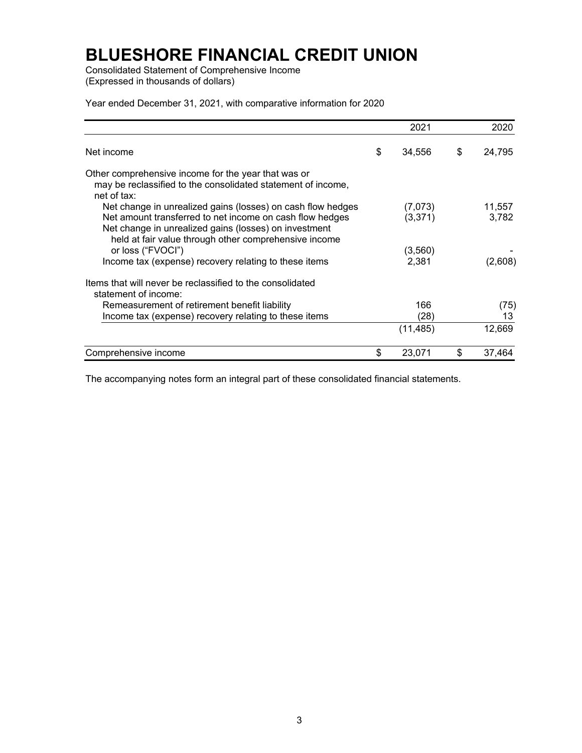# BLUESHORE FINANCIAL CREDIT UNION

Consolidated Statement of Comprehensive Income
(Expressed in thousands of dollars)

Year ended December 31, 2021, with comparative information for 2020

| | 2021 | 2020 |
|---|---|---|
| Net income | $ 34,556 | $ 24,795 |
| Other comprehensive income for the year that was or may be reclassified to the consolidated statement of income, net of tax: | | |
| Net change in unrealized gains (losses) on cash flow hedges | (7,073) | 11,557 |
| Net amount transferred to net income on cash flow hedges | (3,371) | 3,782 |
| Net change in unrealized gains (losses) on investment held at fair value through other comprehensive income or loss ("FVOCI") | (3,560) | - |
| Income tax (expense) recovery relating to these items | 2,381 | (2,608) |
| Items that will never be reclassified to the consolidated statement of income: | | |
| Remeasurement of retirement benefit liability | 166 | (75) |
| Income tax (expense) recovery relating to these items | (28) | 13 |
| | (11,485) | 12,669 |
| Comprehensive income | $ 23,071 | $ 37,464 |

The accompanying notes form an integral part of these consolidated financial statements.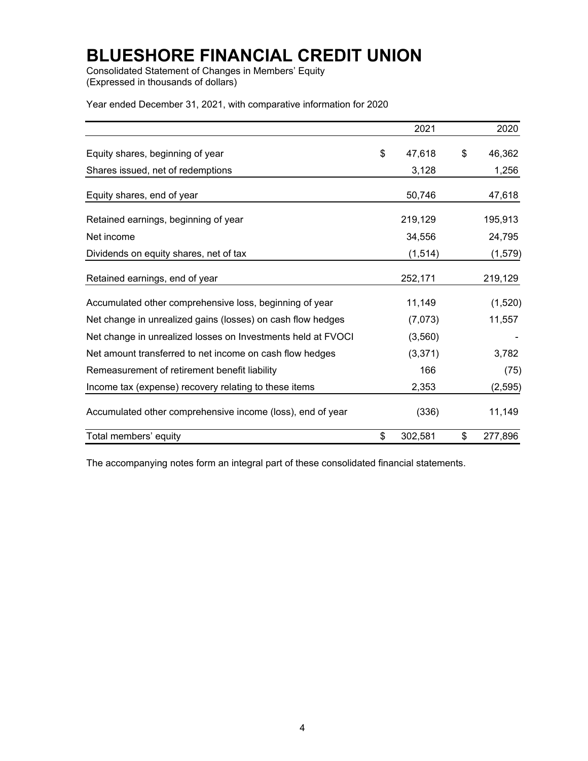# BLUESHORE FINANCIAL CREDIT UNION

Consolidated Statement of Changes in Members' Equity
(Expressed in thousands of dollars)

Year ended December 31, 2021, with comparative information for 2020

| | 2021 | 2020 |
|---|---|---|
| Equity shares, beginning of year | $ 47,618 | $ 46,362 |
| Shares issued, net of redemptions | 3,128 | 1,256 |
| Equity shares, end of year | 50,746 | 47,618 |
| Retained earnings, beginning of year | 219,129 | 195,913 |
| Net income | 34,556 | 24,795 |
| Dividends on equity shares, net of tax | (1,514) | (1,579) |
| Retained earnings, end of year | 252,171 | 219,129 |
| Accumulated other comprehensive loss, beginning of year | 11,149 | (1,520) |
| Net change in unrealized gains (losses) on cash flow hedges | (7,073) | 11,557 |
| Net change in unrealized losses on Investments held at FVOCI | (3,560) | - |
| Net amount transferred to net income on cash flow hedges | (3,371) | 3,782 |
| Remeasurement of retirement benefit liability | 166 | (75) |
| Income tax (expense) recovery relating to these items | 2,353 | (2,595) |
| Accumulated other comprehensive income (loss), end of year | (336) | 11,149 |
| Total members' equity | $ 302,581 | $ 277,896 |

The accompanying notes form an integral part of these consolidated financial statements.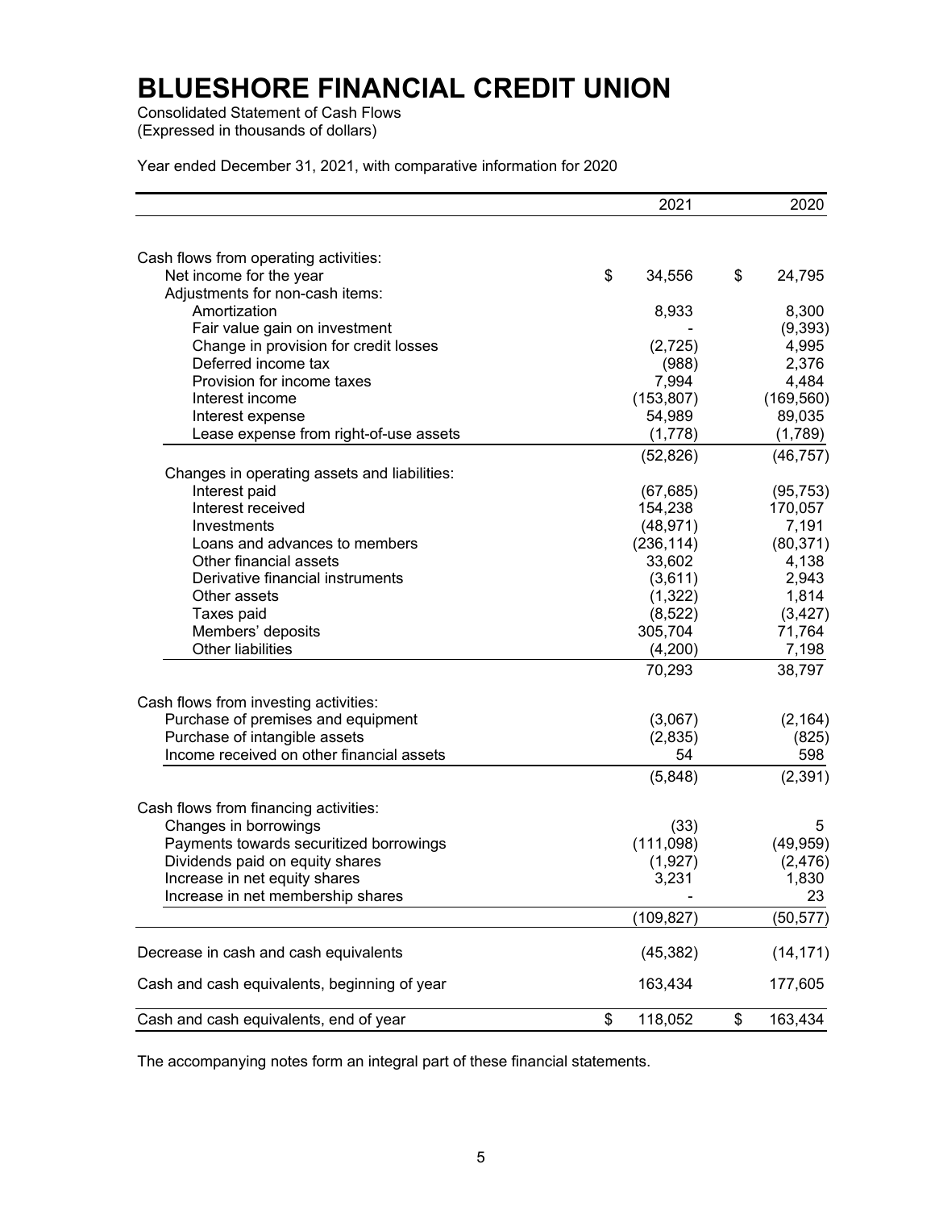# BLUESHORE FINANCIAL CREDIT UNION

Consolidated Statement of Cash Flows
(Expressed in thousands of dollars)

Year ended December 31, 2021, with comparative information for 2020

| | 2021 | 2020 |
|---|---|---|
| Cash flows from operating activities: | | |
| Net income for the year | $ 34,556 | $ 24,795 |
| Adjustments for non-cash items: | | |
| Amortization | 8,933 | 8,300 |
| Fair value gain on investment | - | (9,393) |
| Change in provision for credit losses | (2,725) | 4,995 |
| Deferred income tax | (988) | 2,376 |
| Provision for income taxes | 7,994 | 4,484 |
| Interest income | (153,807) | (169,560) |
| Interest expense | 54,989 | 89,035 |
| Lease expense from right-of-use assets | (1,778) | (1,789) |
| | (52,826) | (46,757) |
| Changes in operating assets and liabilities: | | |
| Interest paid | (67,685) | (95,753) |
| Interest received | 154,238 | 170,057 |
| Investments | (48,971) | 7,191 |
| Loans and advances to members | (236,114) | (80,371) |
| Other financial assets | 33,602 | 4,138 |
| Derivative financial instruments | (3,611) | 2,943 |
| Other assets | (1,322) | 1,814 |
| Taxes paid | (8,522) | (3,427) |
| Members' deposits | 305,704 | 71,764 |
| Other liabilities | (4,200) | 7,198 |
| | 70,293 | 38,797 |
| Cash flows from investing activities: | | |
| Purchase of premises and equipment | (3,067) | (2,164) |
| Purchase of intangible assets | (2,835) | (825) |
| Income received on other financial assets | 54 | 598 |
| | (5,848) | (2,391) |
| Cash flows from financing activities: | | |
| Changes in borrowings | (33) | 5 |
| Payments towards securitized borrowings | (111,098) | (49,959) |
| Dividends paid on equity shares | (1,927) | (2,476) |
| Increase in net equity shares | 3,231 | 1,830 |
| Increase in net membership shares | - | 23 |
| | (109,827) | (50,577) |
| Decrease in cash and cash equivalents | (45,382) | (14,171) |
| Cash and cash equivalents, beginning of year | 163,434 | 177,605 |
| Cash and cash equivalents, end of year | $ 118,052 | $ 163,434 |

The accompanying notes form an integral part of these financial statements.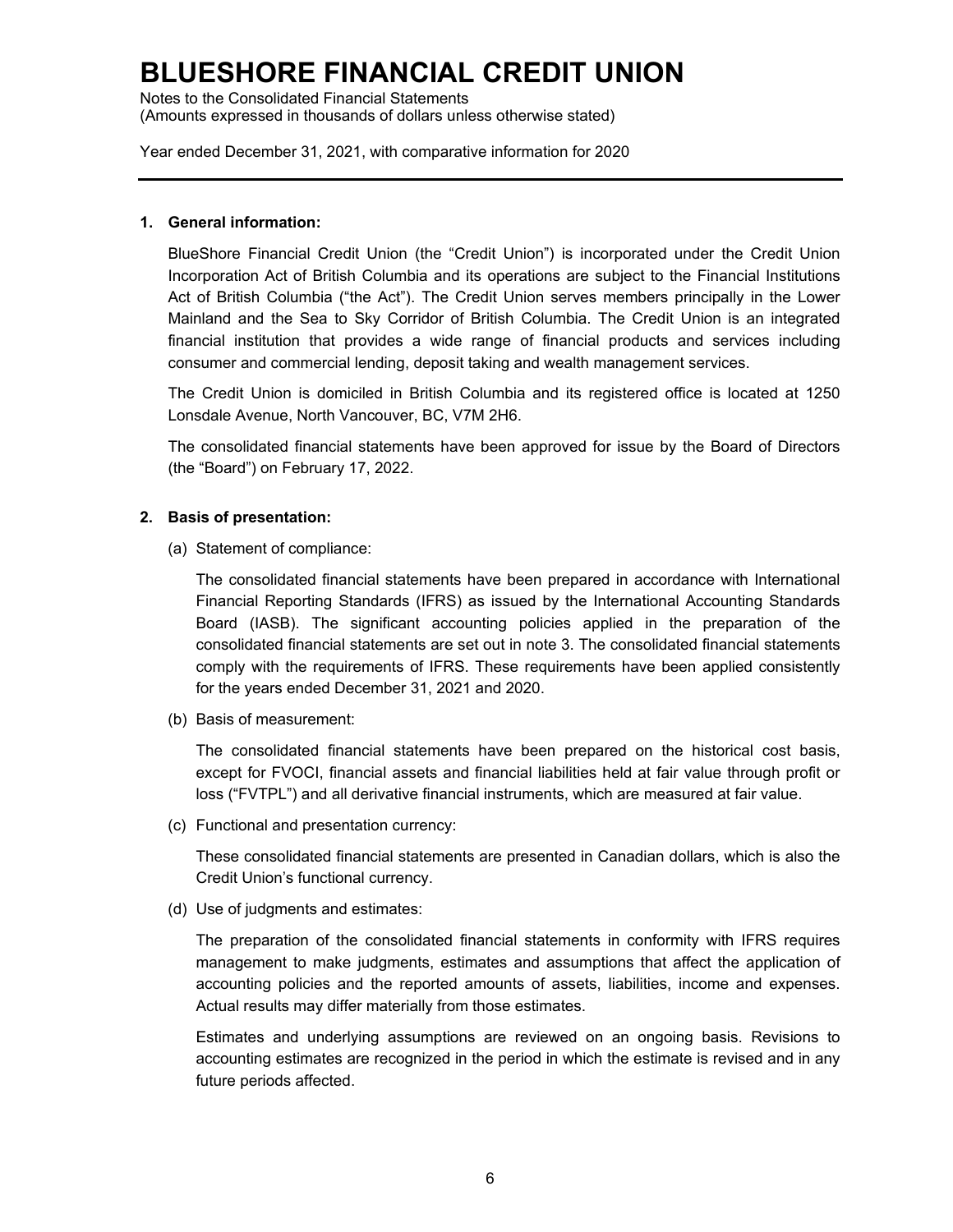### 1. General information:

BlueShore Financial Credit Union (the "Credit Union") is incorporated under the Credit Union Incorporation Act of British Columbia and its operations are subject to the Financial Institutions Act of British Columbia ("the Act"). The Credit Union serves members principally in the Lower Mainland and the Sea to Sky Corridor of British Columbia. The Credit Union is an integrated financial institution that provides a wide range of financial products and services including consumer and commercial lending, deposit taking and wealth management services.

The Credit Union is domiciled in British Columbia and its registered office is located at 1250 Lonsdale Avenue, North Vancouver, BC, V7M 2H6.

The consolidated financial statements have been approved for issue by the Board of Directors (the "Board") on February 17, 2022.

### 2. Basis of presentation:

(a) Statement of compliance:

The consolidated financial statements have been prepared in accordance with International Financial Reporting Standards (IFRS) as issued by the International Accounting Standards Board (IASB). The significant accounting policies applied in the preparation of the consolidated financial statements are set out in note 3. The consolidated financial statements comply with the requirements of IFRS. These requirements have been applied consistently for the years ended December 31, 2021 and 2020.

(b) Basis of measurement:

The consolidated financial statements have been prepared on the historical cost basis, except for FVOCI, financial assets and financial liabilities held at fair value through profit or loss ("FVTPL") and all derivative financial instruments, which are measured at fair value.

(c) Functional and presentation currency:

These consolidated financial statements are presented in Canadian dollars, which is also the Credit Union's functional currency.

(d) Use of judgments and estimates:

The preparation of the consolidated financial statements in conformity with IFRS requires management to make judgments, estimates and assumptions that affect the application of accounting policies and the reported amounts of assets, liabilities, income and expenses. Actual results may differ materially from those estimates.

Estimates and underlying assumptions are reviewed on an ongoing basis. Revisions to accounting estimates are recognized in the period in which the estimate is revised and in any future periods affected.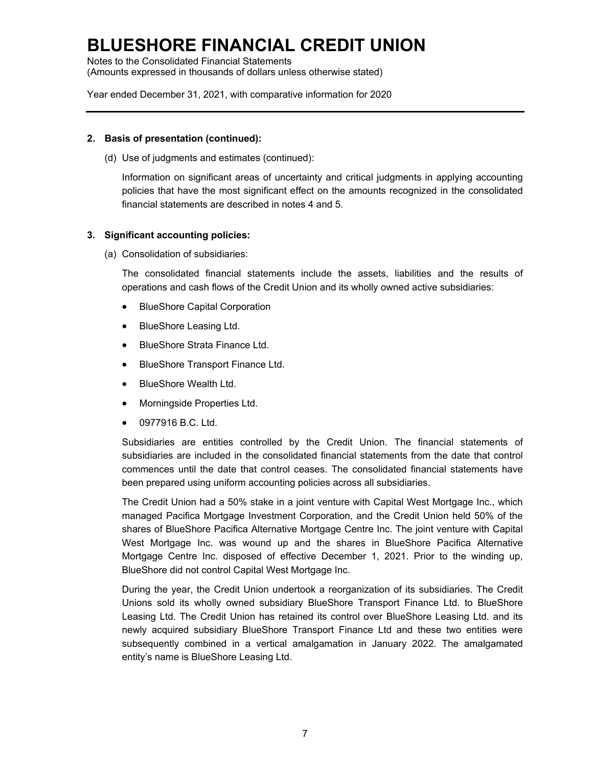## 2. Basis of presentation (continued):

(d) Use of judgments and estimates (continued):

Information on significant areas of uncertainty and critical judgments in applying accounting policies that have the most significant effect on the amounts recognized in the consolidated financial statements are described in notes 4 and 5.

## 3. Significant accounting policies:

(a) Consolidation of subsidiaries:

The consolidated financial statements include the assets, liabilities and the results of operations and cash flows of the Credit Union and its wholly owned active subsidiaries:

- BlueShore Capital Corporation
- BlueShore Leasing Ltd.
- BlueShore Strata Finance Ltd.
- BlueShore Transport Finance Ltd.
- BlueShore Wealth Ltd.
- Morningside Properties Ltd.
- 0977916 B.C. Ltd.

Subsidiaries are entities controlled by the Credit Union. The financial statements of subsidiaries are included in the consolidated financial statements from the date that control commences until the date that control ceases. The consolidated financial statements have been prepared using uniform accounting policies across all subsidiaries.

The Credit Union had a 50% stake in a joint venture with Capital West Mortgage Inc., which managed Pacifica Mortgage Investment Corporation, and the Credit Union held 50% of the shares of BlueShore Pacifica Alternative Mortgage Centre Inc. The joint venture with Capital West Mortgage Inc. was wound up and the shares in BlueShore Pacifica Alternative Mortgage Centre Inc. disposed of effective December 1, 2021. Prior to the winding up, BlueShore did not control Capital West Mortgage Inc.

During the year, the Credit Union undertook a reorganization of its subsidiaries. The Credit Unions sold its wholly owned subsidiary BlueShore Transport Finance Ltd. to BlueShore Leasing Ltd. The Credit Union has retained its control over BlueShore Leasing Ltd. and its newly acquired subsidiary BlueShore Transport Finance Ltd and these two entities were subsequently combined in a vertical amalgamation in January 2022. The amalgamated entity's name is BlueShore Leasing Ltd.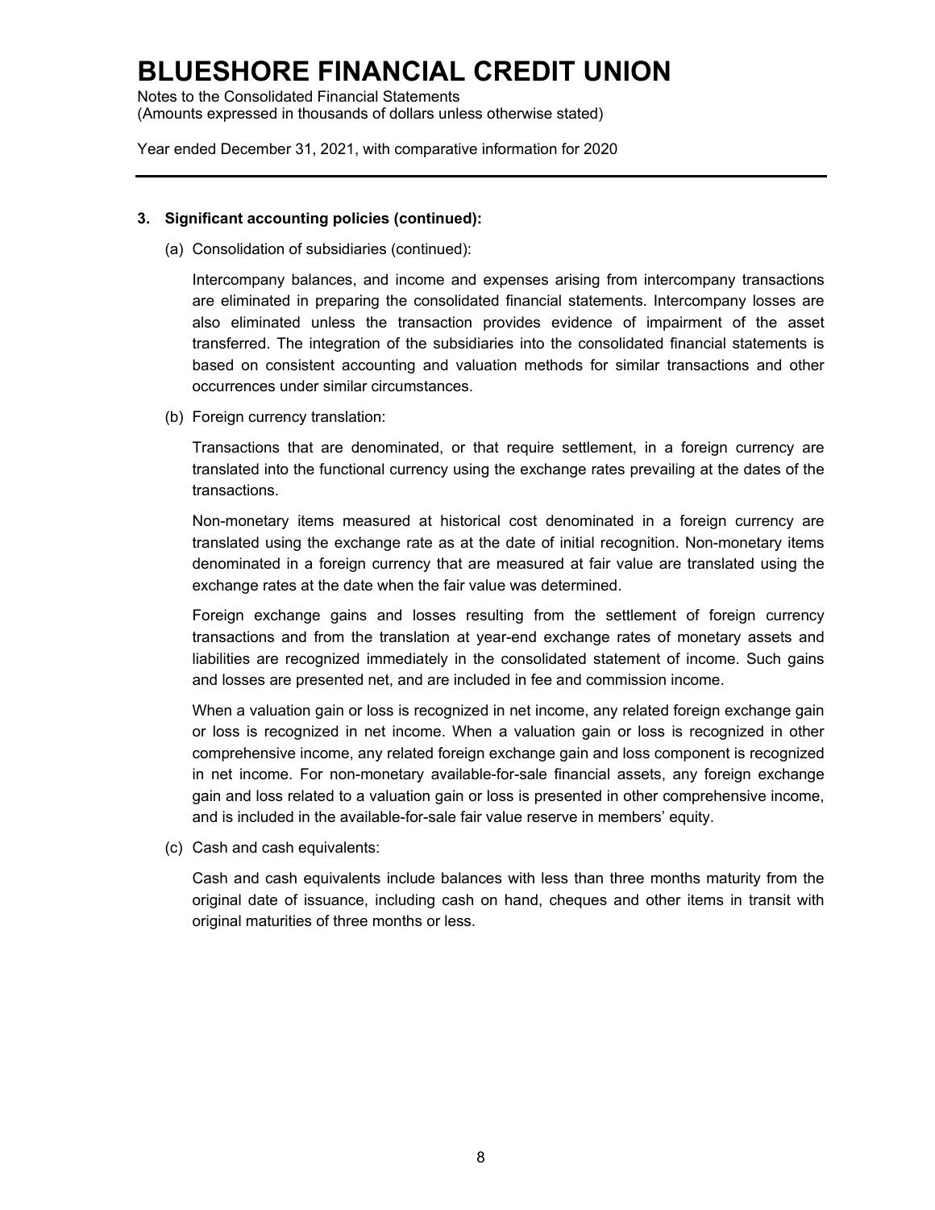### 3. Significant accounting policies (continued):

(a) Consolidation of subsidiaries (continued):

Intercompany balances, and income and expenses arising from intercompany transactions are eliminated in preparing the consolidated financial statements. Intercompany losses are also eliminated unless the transaction provides evidence of impairment of the asset transferred. The integration of the subsidiaries into the consolidated financial statements is based on consistent accounting and valuation methods for similar transactions and other occurrences under similar circumstances.

(b) Foreign currency translation:

Transactions that are denominated, or that require settlement, in a foreign currency are translated into the functional currency using the exchange rates prevailing at the dates of the transactions.

Non-monetary items measured at historical cost denominated in a foreign currency are translated using the exchange rate as at the date of initial recognition. Non-monetary items denominated in a foreign currency that are measured at fair value are translated using the exchange rates at the date when the fair value was determined.

Foreign exchange gains and losses resulting from the settlement of foreign currency transactions and from the translation at year-end exchange rates of monetary assets and liabilities are recognized immediately in the consolidated statement of income. Such gains and losses are presented net, and are included in fee and commission income.

When a valuation gain or loss is recognized in net income, any related foreign exchange gain or loss is recognized in net income. When a valuation gain or loss is recognized in other comprehensive income, any related foreign exchange gain and loss component is recognized in net income. For non-monetary available-for-sale financial assets, any foreign exchange gain and loss related to a valuation gain or loss is presented in other comprehensive income, and is included in the available-for-sale fair value reserve in members' equity.

(c) Cash and cash equivalents:

Cash and cash equivalents include balances with less than three months maturity from the original date of issuance, including cash on hand, cheques and other items in transit with original maturities of three months or less.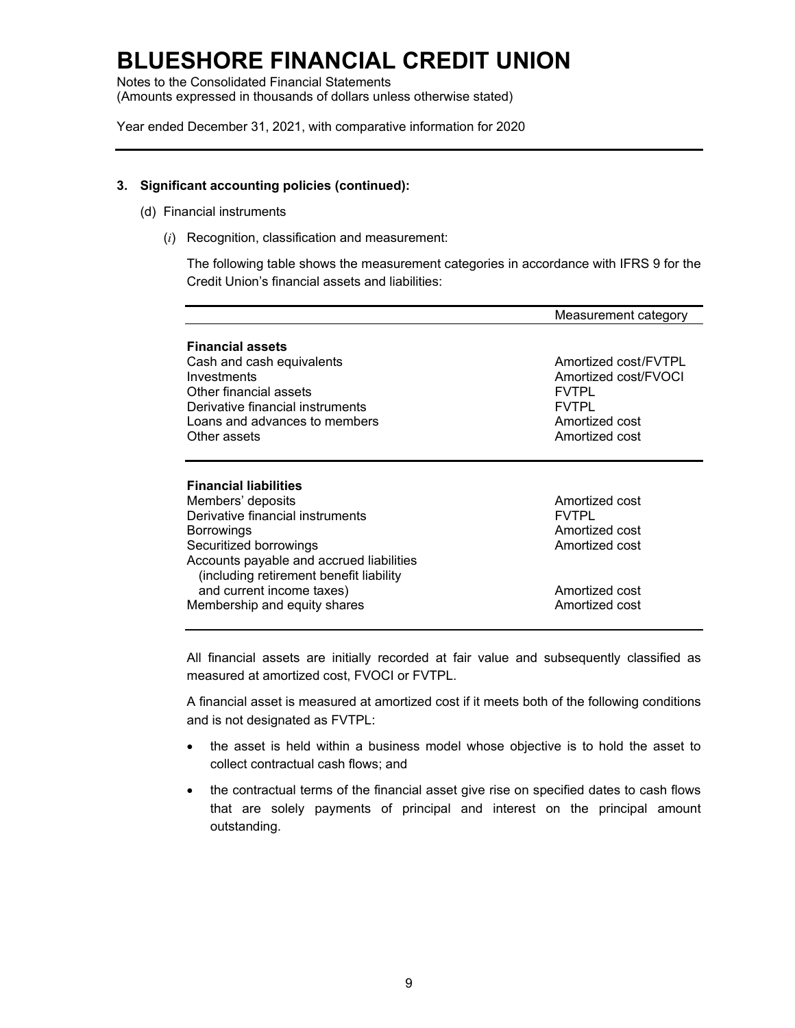### 3. Significant accounting policies (continued):

(d) Financial instruments

(*i*) Recognition, classification and measurement:

The following table shows the measurement categories in accordance with IFRS 9 for the Credit Union's financial assets and liabilities:

| | Measurement category |
|---|---|
| **Financial assets** | |
| Cash and cash equivalents | Amortized cost/FVTPL |
| Investments | Amortized cost/FVOCI |
| Other financial assets | FVTPL |
| Derivative financial instruments | FVTPL |
| Loans and advances to members | Amortized cost |
| Other assets | Amortized cost |
| **Financial liabilities** | |
| Members' deposits | Amortized cost |
| Derivative financial instruments | FVTPL |
| Borrowings | Amortized cost |
| Securitized borrowings | Amortized cost |
| Accounts payable and accrued liabilities (including retirement benefit liability and current income taxes) | Amortized cost |
| Membership and equity shares | Amortized cost |

All financial assets are initially recorded at fair value and subsequently classified as measured at amortized cost, FVOCI or FVTPL.

A financial asset is measured at amortized cost if it meets both of the following conditions and is not designated as FVTPL:

- the asset is held within a business model whose objective is to hold the asset to collect contractual cash flows; and
- the contractual terms of the financial asset give rise on specified dates to cash flows that are solely payments of principal and interest on the principal amount outstanding.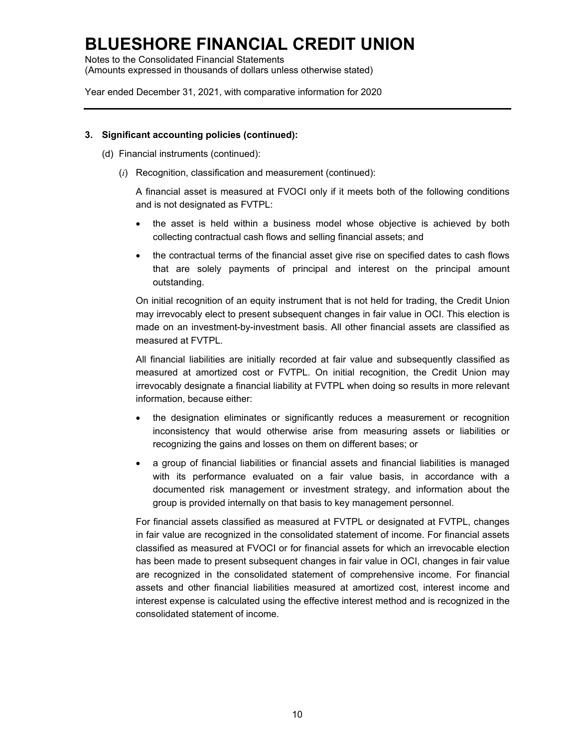### 3. Significant accounting policies (continued):

(d) Financial instruments (continued):

(*i*) Recognition, classification and measurement (continued):

A financial asset is measured at FVOCI only if it meets both of the following conditions and is not designated as FVTPL:

- the asset is held within a business model whose objective is achieved by both collecting contractual cash flows and selling financial assets; and
- the contractual terms of the financial asset give rise on specified dates to cash flows that are solely payments of principal and interest on the principal amount outstanding.

On initial recognition of an equity instrument that is not held for trading, the Credit Union may irrevocably elect to present subsequent changes in fair value in OCI. This election is made on an investment-by-investment basis. All other financial assets are classified as measured at FVTPL.

All financial liabilities are initially recorded at fair value and subsequently classified as measured at amortized cost or FVTPL. On initial recognition, the Credit Union may irrevocably designate a financial liability at FVTPL when doing so results in more relevant information, because either:

- the designation eliminates or significantly reduces a measurement or recognition inconsistency that would otherwise arise from measuring assets or liabilities or recognizing the gains and losses on them on different bases; or
- a group of financial liabilities or financial assets and financial liabilities is managed with its performance evaluated on a fair value basis, in accordance with a documented risk management or investment strategy, and information about the group is provided internally on that basis to key management personnel.

For financial assets classified as measured at FVTPL or designated at FVTPL, changes in fair value are recognized in the consolidated statement of income. For financial assets classified as measured at FVOCI or for financial assets for which an irrevocable election has been made to present subsequent changes in fair value in OCI, changes in fair value are recognized in the consolidated statement of comprehensive income. For financial assets and other financial liabilities measured at amortized cost, interest income and interest expense is calculated using the effective interest method and is recognized in the consolidated statement of income.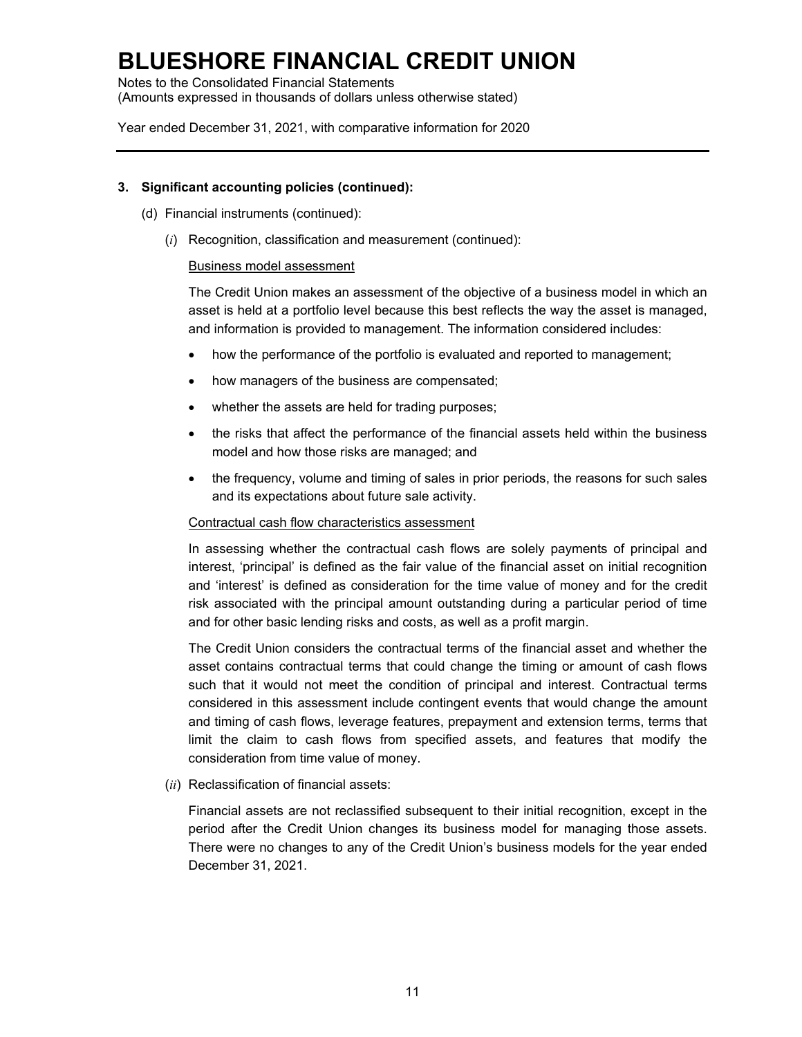### 3. Significant accounting policies (continued):

(d) Financial instruments (continued):

(*i*) Recognition, classification and measurement (continued):

Business model assessment

The Credit Union makes an assessment of the objective of a business model in which an asset is held at a portfolio level because this best reflects the way the asset is managed, and information is provided to management. The information considered includes:

- how the performance of the portfolio is evaluated and reported to management;
- how managers of the business are compensated;
- whether the assets are held for trading purposes;
- the risks that affect the performance of the financial assets held within the business model and how those risks are managed; and
- the frequency, volume and timing of sales in prior periods, the reasons for such sales and its expectations about future sale activity.

Contractual cash flow characteristics assessment

In assessing whether the contractual cash flows are solely payments of principal and interest, 'principal' is defined as the fair value of the financial asset on initial recognition and 'interest' is defined as consideration for the time value of money and for the credit risk associated with the principal amount outstanding during a particular period of time and for other basic lending risks and costs, as well as a profit margin.

The Credit Union considers the contractual terms of the financial asset and whether the asset contains contractual terms that could change the timing or amount of cash flows such that it would not meet the condition of principal and interest. Contractual terms considered in this assessment include contingent events that would change the amount and timing of cash flows, leverage features, prepayment and extension terms, terms that limit the claim to cash flows from specified assets, and features that modify the consideration from time value of money.

(*ii*) Reclassification of financial assets:

Financial assets are not reclassified subsequent to their initial recognition, except in the period after the Credit Union changes its business model for managing those assets. There were no changes to any of the Credit Union's business models for the year ended December 31, 2021.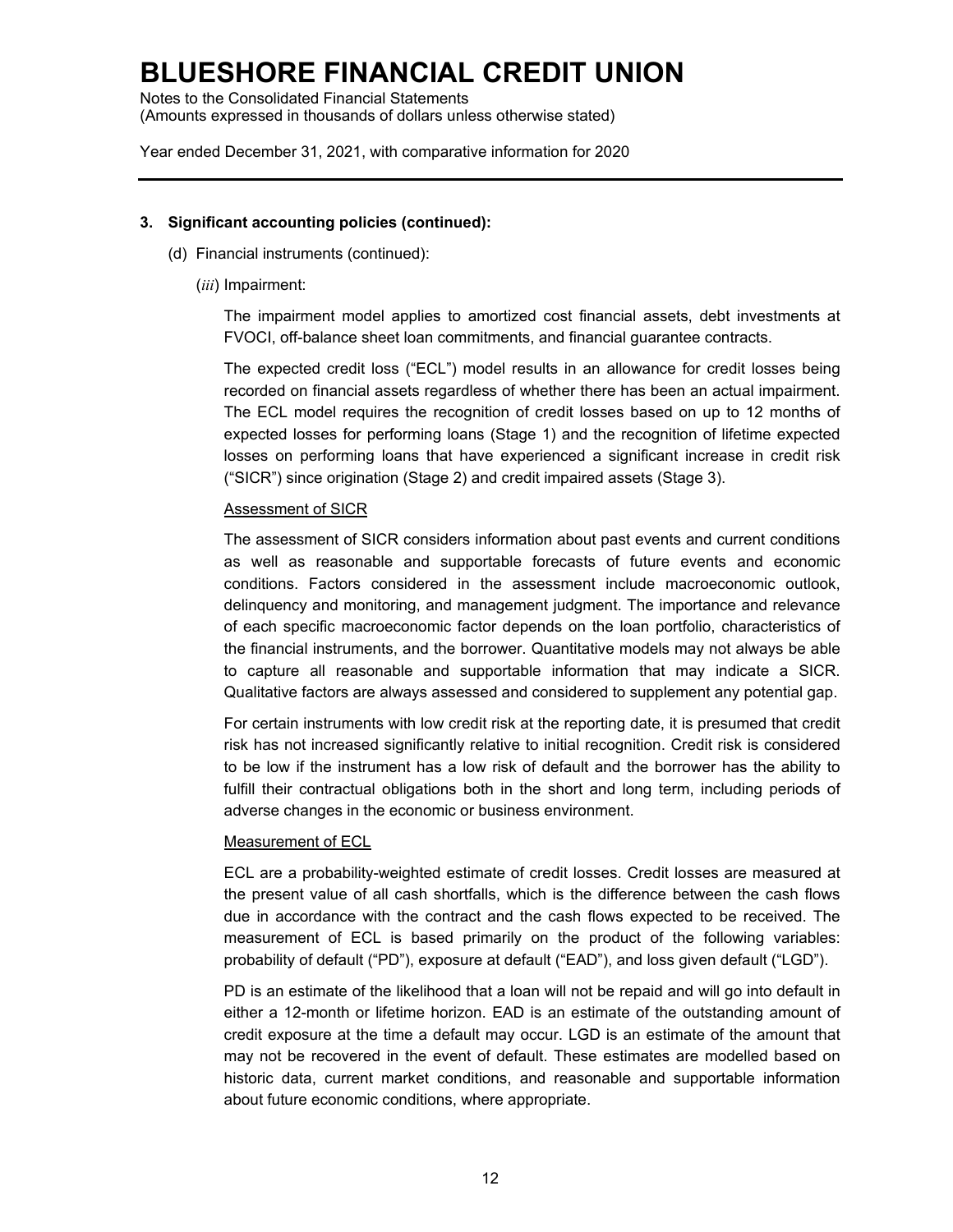### 3. Significant accounting policies (continued):

(d) Financial instruments (continued):

(*iii*) Impairment:

The impairment model applies to amortized cost financial assets, debt investments at FVOCI, off-balance sheet loan commitments, and financial guarantee contracts.

The expected credit loss ("ECL") model results in an allowance for credit losses being recorded on financial assets regardless of whether there has been an actual impairment. The ECL model requires the recognition of credit losses based on up to 12 months of expected losses for performing loans (Stage 1) and the recognition of lifetime expected losses on performing loans that have experienced a significant increase in credit risk ("SICR") since origination (Stage 2) and credit impaired assets (Stage 3).

<u>Assessment of SICR</u>

The assessment of SICR considers information about past events and current conditions as well as reasonable and supportable forecasts of future events and economic conditions. Factors considered in the assessment include macroeconomic outlook, delinquency and monitoring, and management judgment. The importance and relevance of each specific macroeconomic factor depends on the loan portfolio, characteristics of the financial instruments, and the borrower. Quantitative models may not always be able to capture all reasonable and supportable information that may indicate a SICR. Qualitative factors are always assessed and considered to supplement any potential gap.

For certain instruments with low credit risk at the reporting date, it is presumed that credit risk has not increased significantly relative to initial recognition. Credit risk is considered to be low if the instrument has a low risk of default and the borrower has the ability to fulfill their contractual obligations both in the short and long term, including periods of adverse changes in the economic or business environment.

<u>Measurement of ECL</u>

ECL are a probability-weighted estimate of credit losses. Credit losses are measured at the present value of all cash shortfalls, which is the difference between the cash flows due in accordance with the contract and the cash flows expected to be received. The measurement of ECL is based primarily on the product of the following variables: probability of default ("PD"), exposure at default ("EAD"), and loss given default ("LGD").

PD is an estimate of the likelihood that a loan will not be repaid and will go into default in either a 12-month or lifetime horizon. EAD is an estimate of the outstanding amount of credit exposure at the time a default may occur. LGD is an estimate of the amount that may not be recovered in the event of default. These estimates are modelled based on historic data, current market conditions, and reasonable and supportable information about future economic conditions, where appropriate.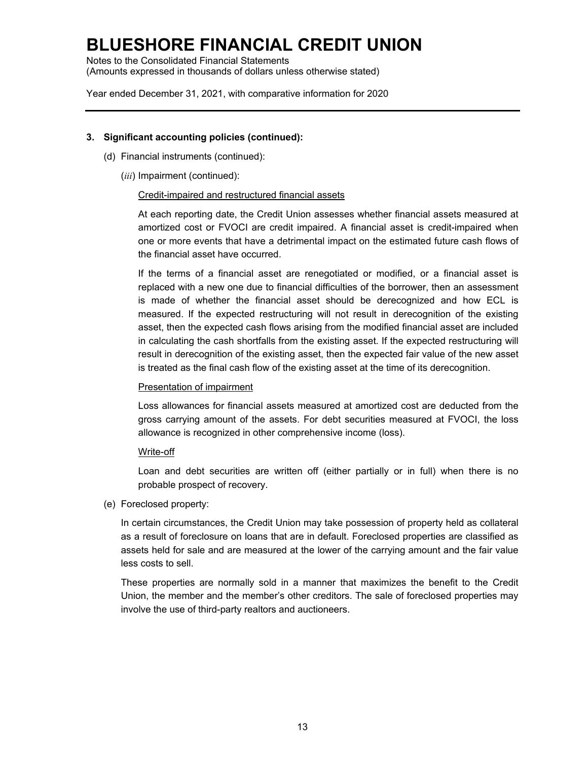### 3. Significant accounting policies (continued):

(d) Financial instruments (continued):

(*iii*) Impairment (continued):

<u>Credit-impaired and restructured financial assets</u>

At each reporting date, the Credit Union assesses whether financial assets measured at amortized cost or FVOCI are credit impaired. A financial asset is credit-impaired when one or more events that have a detrimental impact on the estimated future cash flows of the financial asset have occurred.

If the terms of a financial asset are renegotiated or modified, or a financial asset is replaced with a new one due to financial difficulties of the borrower, then an assessment is made of whether the financial asset should be derecognized and how ECL is measured. If the expected restructuring will not result in derecognition of the existing asset, then the expected cash flows arising from the modified financial asset are included in calculating the cash shortfalls from the existing asset. If the expected restructuring will result in derecognition of the existing asset, then the expected fair value of the new asset is treated as the final cash flow of the existing asset at the time of its derecognition.

<u>Presentation of impairment</u>

Loss allowances for financial assets measured at amortized cost are deducted from the gross carrying amount of the assets. For debt securities measured at FVOCI, the loss allowance is recognized in other comprehensive income (loss).

<u>Write-off</u>

Loan and debt securities are written off (either partially or in full) when there is no probable prospect of recovery.

(e) Foreclosed property:

In certain circumstances, the Credit Union may take possession of property held as collateral as a result of foreclosure on loans that are in default. Foreclosed properties are classified as assets held for sale and are measured at the lower of the carrying amount and the fair value less costs to sell.

These properties are normally sold in a manner that maximizes the benefit to the Credit Union, the member and the member's other creditors. The sale of foreclosed properties may involve the use of third-party realtors and auctioneers.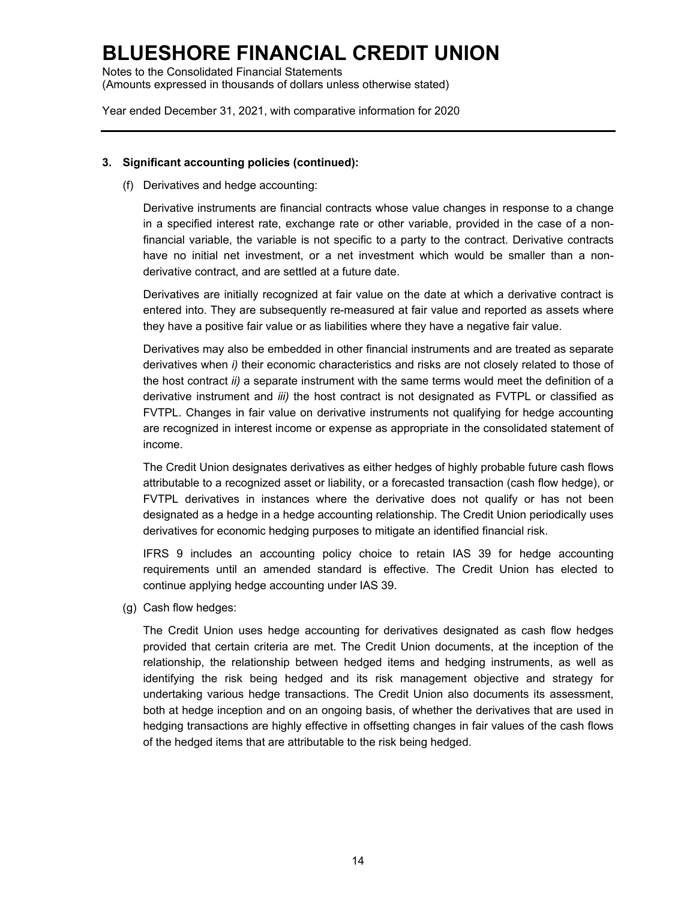### 3. Significant accounting policies (continued):

(f) Derivatives and hedge accounting:

Derivative instruments are financial contracts whose value changes in response to a change in a specified interest rate, exchange rate or other variable, provided in the case of a non-financial variable, the variable is not specific to a party to the contract. Derivative contracts have no initial net investment, or a net investment which would be smaller than a non-derivative contract, and are settled at a future date.

Derivatives are initially recognized at fair value on the date at which a derivative contract is entered into. They are subsequently re-measured at fair value and reported as assets where they have a positive fair value or as liabilities where they have a negative fair value.

Derivatives may also be embedded in other financial instruments and are treated as separate derivatives when *i)* their economic characteristics and risks are not closely related to those of the host contract *ii)* a separate instrument with the same terms would meet the definition of a derivative instrument and *iii)* the host contract is not designated as FVTPL or classified as FVTPL. Changes in fair value on derivative instruments not qualifying for hedge accounting are recognized in interest income or expense as appropriate in the consolidated statement of income.

The Credit Union designates derivatives as either hedges of highly probable future cash flows attributable to a recognized asset or liability, or a forecasted transaction (cash flow hedge), or FVTPL derivatives in instances where the derivative does not qualify or has not been designated as a hedge in a hedge accounting relationship. The Credit Union periodically uses derivatives for economic hedging purposes to mitigate an identified financial risk.

IFRS 9 includes an accounting policy choice to retain IAS 39 for hedge accounting requirements until an amended standard is effective. The Credit Union has elected to continue applying hedge accounting under IAS 39.

(g) Cash flow hedges:

The Credit Union uses hedge accounting for derivatives designated as cash flow hedges provided that certain criteria are met. The Credit Union documents, at the inception of the relationship, the relationship between hedged items and hedging instruments, as well as identifying the risk being hedged and its risk management objective and strategy for undertaking various hedge transactions. The Credit Union also documents its assessment, both at hedge inception and on an ongoing basis, of whether the derivatives that are used in hedging transactions are highly effective in offsetting changes in fair values of the cash flows of the hedged items that are attributable to the risk being hedged.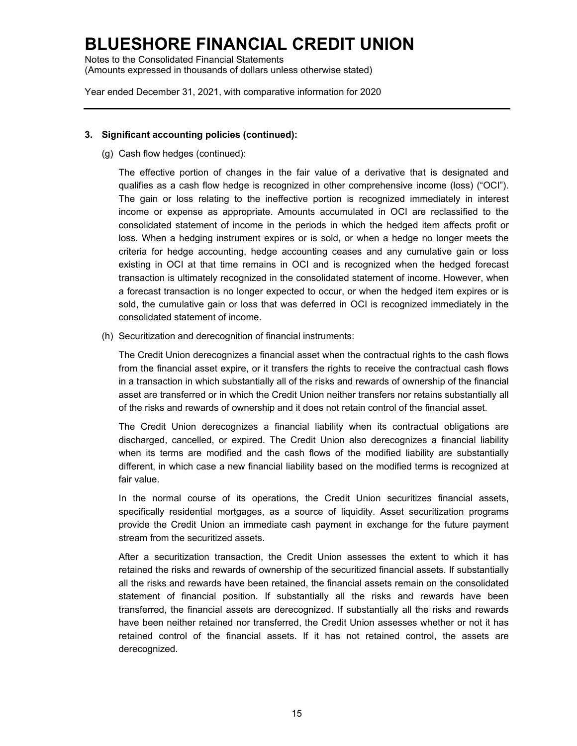### 3. Significant accounting policies (continued):

(g) Cash flow hedges (continued):

The effective portion of changes in the fair value of a derivative that is designated and qualifies as a cash flow hedge is recognized in other comprehensive income (loss) ("OCI"). The gain or loss relating to the ineffective portion is recognized immediately in interest income or expense as appropriate. Amounts accumulated in OCI are reclassified to the consolidated statement of income in the periods in which the hedged item affects profit or loss. When a hedging instrument expires or is sold, or when a hedge no longer meets the criteria for hedge accounting, hedge accounting ceases and any cumulative gain or loss existing in OCI at that time remains in OCI and is recognized when the hedged forecast transaction is ultimately recognized in the consolidated statement of income. However, when a forecast transaction is no longer expected to occur, or when the hedged item expires or is sold, the cumulative gain or loss that was deferred in OCI is recognized immediately in the consolidated statement of income.

(h) Securitization and derecognition of financial instruments:

The Credit Union derecognizes a financial asset when the contractual rights to the cash flows from the financial asset expire, or it transfers the rights to receive the contractual cash flows in a transaction in which substantially all of the risks and rewards of ownership of the financial asset are transferred or in which the Credit Union neither transfers nor retains substantially all of the risks and rewards of ownership and it does not retain control of the financial asset.

The Credit Union derecognizes a financial liability when its contractual obligations are discharged, cancelled, or expired. The Credit Union also derecognizes a financial liability when its terms are modified and the cash flows of the modified liability are substantially different, in which case a new financial liability based on the modified terms is recognized at fair value.

In the normal course of its operations, the Credit Union securitizes financial assets, specifically residential mortgages, as a source of liquidity. Asset securitization programs provide the Credit Union an immediate cash payment in exchange for the future payment stream from the securitized assets.

After a securitization transaction, the Credit Union assesses the extent to which it has retained the risks and rewards of ownership of the securitized financial assets. If substantially all the risks and rewards have been retained, the financial assets remain on the consolidated statement of financial position. If substantially all the risks and rewards have been transferred, the financial assets are derecognized. If substantially all the risks and rewards have been neither retained nor transferred, the Credit Union assesses whether or not it has retained control of the financial assets. If it has not retained control, the assets are derecognized.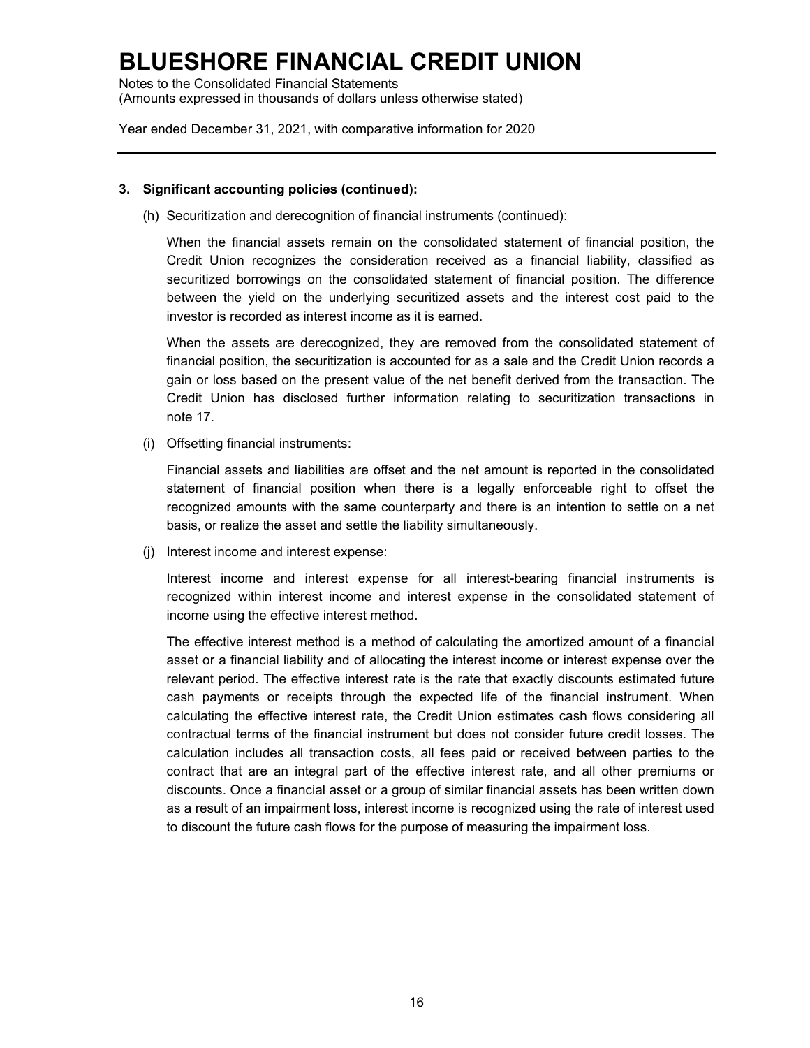### 3. Significant accounting policies (continued):

(h) Securitization and derecognition of financial instruments (continued):

When the financial assets remain on the consolidated statement of financial position, the Credit Union recognizes the consideration received as a financial liability, classified as securitized borrowings on the consolidated statement of financial position. The difference between the yield on the underlying securitized assets and the interest cost paid to the investor is recorded as interest income as it is earned.

When the assets are derecognized, they are removed from the consolidated statement of financial position, the securitization is accounted for as a sale and the Credit Union records a gain or loss based on the present value of the net benefit derived from the transaction. The Credit Union has disclosed further information relating to securitization transactions in note 17.

(i) Offsetting financial instruments:

Financial assets and liabilities are offset and the net amount is reported in the consolidated statement of financial position when there is a legally enforceable right to offset the recognized amounts with the same counterparty and there is an intention to settle on a net basis, or realize the asset and settle the liability simultaneously.

(j) Interest income and interest expense:

Interest income and interest expense for all interest-bearing financial instruments is recognized within interest income and interest expense in the consolidated statement of income using the effective interest method.

The effective interest method is a method of calculating the amortized amount of a financial asset or a financial liability and of allocating the interest income or interest expense over the relevant period. The effective interest rate is the rate that exactly discounts estimated future cash payments or receipts through the expected life of the financial instrument. When calculating the effective interest rate, the Credit Union estimates cash flows considering all contractual terms of the financial instrument but does not consider future credit losses. The calculation includes all transaction costs, all fees paid or received between parties to the contract that are an integral part of the effective interest rate, and all other premiums or discounts. Once a financial asset or a group of similar financial assets has been written down as a result of an impairment loss, interest income is recognized using the rate of interest used to discount the future cash flows for the purpose of measuring the impairment loss.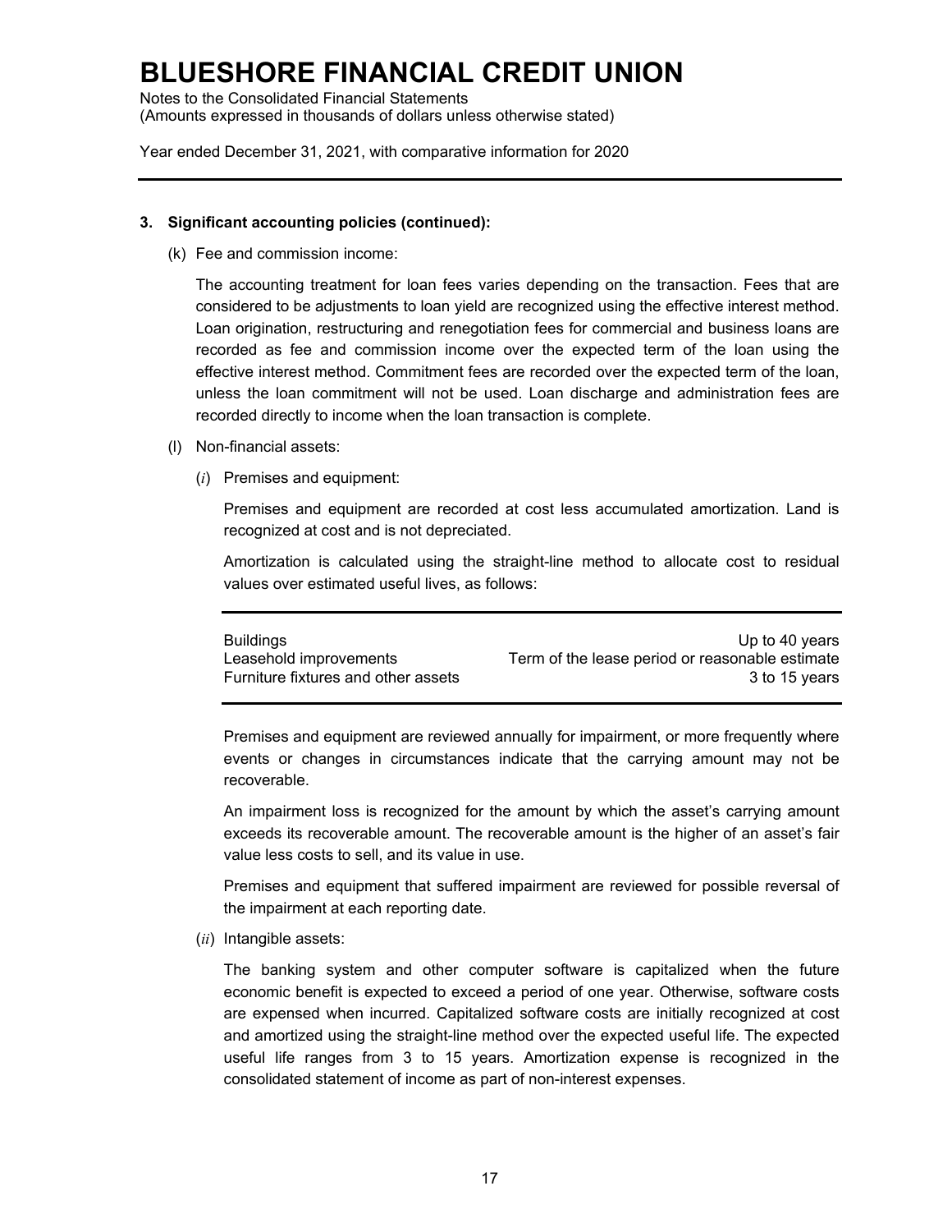**3. Significant accounting policies (continued):**

(k) Fee and commission income:

The accounting treatment for loan fees varies depending on the transaction. Fees that are considered to be adjustments to loan yield are recognized using the effective interest method. Loan origination, restructuring and renegotiation fees for commercial and business loans are recorded as fee and commission income over the expected term of the loan using the effective interest method. Commitment fees are recorded over the expected term of the loan, unless the loan commitment will not be used. Loan discharge and administration fees are recorded directly to income when the loan transaction is complete.

(l) Non-financial assets:

(*i*) Premises and equipment:

Premises and equipment are recorded at cost less accumulated amortization. Land is recognized at cost and is not depreciated.

Amortization is calculated using the straight-line method to allocate cost to residual values over estimated useful lives, as follows:

| | |
|---|---|
| Buildings | Up to 40 years |
| Leasehold improvements | Term of the lease period or reasonable estimate |
| Furniture fixtures and other assets | 3 to 15 years |

Premises and equipment are reviewed annually for impairment, or more frequently where events or changes in circumstances indicate that the carrying amount may not be recoverable.

An impairment loss is recognized for the amount by which the asset's carrying amount exceeds its recoverable amount. The recoverable amount is the higher of an asset's fair value less costs to sell, and its value in use.

Premises and equipment that suffered impairment are reviewed for possible reversal of the impairment at each reporting date.

(*ii*) Intangible assets:

The banking system and other computer software is capitalized when the future economic benefit is expected to exceed a period of one year. Otherwise, software costs are expensed when incurred. Capitalized software costs are initially recognized at cost and amortized using the straight-line method over the expected useful life. The expected useful life ranges from 3 to 15 years. Amortization expense is recognized in the consolidated statement of income as part of non-interest expenses.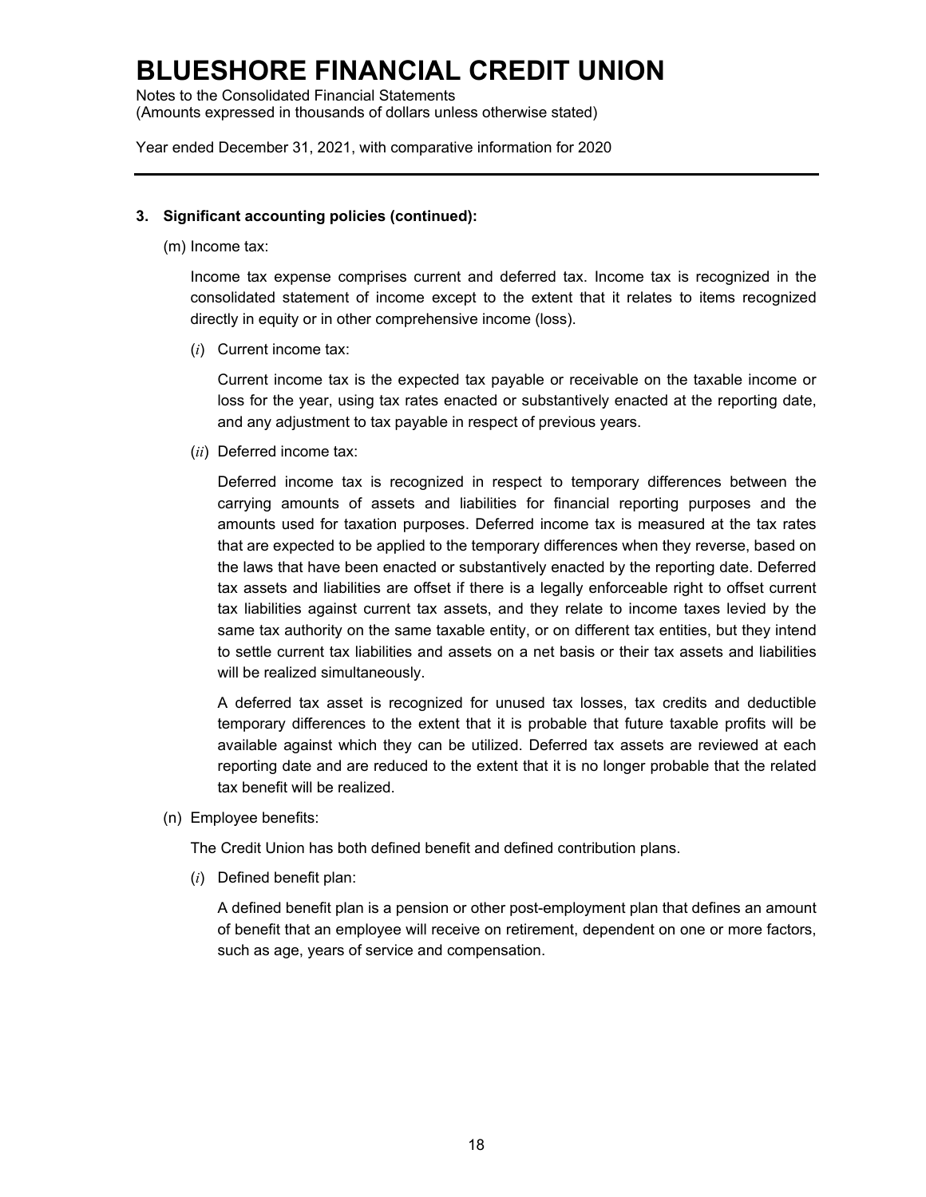### 3. Significant accounting policies (continued):

(m) Income tax:

Income tax expense comprises current and deferred tax. Income tax is recognized in the consolidated statement of income except to the extent that it relates to items recognized directly in equity or in other comprehensive income (loss).

(*i*) Current income tax:

Current income tax is the expected tax payable or receivable on the taxable income or loss for the year, using tax rates enacted or substantively enacted at the reporting date, and any adjustment to tax payable in respect of previous years.

(*ii*) Deferred income tax:

Deferred income tax is recognized in respect to temporary differences between the carrying amounts of assets and liabilities for financial reporting purposes and the amounts used for taxation purposes. Deferred income tax is measured at the tax rates that are expected to be applied to the temporary differences when they reverse, based on the laws that have been enacted or substantively enacted by the reporting date. Deferred tax assets and liabilities are offset if there is a legally enforceable right to offset current tax liabilities against current tax assets, and they relate to income taxes levied by the same tax authority on the same taxable entity, or on different tax entities, but they intend to settle current tax liabilities and assets on a net basis or their tax assets and liabilities will be realized simultaneously.

A deferred tax asset is recognized for unused tax losses, tax credits and deductible temporary differences to the extent that it is probable that future taxable profits will be available against which they can be utilized. Deferred tax assets are reviewed at each reporting date and are reduced to the extent that it is no longer probable that the related tax benefit will be realized.

(n) Employee benefits:

The Credit Union has both defined benefit and defined contribution plans.

(*i*) Defined benefit plan:

A defined benefit plan is a pension or other post-employment plan that defines an amount of benefit that an employee will receive on retirement, dependent on one or more factors, such as age, years of service and compensation.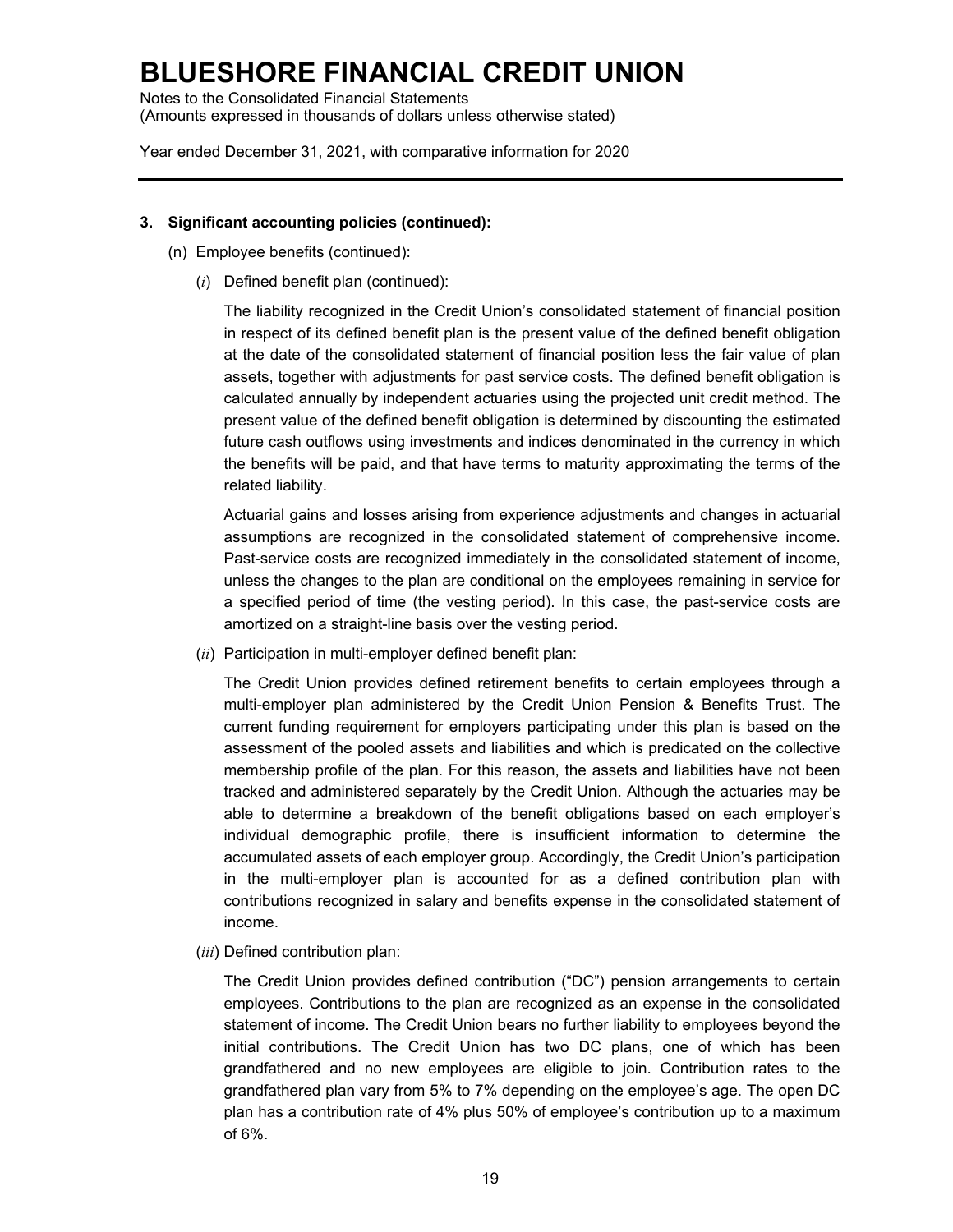# BLUESHORE FINANCIAL CREDIT UNION

Notes to the Consolidated Financial Statements
(Amounts expressed in thousands of dollars unless otherwise stated)

Year ended December 31, 2021, with comparative information for 2020

---

**3. Significant accounting policies (continued):**

(n) Employee benefits (continued):

(*i*) Defined benefit plan (continued):

The liability recognized in the Credit Union's consolidated statement of financial position in respect of its defined benefit plan is the present value of the defined benefit obligation at the date of the consolidated statement of financial position less the fair value of plan assets, together with adjustments for past service costs. The defined benefit obligation is calculated annually by independent actuaries using the projected unit credit method. The present value of the defined benefit obligation is determined by discounting the estimated future cash outflows using investments and indices denominated in the currency in which the benefits will be paid, and that have terms to maturity approximating the terms of the related liability.

Actuarial gains and losses arising from experience adjustments and changes in actuarial assumptions are recognized in the consolidated statement of comprehensive income. Past-service costs are recognized immediately in the consolidated statement of income, unless the changes to the plan are conditional on the employees remaining in service for a specified period of time (the vesting period). In this case, the past-service costs are amortized on a straight-line basis over the vesting period.

(*ii*) Participation in multi-employer defined benefit plan:

The Credit Union provides defined retirement benefits to certain employees through a multi-employer plan administered by the Credit Union Pension & Benefits Trust. The current funding requirement for employers participating under this plan is based on the assessment of the pooled assets and liabilities and which is predicated on the collective membership profile of the plan. For this reason, the assets and liabilities have not been tracked and administered separately by the Credit Union. Although the actuaries may be able to determine a breakdown of the benefit obligations based on each employer's individual demographic profile, there is insufficient information to determine the accumulated assets of each employer group. Accordingly, the Credit Union's participation in the multi-employer plan is accounted for as a defined contribution plan with contributions recognized in salary and benefits expense in the consolidated statement of income.

(*iii*) Defined contribution plan:

The Credit Union provides defined contribution ("DC") pension arrangements to certain employees. Contributions to the plan are recognized as an expense in the consolidated statement of income. The Credit Union bears no further liability to employees beyond the initial contributions. The Credit Union has two DC plans, one of which has been grandfathered and no new employees are eligible to join. Contribution rates to the grandfathered plan vary from 5% to 7% depending on the employee's age. The open DC plan has a contribution rate of 4% plus 50% of employee's contribution up to a maximum of 6%.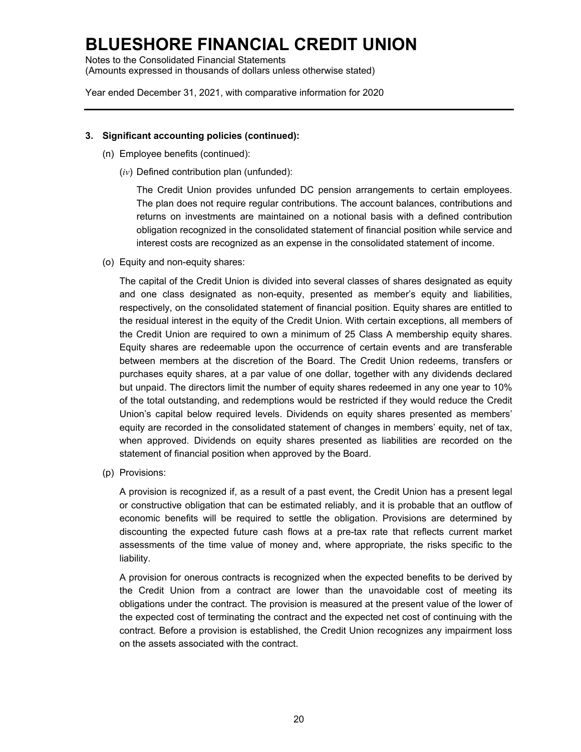**3. Significant accounting policies (continued):**

(n) Employee benefits (continued):

(*iv*) Defined contribution plan (unfunded):

The Credit Union provides unfunded DC pension arrangements to certain employees. The plan does not require regular contributions. The account balances, contributions and returns on investments are maintained on a notional basis with a defined contribution obligation recognized in the consolidated statement of financial position while service and interest costs are recognized as an expense in the consolidated statement of income.

(o) Equity and non-equity shares:

The capital of the Credit Union is divided into several classes of shares designated as equity and one class designated as non-equity, presented as member's equity and liabilities, respectively, on the consolidated statement of financial position. Equity shares are entitled to the residual interest in the equity of the Credit Union. With certain exceptions, all members of the Credit Union are required to own a minimum of 25 Class A membership equity shares. Equity shares are redeemable upon the occurrence of certain events and are transferable between members at the discretion of the Board. The Credit Union redeems, transfers or purchases equity shares, at a par value of one dollar, together with any dividends declared but unpaid. The directors limit the number of equity shares redeemed in any one year to 10% of the total outstanding, and redemptions would be restricted if they would reduce the Credit Union's capital below required levels. Dividends on equity shares presented as members' equity are recorded in the consolidated statement of changes in members' equity, net of tax, when approved. Dividends on equity shares presented as liabilities are recorded on the statement of financial position when approved by the Board.

(p) Provisions:

A provision is recognized if, as a result of a past event, the Credit Union has a present legal or constructive obligation that can be estimated reliably, and it is probable that an outflow of economic benefits will be required to settle the obligation. Provisions are determined by discounting the expected future cash flows at a pre-tax rate that reflects current market assessments of the time value of money and, where appropriate, the risks specific to the liability.

A provision for onerous contracts is recognized when the expected benefits to be derived by the Credit Union from a contract are lower than the unavoidable cost of meeting its obligations under the contract. The provision is measured at the present value of the lower of the expected cost of terminating the contract and the expected net cost of continuing with the contract. Before a provision is established, the Credit Union recognizes any impairment loss on the assets associated with the contract.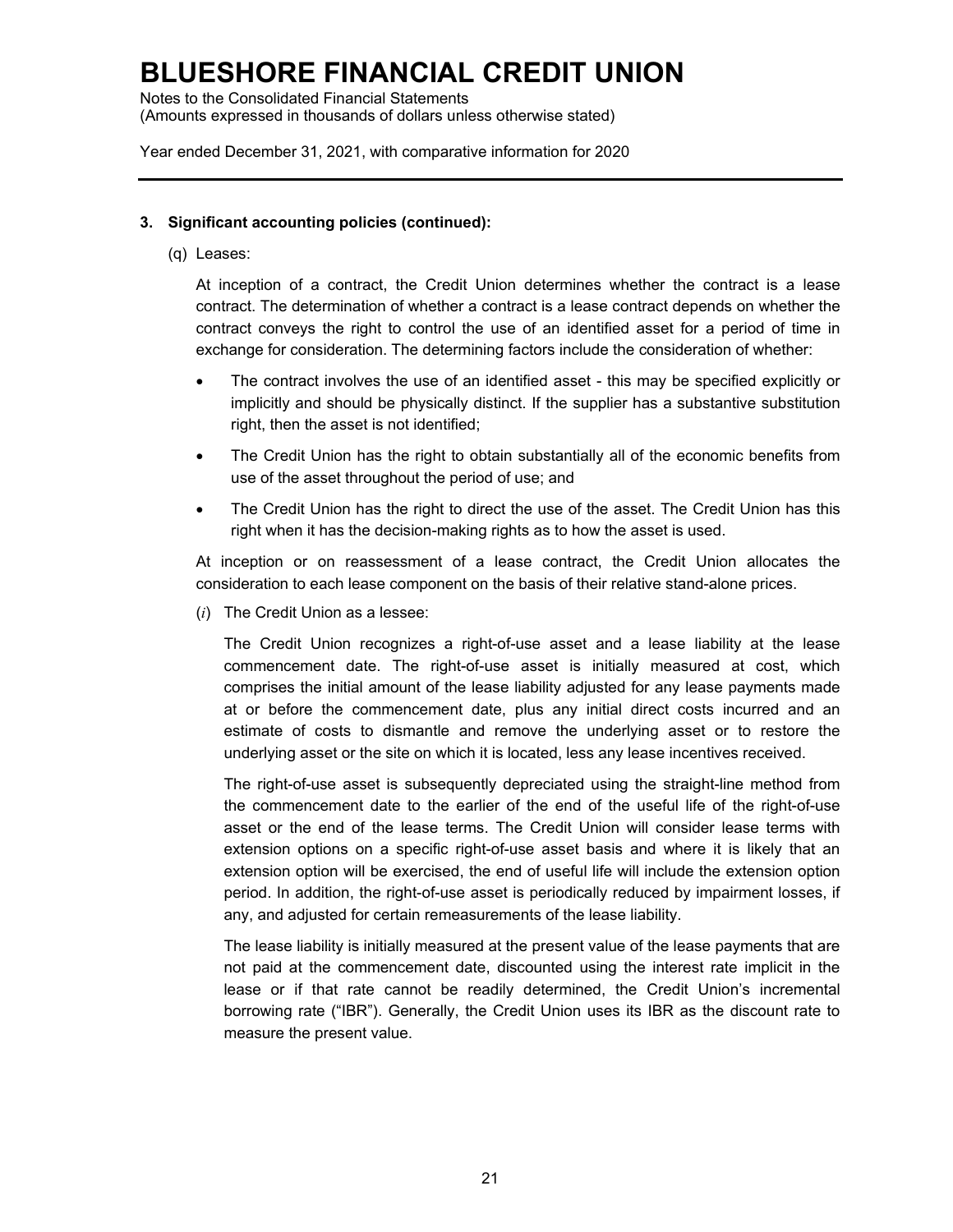# BLUESHORE FINANCIAL CREDIT UNION

Notes to the Consolidated Financial Statements
(Amounts expressed in thousands of dollars unless otherwise stated)

Year ended December 31, 2021, with comparative information for 2020

**3. Significant accounting policies (continued):**

(q) Leases:

At inception of a contract, the Credit Union determines whether the contract is a lease contract. The determination of whether a contract is a lease contract depends on whether the contract conveys the right to control the use of an identified asset for a period of time in exchange for consideration. The determining factors include the consideration of whether:

- The contract involves the use of an identified asset - this may be specified explicitly or implicitly and should be physically distinct. If the supplier has a substantive substitution right, then the asset is not identified;
- The Credit Union has the right to obtain substantially all of the economic benefits from use of the asset throughout the period of use; and
- The Credit Union has the right to direct the use of the asset. The Credit Union has this right when it has the decision-making rights as to how the asset is used.

At inception or on reassessment of a lease contract, the Credit Union allocates the consideration to each lease component on the basis of their relative stand-alone prices.

(*i*) The Credit Union as a lessee:

The Credit Union recognizes a right-of-use asset and a lease liability at the lease commencement date. The right-of-use asset is initially measured at cost, which comprises the initial amount of the lease liability adjusted for any lease payments made at or before the commencement date, plus any initial direct costs incurred and an estimate of costs to dismantle and remove the underlying asset or to restore the underlying asset or the site on which it is located, less any lease incentives received.

The right-of-use asset is subsequently depreciated using the straight-line method from the commencement date to the earlier of the end of the useful life of the right-of-use asset or the end of the lease terms. The Credit Union will consider lease terms with extension options on a specific right-of-use asset basis and where it is likely that an extension option will be exercised, the end of useful life will include the extension option period. In addition, the right-of-use asset is periodically reduced by impairment losses, if any, and adjusted for certain remeasurements of the lease liability.

The lease liability is initially measured at the present value of the lease payments that are not paid at the commencement date, discounted using the interest rate implicit in the lease or if that rate cannot be readily determined, the Credit Union's incremental borrowing rate ("IBR"). Generally, the Credit Union uses its IBR as the discount rate to measure the present value.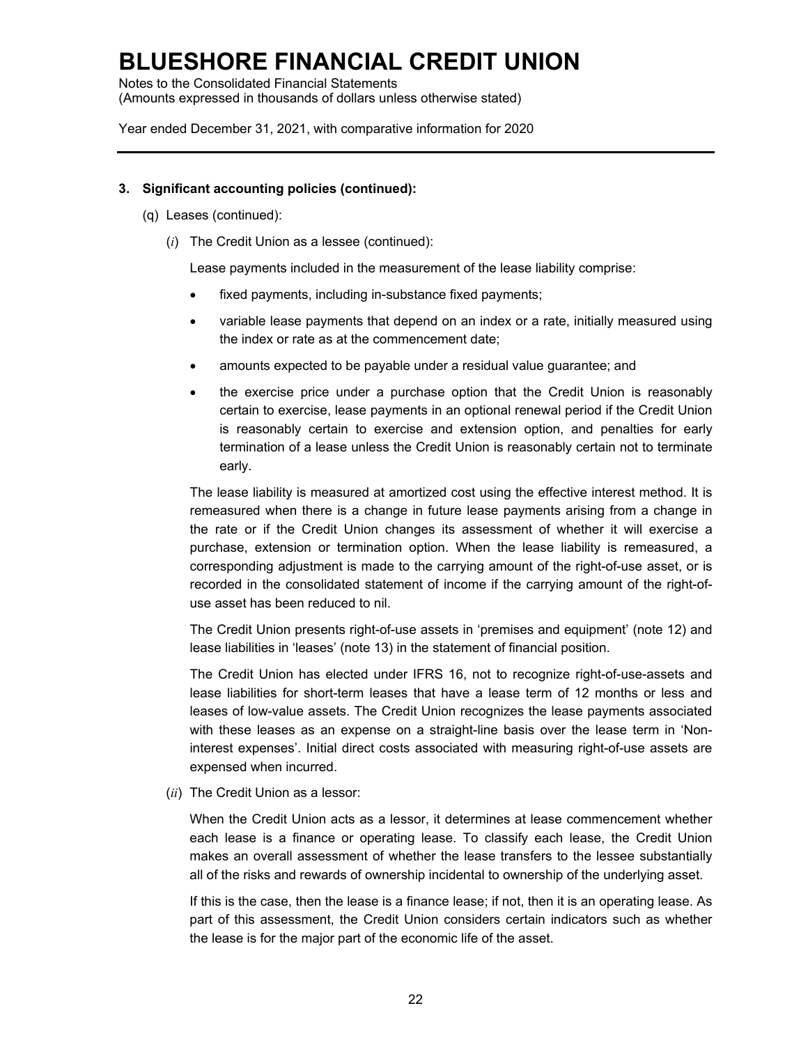### 3. Significant accounting policies (continued):

(q) Leases (continued):

(*i*) The Credit Union as a lessee (continued):

Lease payments included in the measurement of the lease liability comprise:

- fixed payments, including in-substance fixed payments;
- variable lease payments that depend on an index or a rate, initially measured using the index or rate as at the commencement date;
- amounts expected to be payable under a residual value guarantee; and
- the exercise price under a purchase option that the Credit Union is reasonably certain to exercise, lease payments in an optional renewal period if the Credit Union is reasonably certain to exercise and extension option, and penalties for early termination of a lease unless the Credit Union is reasonably certain not to terminate early.

The lease liability is measured at amortized cost using the effective interest method. It is remeasured when there is a change in future lease payments arising from a change in the rate or if the Credit Union changes its assessment of whether it will exercise a purchase, extension or termination option. When the lease liability is remeasured, a corresponding adjustment is made to the carrying amount of the right-of-use asset, or is recorded in the consolidated statement of income if the carrying amount of the right-of-use asset has been reduced to nil.

The Credit Union presents right-of-use assets in 'premises and equipment' (note 12) and lease liabilities in 'leases' (note 13) in the statement of financial position.

The Credit Union has elected under IFRS 16, not to recognize right-of-use-assets and lease liabilities for short-term leases that have a lease term of 12 months or less and leases of low-value assets. The Credit Union recognizes the lease payments associated with these leases as an expense on a straight-line basis over the lease term in 'Non-interest expenses'. Initial direct costs associated with measuring right-of-use assets are expensed when incurred.

(*ii*) The Credit Union as a lessor:

When the Credit Union acts as a lessor, it determines at lease commencement whether each lease is a finance or operating lease. To classify each lease, the Credit Union makes an overall assessment of whether the lease transfers to the lessee substantially all of the risks and rewards of ownership incidental to ownership of the underlying asset.

If this is the case, then the lease is a finance lease; if not, then it is an operating lease. As part of this assessment, the Credit Union considers certain indicators such as whether the lease is for the major part of the economic life of the asset.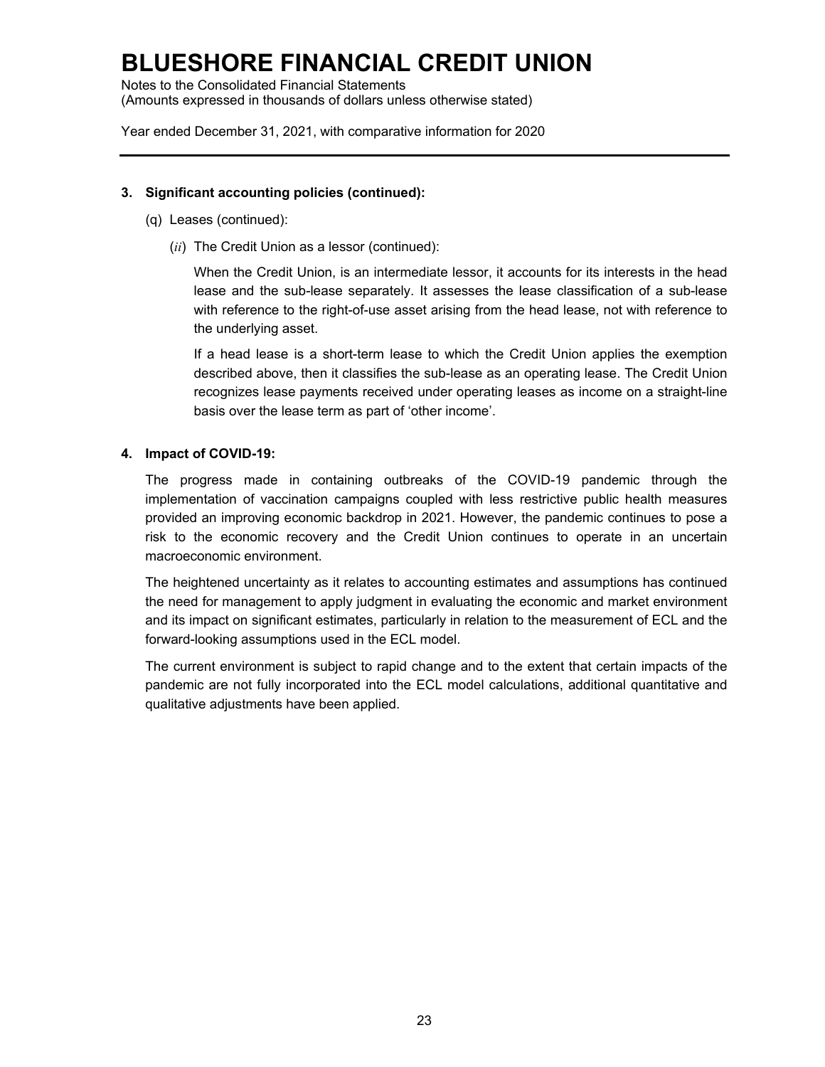### 3. Significant accounting policies (continued):

(q) Leases (continued):

(*ii*) The Credit Union as a lessor (continued):

When the Credit Union, is an intermediate lessor, it accounts for its interests in the head lease and the sub-lease separately. It assesses the lease classification of a sub-lease with reference to the right-of-use asset arising from the head lease, not with reference to the underlying asset.

If a head lease is a short-term lease to which the Credit Union applies the exemption described above, then it classifies the sub-lease as an operating lease. The Credit Union recognizes lease payments received under operating leases as income on a straight-line basis over the lease term as part of 'other income'.

### 4. Impact of COVID-19:

The progress made in containing outbreaks of the COVID-19 pandemic through the implementation of vaccination campaigns coupled with less restrictive public health measures provided an improving economic backdrop in 2021. However, the pandemic continues to pose a risk to the economic recovery and the Credit Union continues to operate in an uncertain macroeconomic environment.

The heightened uncertainty as it relates to accounting estimates and assumptions has continued the need for management to apply judgment in evaluating the economic and market environment and its impact on significant estimates, particularly in relation to the measurement of ECL and the forward-looking assumptions used in the ECL model.

The current environment is subject to rapid change and to the extent that certain impacts of the pandemic are not fully incorporated into the ECL model calculations, additional quantitative and qualitative adjustments have been applied.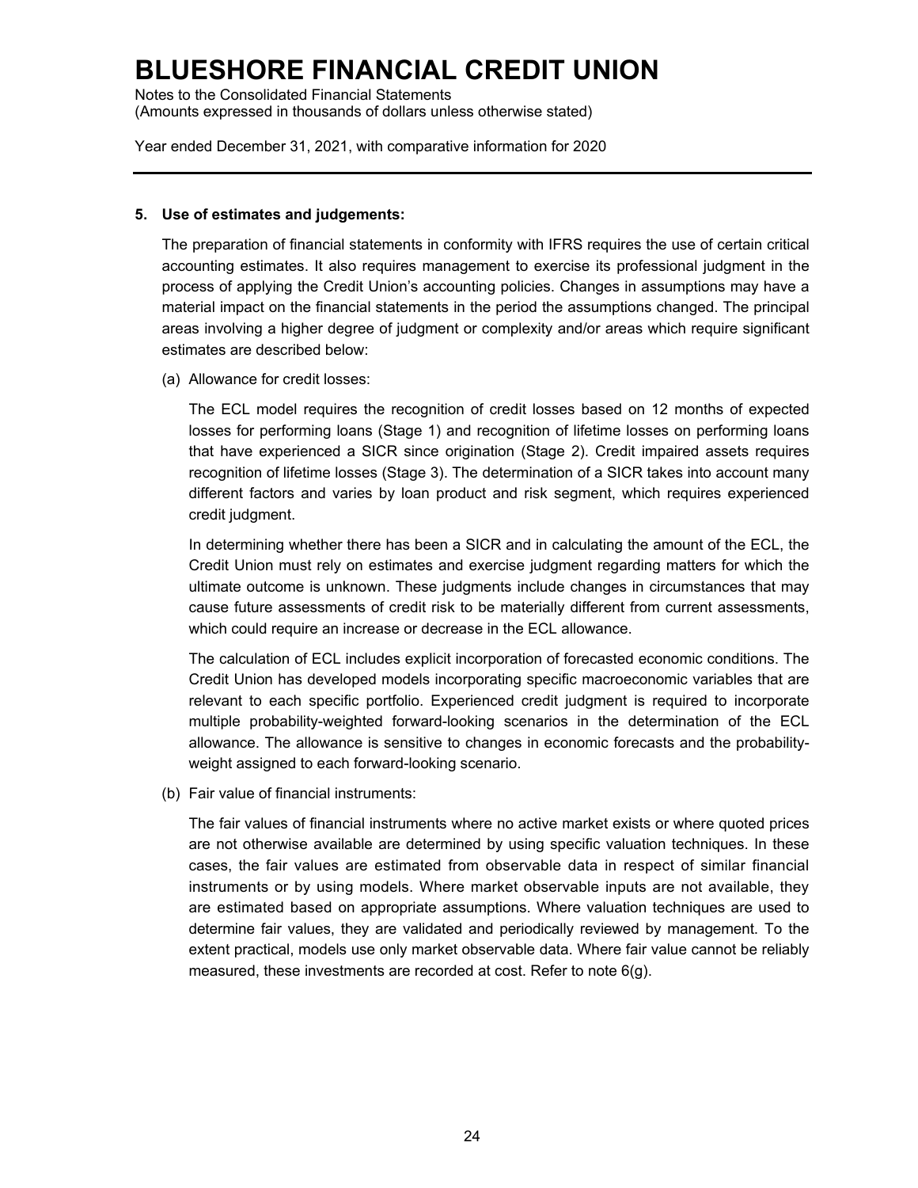## 5. Use of estimates and judgements:

The preparation of financial statements in conformity with IFRS requires the use of certain critical accounting estimates. It also requires management to exercise its professional judgment in the process of applying the Credit Union's accounting policies. Changes in assumptions may have a material impact on the financial statements in the period the assumptions changed. The principal areas involving a higher degree of judgment or complexity and/or areas which require significant estimates are described below:

(a) Allowance for credit losses:

The ECL model requires the recognition of credit losses based on 12 months of expected losses for performing loans (Stage 1) and recognition of lifetime losses on performing loans that have experienced a SICR since origination (Stage 2). Credit impaired assets requires recognition of lifetime losses (Stage 3). The determination of a SICR takes into account many different factors and varies by loan product and risk segment, which requires experienced credit judgment.

In determining whether there has been a SICR and in calculating the amount of the ECL, the Credit Union must rely on estimates and exercise judgment regarding matters for which the ultimate outcome is unknown. These judgments include changes in circumstances that may cause future assessments of credit risk to be materially different from current assessments, which could require an increase or decrease in the ECL allowance.

The calculation of ECL includes explicit incorporation of forecasted economic conditions. The Credit Union has developed models incorporating specific macroeconomic variables that are relevant to each specific portfolio. Experienced credit judgment is required to incorporate multiple probability-weighted forward-looking scenarios in the determination of the ECL allowance. The allowance is sensitive to changes in economic forecasts and the probability-weight assigned to each forward-looking scenario.

(b) Fair value of financial instruments:

The fair values of financial instruments where no active market exists or where quoted prices are not otherwise available are determined by using specific valuation techniques. In these cases, the fair values are estimated from observable data in respect of similar financial instruments or by using models. Where market observable inputs are not available, they are estimated based on appropriate assumptions. Where valuation techniques are used to determine fair values, they are validated and periodically reviewed by management. To the extent practical, models use only market observable data. Where fair value cannot be reliably measured, these investments are recorded at cost. Refer to note 6(g).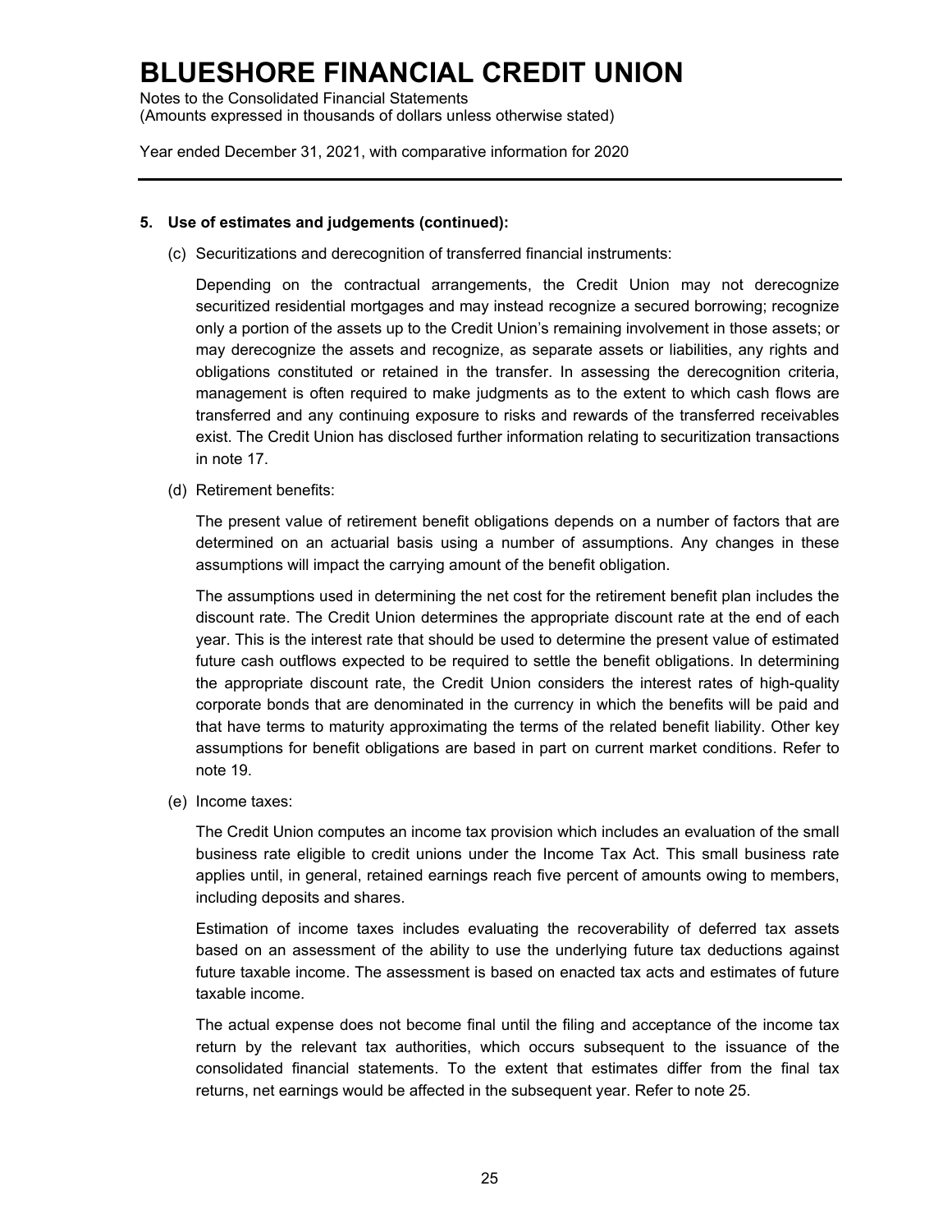# BLUESHORE FINANCIAL CREDIT UNION

Notes to the Consolidated Financial Statements
(Amounts expressed in thousands of dollars unless otherwise stated)

Year ended December 31, 2021, with comparative information for 2020

---

**5. Use of estimates and judgements (continued):**

(c) Securitizations and derecognition of transferred financial instruments:

Depending on the contractual arrangements, the Credit Union may not derecognize securitized residential mortgages and may instead recognize a secured borrowing; recognize only a portion of the assets up to the Credit Union's remaining involvement in those assets; or may derecognize the assets and recognize, as separate assets or liabilities, any rights and obligations constituted or retained in the transfer. In assessing the derecognition criteria, management is often required to make judgments as to the extent to which cash flows are transferred and any continuing exposure to risks and rewards of the transferred receivables exist. The Credit Union has disclosed further information relating to securitization transactions in note 17.

(d) Retirement benefits:

The present value of retirement benefit obligations depends on a number of factors that are determined on an actuarial basis using a number of assumptions. Any changes in these assumptions will impact the carrying amount of the benefit obligation.

The assumptions used in determining the net cost for the retirement benefit plan includes the discount rate. The Credit Union determines the appropriate discount rate at the end of each year. This is the interest rate that should be used to determine the present value of estimated future cash outflows expected to be required to settle the benefit obligations. In determining the appropriate discount rate, the Credit Union considers the interest rates of high-quality corporate bonds that are denominated in the currency in which the benefits will be paid and that have terms to maturity approximating the terms of the related benefit liability. Other key assumptions for benefit obligations are based in part on current market conditions. Refer to note 19.

(e) Income taxes:

The Credit Union computes an income tax provision which includes an evaluation of the small business rate eligible to credit unions under the Income Tax Act. This small business rate applies until, in general, retained earnings reach five percent of amounts owing to members, including deposits and shares.

Estimation of income taxes includes evaluating the recoverability of deferred tax assets based on an assessment of the ability to use the underlying future tax deductions against future taxable income. The assessment is based on enacted tax acts and estimates of future taxable income.

The actual expense does not become final until the filing and acceptance of the income tax return by the relevant tax authorities, which occurs subsequent to the issuance of the consolidated financial statements. To the extent that estimates differ from the final tax returns, net earnings would be affected in the subsequent year. Refer to note 25.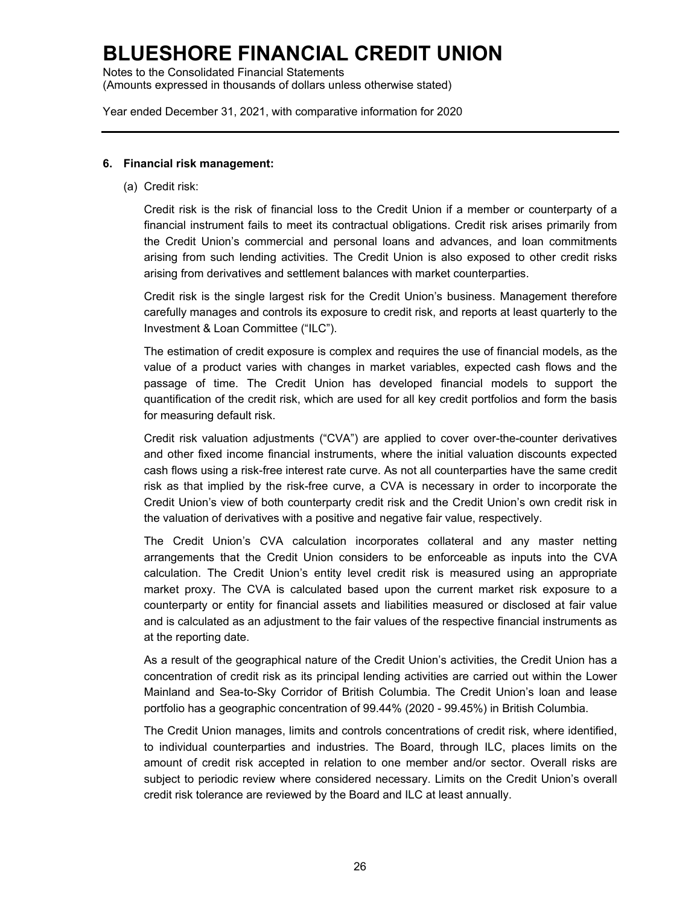## 6. Financial risk management:

(a) Credit risk:

Credit risk is the risk of financial loss to the Credit Union if a member or counterparty of a financial instrument fails to meet its contractual obligations. Credit risk arises primarily from the Credit Union's commercial and personal loans and advances, and loan commitments arising from such lending activities. The Credit Union is also exposed to other credit risks arising from derivatives and settlement balances with market counterparties.

Credit risk is the single largest risk for the Credit Union's business. Management therefore carefully manages and controls its exposure to credit risk, and reports at least quarterly to the Investment & Loan Committee ("ILC").

The estimation of credit exposure is complex and requires the use of financial models, as the value of a product varies with changes in market variables, expected cash flows and the passage of time. The Credit Union has developed financial models to support the quantification of the credit risk, which are used for all key credit portfolios and form the basis for measuring default risk.

Credit risk valuation adjustments ("CVA") are applied to cover over-the-counter derivatives and other fixed income financial instruments, where the initial valuation discounts expected cash flows using a risk-free interest rate curve. As not all counterparties have the same credit risk as that implied by the risk-free curve, a CVA is necessary in order to incorporate the Credit Union's view of both counterparty credit risk and the Credit Union's own credit risk in the valuation of derivatives with a positive and negative fair value, respectively.

The Credit Union's CVA calculation incorporates collateral and any master netting arrangements that the Credit Union considers to be enforceable as inputs into the CVA calculation. The Credit Union's entity level credit risk is measured using an appropriate market proxy. The CVA is calculated based upon the current market risk exposure to a counterparty or entity for financial assets and liabilities measured or disclosed at fair value and is calculated as an adjustment to the fair values of the respective financial instruments as at the reporting date.

As a result of the geographical nature of the Credit Union's activities, the Credit Union has a concentration of credit risk as its principal lending activities are carried out within the Lower Mainland and Sea-to-Sky Corridor of British Columbia. The Credit Union's loan and lease portfolio has a geographic concentration of 99.44% (2020 - 99.45%) in British Columbia.

The Credit Union manages, limits and controls concentrations of credit risk, where identified, to individual counterparties and industries. The Board, through ILC, places limits on the amount of credit risk accepted in relation to one member and/or sector. Overall risks are subject to periodic review where considered necessary. Limits on the Credit Union's overall credit risk tolerance are reviewed by the Board and ILC at least annually.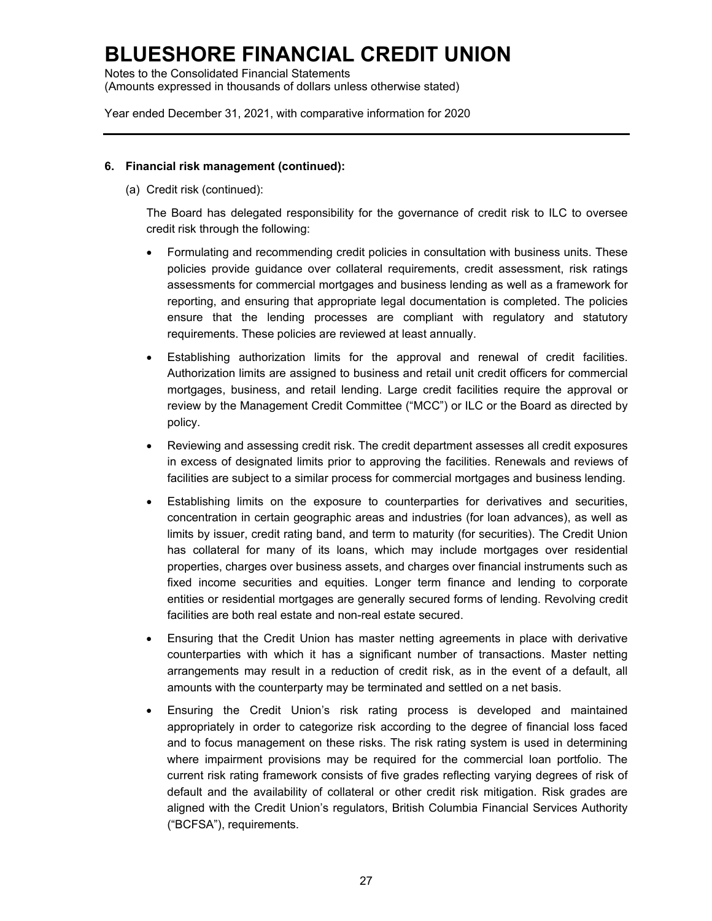## 6. Financial risk management (continued):

(a) Credit risk (continued):

The Board has delegated responsibility for the governance of credit risk to ILC to oversee credit risk through the following:

- Formulating and recommending credit policies in consultation with business units. These policies provide guidance over collateral requirements, credit assessment, risk ratings assessments for commercial mortgages and business lending as well as a framework for reporting, and ensuring that appropriate legal documentation is completed. The policies ensure that the lending processes are compliant with regulatory and statutory requirements. These policies are reviewed at least annually.
- Establishing authorization limits for the approval and renewal of credit facilities. Authorization limits are assigned to business and retail unit credit officers for commercial mortgages, business, and retail lending. Large credit facilities require the approval or review by the Management Credit Committee ("MCC") or ILC or the Board as directed by policy.
- Reviewing and assessing credit risk. The credit department assesses all credit exposures in excess of designated limits prior to approving the facilities. Renewals and reviews of facilities are subject to a similar process for commercial mortgages and business lending.
- Establishing limits on the exposure to counterparties for derivatives and securities, concentration in certain geographic areas and industries (for loan advances), as well as limits by issuer, credit rating band, and term to maturity (for securities). The Credit Union has collateral for many of its loans, which may include mortgages over residential properties, charges over business assets, and charges over financial instruments such as fixed income securities and equities. Longer term finance and lending to corporate entities or residential mortgages are generally secured forms of lending. Revolving credit facilities are both real estate and non-real estate secured.
- Ensuring that the Credit Union has master netting agreements in place with derivative counterparties with which it has a significant number of transactions. Master netting arrangements may result in a reduction of credit risk, as in the event of a default, all amounts with the counterparty may be terminated and settled on a net basis.
- Ensuring the Credit Union's risk rating process is developed and maintained appropriately in order to categorize risk according to the degree of financial loss faced and to focus management on these risks. The risk rating system is used in determining where impairment provisions may be required for the commercial loan portfolio. The current risk rating framework consists of five grades reflecting varying degrees of risk of default and the availability of collateral or other credit risk mitigation. Risk grades are aligned with the Credit Union's regulators, British Columbia Financial Services Authority ("BCFSA"), requirements.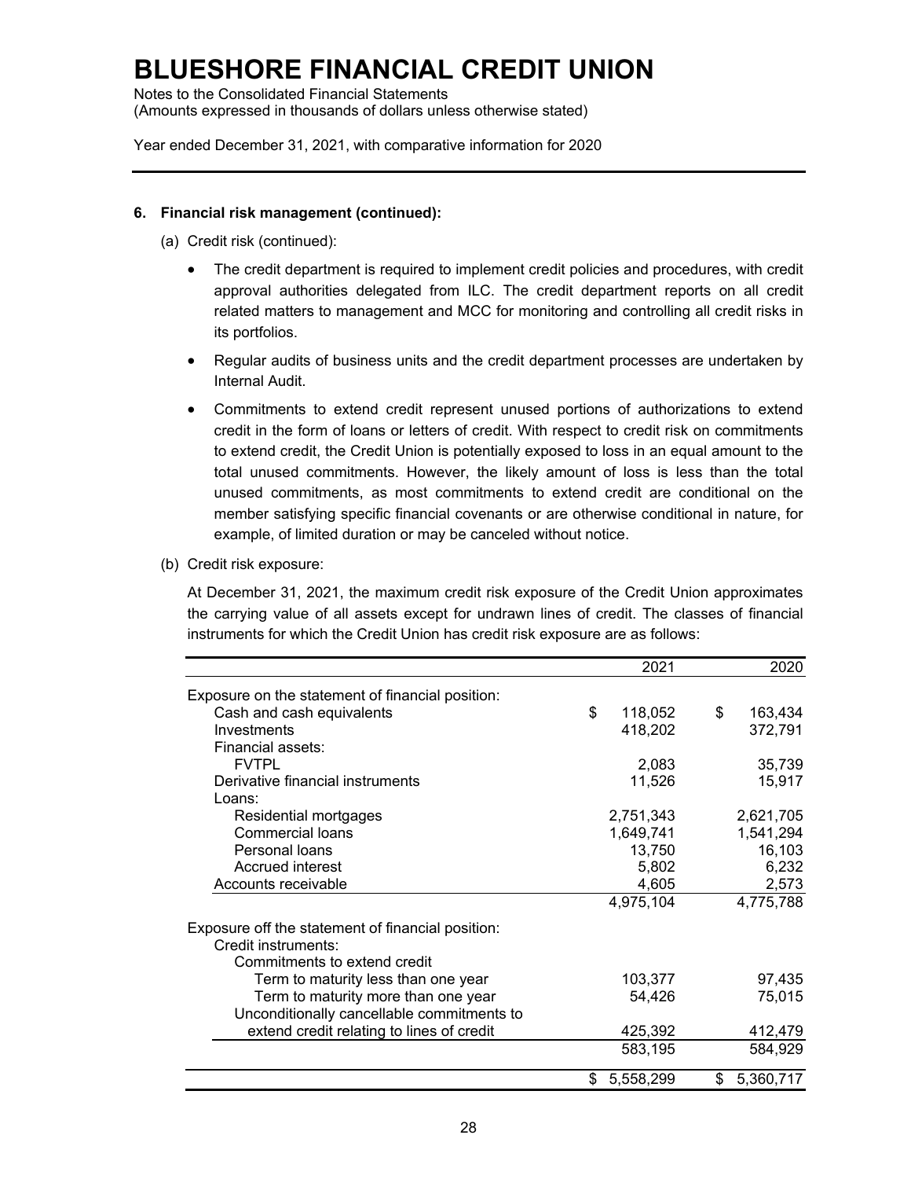# BLUESHORE FINANCIAL CREDIT UNION

Notes to the Consolidated Financial Statements
(Amounts expressed in thousands of dollars unless otherwise stated)

Year ended December 31, 2021, with comparative information for 2020

**6. Financial risk management (continued):**

(a) Credit risk (continued):

- The credit department is required to implement credit policies and procedures, with credit approval authorities delegated from ILC. The credit department reports on all credit related matters to management and MCC for monitoring and controlling all credit risks in its portfolios.
- Regular audits of business units and the credit department processes are undertaken by Internal Audit.
- Commitments to extend credit represent unused portions of authorizations to extend credit in the form of loans or letters of credit. With respect to credit risk on commitments to extend credit, the Credit Union is potentially exposed to loss in an equal amount to the total unused commitments. However, the likely amount of loss is less than the total unused commitments, as most commitments to extend credit are conditional on the member satisfying specific financial covenants or are otherwise conditional in nature, for example, of limited duration or may be canceled without notice.

(b) Credit risk exposure:

At December 31, 2021, the maximum credit risk exposure of the Credit Union approximates the carrying value of all assets except for undrawn lines of credit. The classes of financial instruments for which the Credit Union has credit risk exposure are as follows:

| | 2021 | 2020 |
|---|---|---|
| Exposure on the statement of financial position: | | |
| Cash and cash equivalents | $ 118,052 | $ 163,434 |
| Investments | 418,202 | 372,791 |
| Financial assets: | | |
| FVTPL | 2,083 | 35,739 |
| Derivative financial instruments | 11,526 | 15,917 |
| Loans: | | |
| Residential mortgages | 2,751,343 | 2,621,705 |
| Commercial loans | 1,649,741 | 1,541,294 |
| Personal loans | 13,750 | 16,103 |
| Accrued interest | 5,802 | 6,232 |
| Accounts receivable | 4,605 | 2,573 |
| | 4,975,104 | 4,775,788 |
| Exposure off the statement of financial position: | | |
| Credit instruments: | | |
| Commitments to extend credit | | |
| Term to maturity less than one year | 103,377 | 97,435 |
| Term to maturity more than one year | 54,426 | 75,015 |
| Unconditionally cancellable commitments to extend credit relating to lines of credit | 425,392 | 412,479 |
| | 583,195 | 584,929 |
| | $ 5,558,299 | $ 5,360,717 |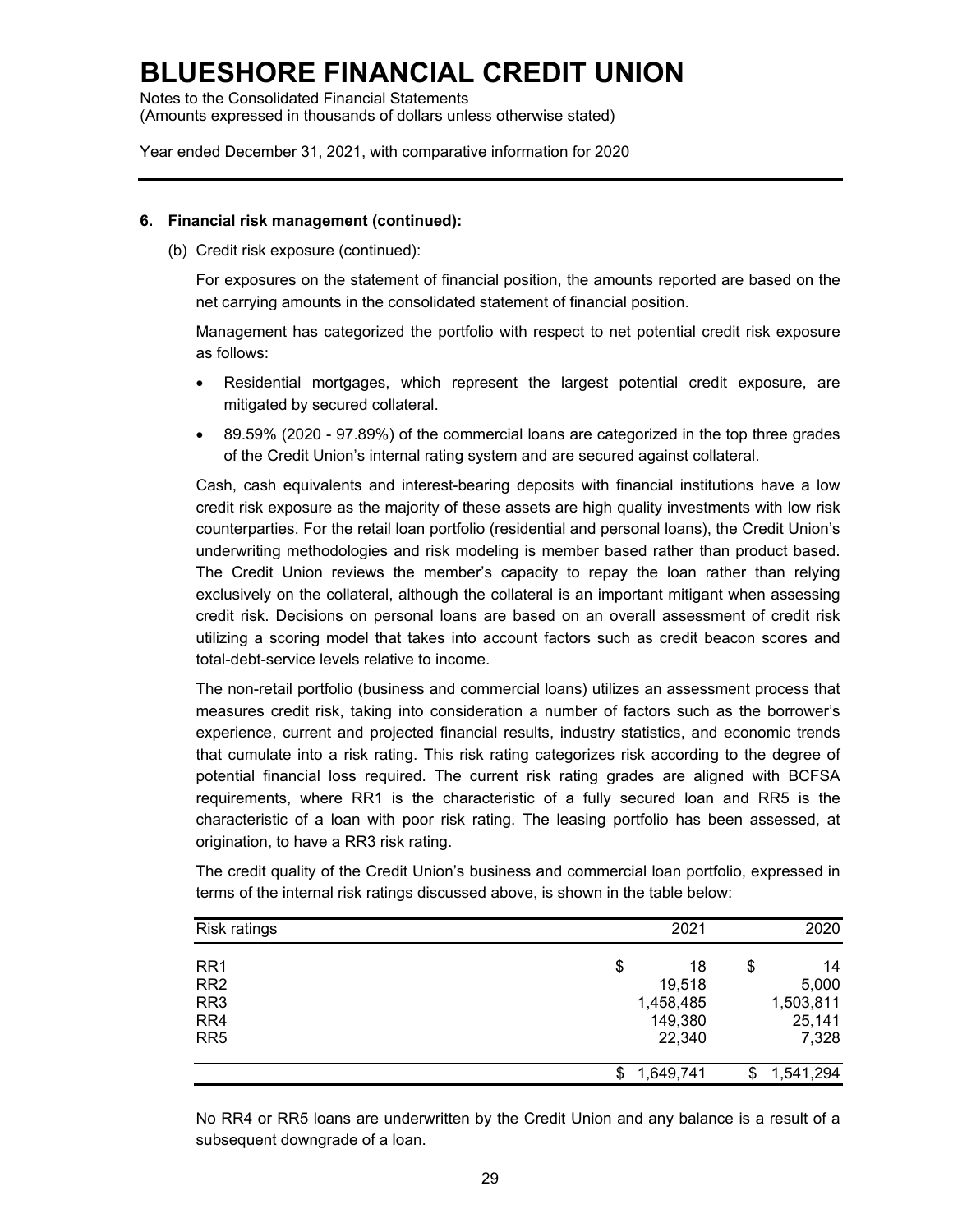### 6. Financial risk management (continued):

(b) Credit risk exposure (continued):

For exposures on the statement of financial position, the amounts reported are based on the net carrying amounts in the consolidated statement of financial position.

Management has categorized the portfolio with respect to net potential credit risk exposure as follows:

- Residential mortgages, which represent the largest potential credit exposure, are mitigated by secured collateral.
- 89.59% (2020 - 97.89%) of the commercial loans are categorized in the top three grades of the Credit Union's internal rating system and are secured against collateral.

Cash, cash equivalents and interest-bearing deposits with financial institutions have a low credit risk exposure as the majority of these assets are high quality investments with low risk counterparties. For the retail loan portfolio (residential and personal loans), the Credit Union's underwriting methodologies and risk modeling is member based rather than product based. The Credit Union reviews the member's capacity to repay the loan rather than relying exclusively on the collateral, although the collateral is an important mitigant when assessing credit risk. Decisions on personal loans are based on an overall assessment of credit risk utilizing a scoring model that takes into account factors such as credit beacon scores and total-debt-service levels relative to income.

The non-retail portfolio (business and commercial loans) utilizes an assessment process that measures credit risk, taking into consideration a number of factors such as the borrower's experience, current and projected financial results, industry statistics, and economic trends that cumulate into a risk rating. This risk rating categorizes risk according to the degree of potential financial loss required. The current risk rating grades are aligned with BCFSA requirements, where RR1 is the characteristic of a fully secured loan and RR5 is the characteristic of a loan with poor risk rating. The leasing portfolio has been assessed, at origination, to have a RR3 risk rating.

The credit quality of the Credit Union's business and commercial loan portfolio, expressed in terms of the internal risk ratings discussed above, is shown in the table below:

| Risk ratings | 2021 | 2020 |
|---|---|---|
| RR1 | $ 18 | $ 14 |
| RR2 | 19,518 | 5,000 |
| RR3 | 1,458,485 | 1,503,811 |
| RR4 | 149,380 | 25,141 |
| RR5 | 22,340 | 7,328 |
| | $ 1,649,741 | $ 1,541,294 |

No RR4 or RR5 loans are underwritten by the Credit Union and any balance is a result of a subsequent downgrade of a loan.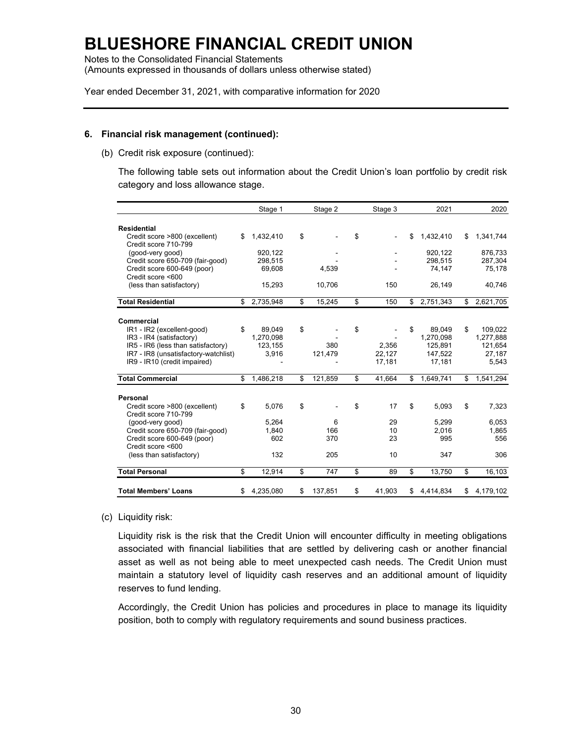# BLUESHORE FINANCIAL CREDIT UNION

Notes to the Consolidated Financial Statements
(Amounts expressed in thousands of dollars unless otherwise stated)

Year ended December 31, 2021, with comparative information for 2020

**6. Financial risk management (continued):**

(b) Credit risk exposure (continued):

The following table sets out information about the Credit Union's loan portfolio by credit risk category and loss allowance stage.

| | Stage 1 | Stage 2 | Stage 3 | 2021 | 2020 |
|---|---|---|---|---|---|
| **Residential** | | | | | |
| Credit score >800 (excellent) | $ 1,432,410 | $ - | $ - | $ 1,432,410 | $ 1,341,744 |
| Credit score 710-799 (good-very good) | 920,122 | - | - | 920,122 | 876,733 |
| Credit score 650-709 (fair-good) | 298,515 | - | - | 298,515 | 287,304 |
| Credit score 600-649 (poor) | 69,608 | 4,539 | - | 74,147 | 75,178 |
| Credit score <600 (less than satisfactory) | 15,293 | 10,706 | 150 | 26,149 | 40,746 |
| **Total Residential** | $ 2,735,948 | $ 15,245 | $ 150 | $ 2,751,343 | $ 2,621,705 |
| **Commercial** | | | | | |
| IR1 - IR2 (excellent-good) | $ 89,049 | $ - | $ - | $ 89,049 | $ 109,022 |
| IR3 - IR4 (satisfactory) | 1,270,098 | - | - | 1,270,098 | 1,277,888 |
| IR5 - IR6 (less than satisfactory) | 123,155 | 380 | 2,356 | 125,891 | 121,654 |
| IR7 - IR8 (unsatisfactory-watchlist) | 3,916 | 121,479 | 22,127 | 147,522 | 27,187 |
| IR9 - IR10 (credit impaired) | - | - | 17,181 | 17,181 | 5,543 |
| **Total Commercial** | $ 1,486,218 | $ 121,859 | $ 41,664 | $ 1,649,741 | $ 1,541,294 |
| **Personal** | | | | | |
| Credit score >800 (excellent) | $ 5,076 | $ - | $ 17 | $ 5,093 | $ 7,323 |
| Credit score 710-799 (good-very good) | 5,264 | 6 | 29 | 5,299 | 6,053 |
| Credit score 650-709 (fair-good) | 1,840 | 166 | 10 | 2,016 | 1,865 |
| Credit score 600-649 (poor) | 602 | 370 | 23 | 995 | 556 |
| Credit score <600 (less than satisfactory) | 132 | 205 | 10 | 347 | 306 |
| **Total Personal** | $ 12,914 | $ 747 | $ 89 | $ 13,750 | $ 16,103 |
| **Total Members' Loans** | $ 4,235,080 | $ 137,851 | $ 41,903 | $ 4,414,834 | $ 4,179,102 |

(c) Liquidity risk:

Liquidity risk is the risk that the Credit Union will encounter difficulty in meeting obligations associated with financial liabilities that are settled by delivering cash or another financial asset as well as not being able to meet unexpected cash needs. The Credit Union must maintain a statutory level of liquidity cash reserves and an additional amount of liquidity reserves to fund lending.

Accordingly, the Credit Union has policies and procedures in place to manage its liquidity position, both to comply with regulatory requirements and sound business practices.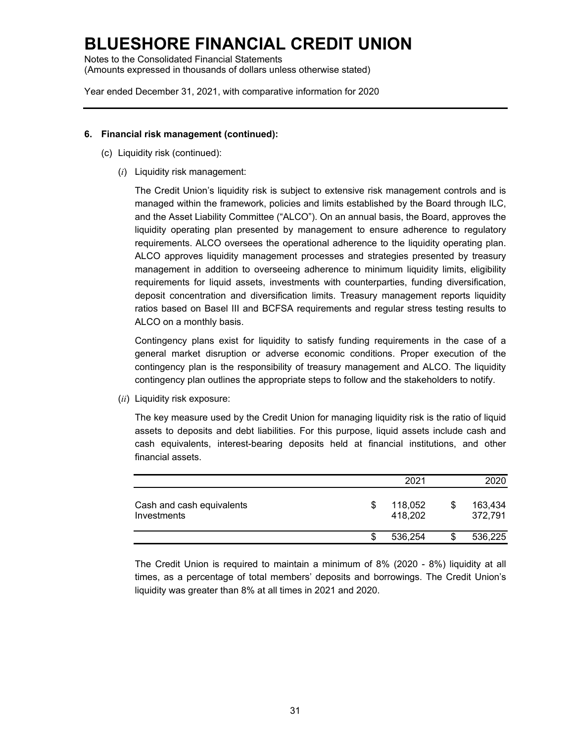# BLUESHORE FINANCIAL CREDIT UNION

Notes to the Consolidated Financial Statements
(Amounts expressed in thousands of dollars unless otherwise stated)

Year ended December 31, 2021, with comparative information for 2020

## 6. Financial risk management (continued):

(c) Liquidity risk (continued):

(*i*) Liquidity risk management:

The Credit Union's liquidity risk is subject to extensive risk management controls and is managed within the framework, policies and limits established by the Board through ILC, and the Asset Liability Committee ("ALCO"). On an annual basis, the Board, approves the liquidity operating plan presented by management to ensure adherence to regulatory requirements. ALCO oversees the operational adherence to the liquidity operating plan. ALCO approves liquidity management processes and strategies presented by treasury management in addition to overseeing adherence to minimum liquidity limits, eligibility requirements for liquid assets, investments with counterparties, funding diversification, deposit concentration and diversification limits. Treasury management reports liquidity ratios based on Basel III and BCFSA requirements and regular stress testing results to ALCO on a monthly basis.

Contingency plans exist for liquidity to satisfy funding requirements in the case of a general market disruption or adverse economic conditions. Proper execution of the contingency plan is the responsibility of treasury management and ALCO. The liquidity contingency plan outlines the appropriate steps to follow and the stakeholders to notify.

(*ii*) Liquidity risk exposure:

The key measure used by the Credit Union for managing liquidity risk is the ratio of liquid assets to deposits and debt liabilities. For this purpose, liquid assets include cash and cash equivalents, interest-bearing deposits held at financial institutions, and other financial assets.

| | 2021 | 2020 |
|---|---|---|
| Cash and cash equivalents | $ 118,052 | $ 163,434 |
| Investments | 418,202 | 372,791 |
| | $ 536,254 | $ 536,225 |

The Credit Union is required to maintain a minimum of 8% (2020 - 8%) liquidity at all times, as a percentage of total members' deposits and borrowings. The Credit Union's liquidity was greater than 8% at all times in 2021 and 2020.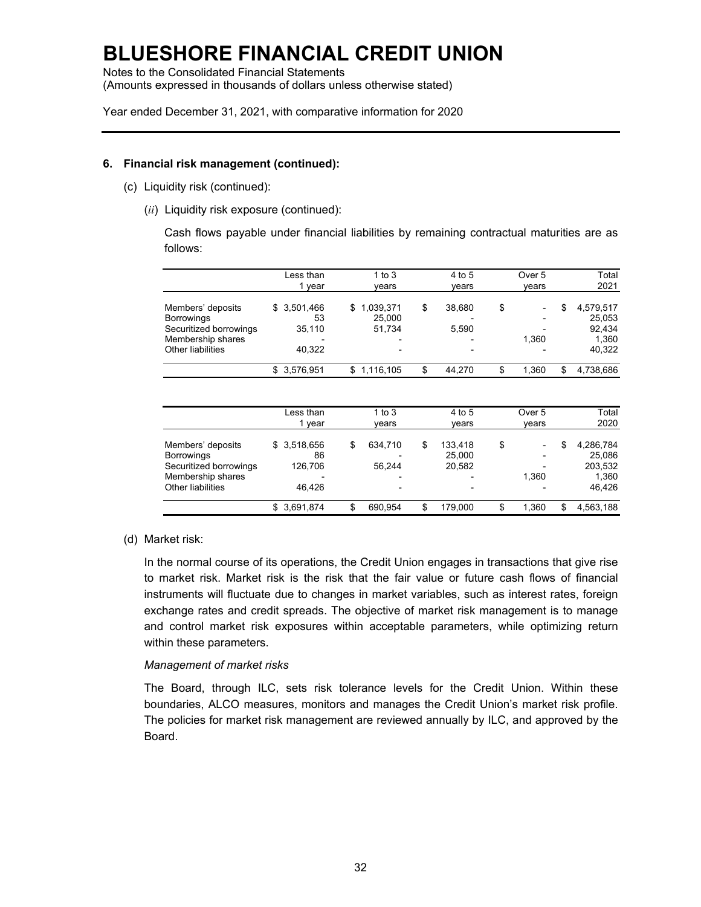# BLUESHORE FINANCIAL CREDIT UNION

Notes to the Consolidated Financial Statements
(Amounts expressed in thousands of dollars unless otherwise stated)

Year ended December 31, 2021, with comparative information for 2020

**6. Financial risk management (continued):**

(c) Liquidity risk (continued):

(*ii*) Liquidity risk exposure (continued):

Cash flows payable under financial liabilities by remaining contractual maturities are as follows:

| | Less than 1 year | 1 to 3 years | 4 to 5 years | Over 5 years | Total 2021 |
|---|---|---|---|---|---|
| Members' deposits | $ 3,501,466 | $ 1,039,371 | $ 38,680 | $ - | $ 4,579,517 |
| Borrowings | 53 | 25,000 | - | - | 25,053 |
| Securitized borrowings | 35,110 | 51,734 | 5,590 | - | 92,434 |
| Membership shares | - | - | - | 1,360 | 1,360 |
| Other liabilities | 40,322 | - | - | - | 40,322 |
| | $ 3,576,951 | $ 1,116,105 | $ 44,270 | $ 1,360 | $ 4,738,686 |

| | Less than 1 year | 1 to 3 years | 4 to 5 years | Over 5 years | Total 2020 |
|---|---|---|---|---|---|
| Members' deposits | $ 3,518,656 | $ 634,710 | $ 133,418 | $ - | $ 4,286,784 |
| Borrowings | 86 | - | 25,000 | - | 25,086 |
| Securitized borrowings | 126,706 | 56,244 | 20,582 | - | 203,532 |
| Membership shares | - | - | - | 1,360 | 1,360 |
| Other liabilities | 46,426 | - | - | - | 46,426 |
| | $ 3,691,874 | $ 690,954 | $ 179,000 | $ 1,360 | $ 4,563,188 |

(d) Market risk:

In the normal course of its operations, the Credit Union engages in transactions that give rise to market risk. Market risk is the risk that the fair value or future cash flows of financial instruments will fluctuate due to changes in market variables, such as interest rates, foreign exchange rates and credit spreads. The objective of market risk management is to manage and control market risk exposures within acceptable parameters, while optimizing return within these parameters.

*Management of market risks*

The Board, through ILC, sets risk tolerance levels for the Credit Union. Within these boundaries, ALCO measures, monitors and manages the Credit Union's market risk profile. The policies for market risk management are reviewed annually by ILC, and approved by the Board.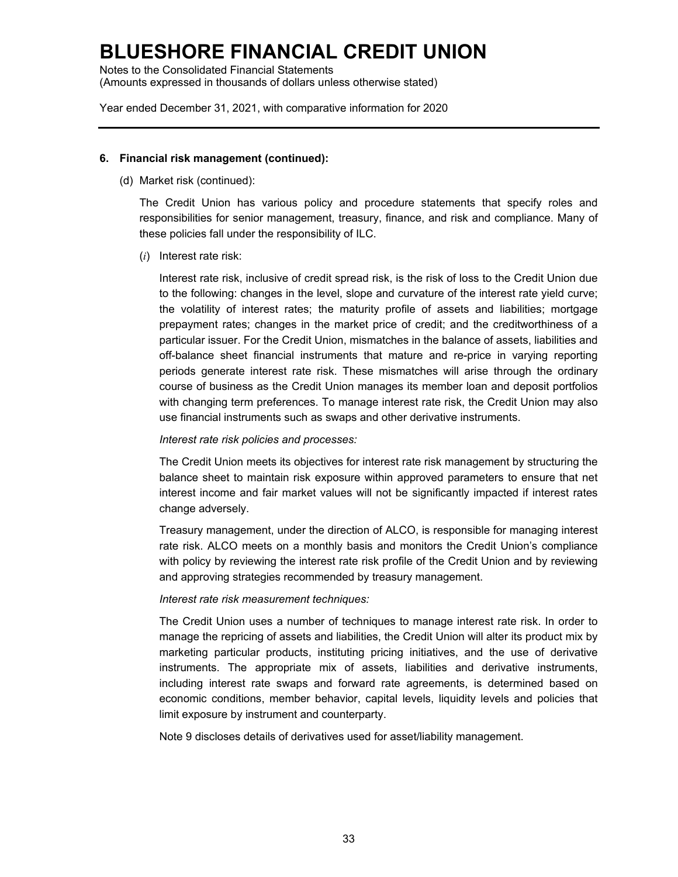#### 6. Financial risk management (continued):

(d) Market risk (continued):

The Credit Union has various policy and procedure statements that specify roles and responsibilities for senior management, treasury, finance, and risk and compliance. Many of these policies fall under the responsibility of ILC.

(*i*) Interest rate risk:

Interest rate risk, inclusive of credit spread risk, is the risk of loss to the Credit Union due to the following: changes in the level, slope and curvature of the interest rate yield curve; the volatility of interest rates; the maturity profile of assets and liabilities; mortgage prepayment rates; changes in the market price of credit; and the creditworthiness of a particular issuer. For the Credit Union, mismatches in the balance of assets, liabilities and off-balance sheet financial instruments that mature and re-price in varying reporting periods generate interest rate risk. These mismatches will arise through the ordinary course of business as the Credit Union manages its member loan and deposit portfolios with changing term preferences. To manage interest rate risk, the Credit Union may also use financial instruments such as swaps and other derivative instruments.

*Interest rate risk policies and processes:*

The Credit Union meets its objectives for interest rate risk management by structuring the balance sheet to maintain risk exposure within approved parameters to ensure that net interest income and fair market values will not be significantly impacted if interest rates change adversely.

Treasury management, under the direction of ALCO, is responsible for managing interest rate risk. ALCO meets on a monthly basis and monitors the Credit Union's compliance with policy by reviewing the interest rate risk profile of the Credit Union and by reviewing and approving strategies recommended by treasury management.

*Interest rate risk measurement techniques:*

The Credit Union uses a number of techniques to manage interest rate risk. In order to manage the repricing of assets and liabilities, the Credit Union will alter its product mix by marketing particular products, instituting pricing initiatives, and the use of derivative instruments. The appropriate mix of assets, liabilities and derivative instruments, including interest rate swaps and forward rate agreements, is determined based on economic conditions, member behavior, capital levels, liquidity levels and policies that limit exposure by instrument and counterparty.

Note 9 discloses details of derivatives used for asset/liability management.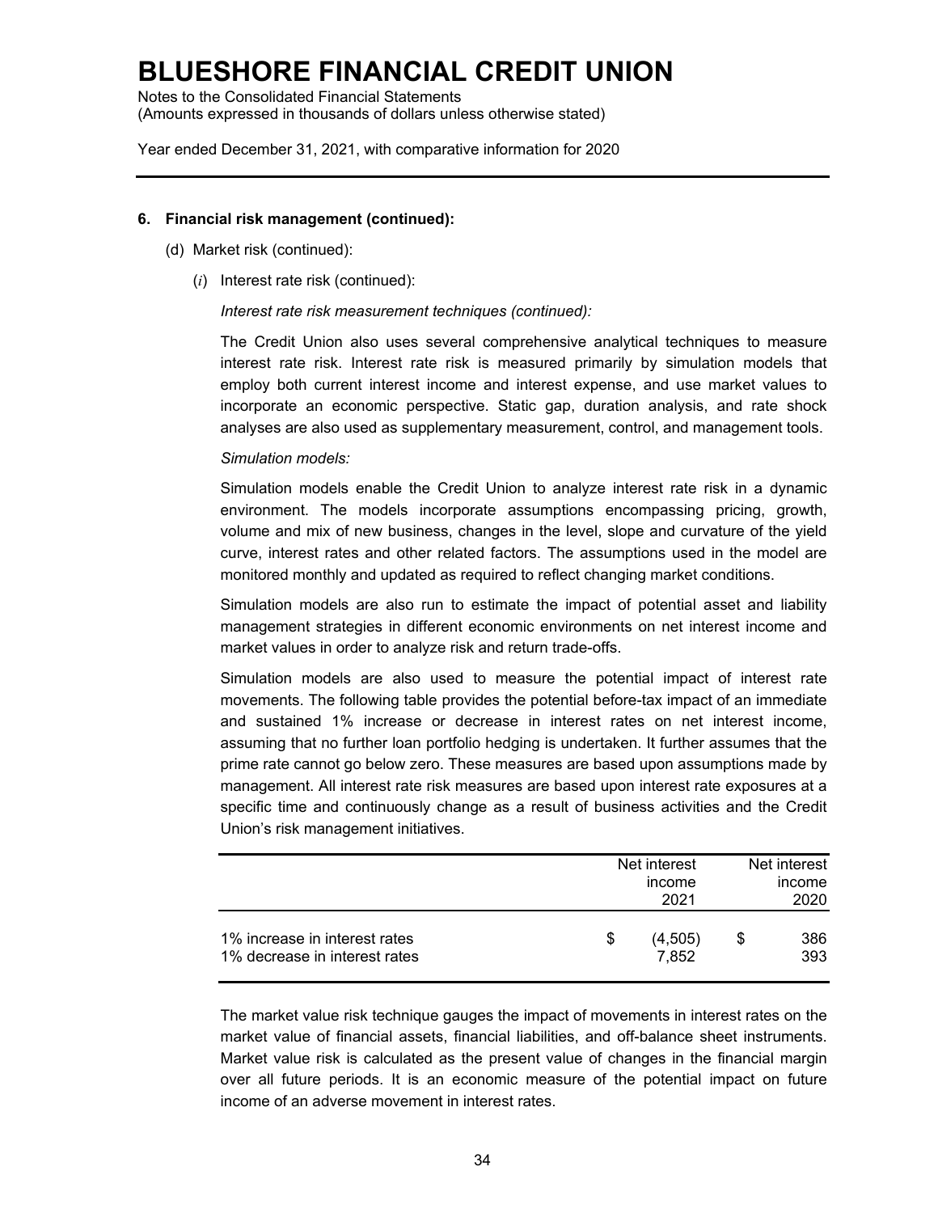# BLUESHORE FINANCIAL CREDIT UNION

Notes to the Consolidated Financial Statements
(Amounts expressed in thousands of dollars unless otherwise stated)

Year ended December 31, 2021, with comparative information for 2020

**6. Financial risk management (continued):**

(d) Market risk (continued):

(*i*) Interest rate risk (continued):

*Interest rate risk measurement techniques (continued):*

The Credit Union also uses several comprehensive analytical techniques to measure interest rate risk. Interest rate risk is measured primarily by simulation models that employ both current interest income and interest expense, and use market values to incorporate an economic perspective. Static gap, duration analysis, and rate shock analyses are also used as supplementary measurement, control, and management tools.

*Simulation models:*

Simulation models enable the Credit Union to analyze interest rate risk in a dynamic environment. The models incorporate assumptions encompassing pricing, growth, volume and mix of new business, changes in the level, slope and curvature of the yield curve, interest rates and other related factors. The assumptions used in the model are monitored monthly and updated as required to reflect changing market conditions.

Simulation models are also run to estimate the impact of potential asset and liability management strategies in different economic environments on net interest income and market values in order to analyze risk and return trade-offs.

Simulation models are also used to measure the potential impact of interest rate movements. The following table provides the potential before-tax impact of an immediate and sustained 1% increase or decrease in interest rates on net interest income, assuming that no further loan portfolio hedging is undertaken. It further assumes that the prime rate cannot go below zero. These measures are based upon assumptions made by management. All interest rate risk measures are based upon interest rate exposures at a specific time and continuously change as a result of business activities and the Credit Union's risk management initiatives.

| | Net interest income 2021 | Net interest income 2020 |
|---|---|---|
| 1% increase in interest rates | $ (4,505) | $ 386 |
| 1% decrease in interest rates | 7,852 | 393 |

The market value risk technique gauges the impact of movements in interest rates on the market value of financial assets, financial liabilities, and off-balance sheet instruments. Market value risk is calculated as the present value of changes in the financial margin over all future periods. It is an economic measure of the potential impact on future income of an adverse movement in interest rates.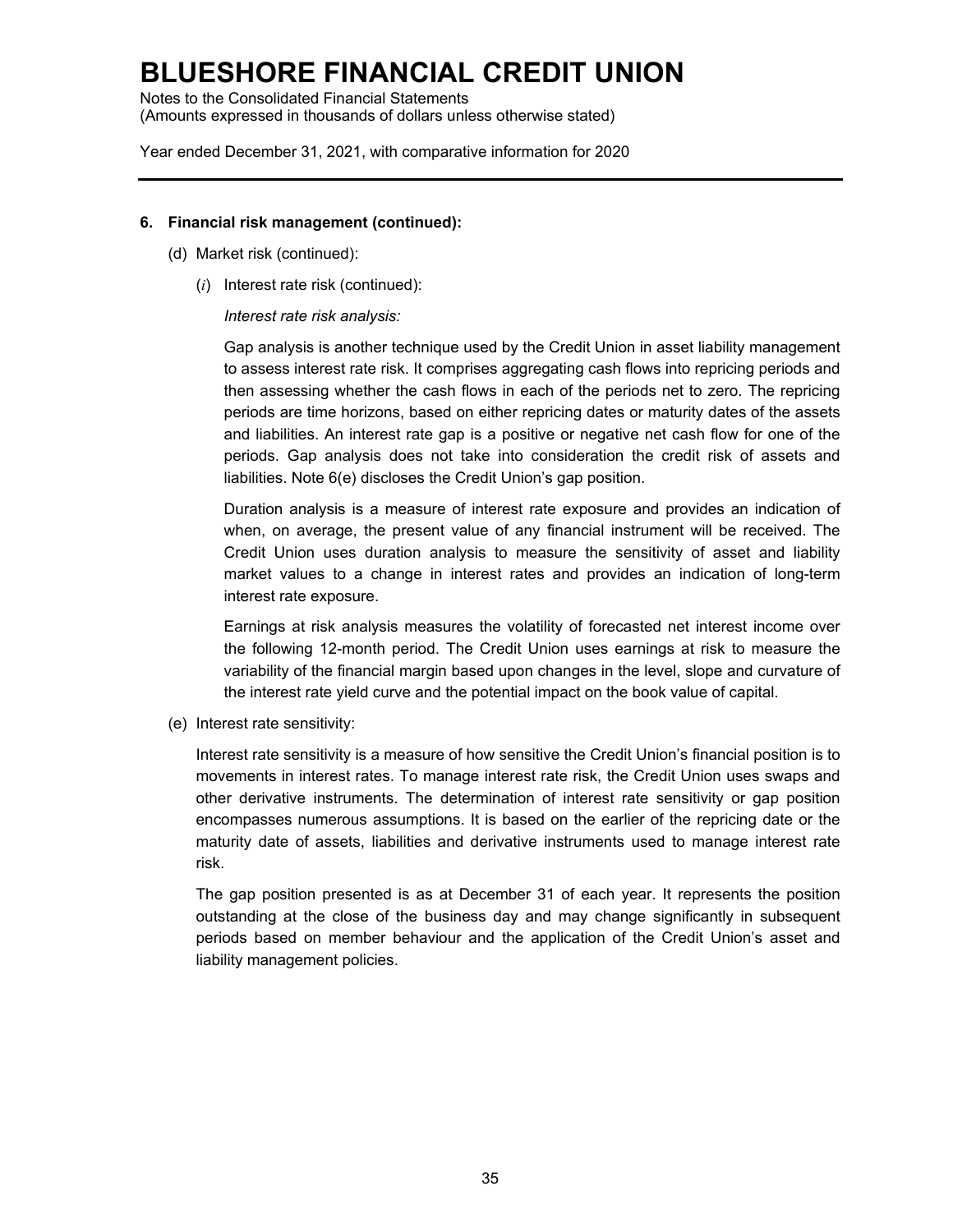# BLUESHORE FINANCIAL CREDIT UNION

Notes to the Consolidated Financial Statements
(Amounts expressed in thousands of dollars unless otherwise stated)

Year ended December 31, 2021, with comparative information for 2020

---

**6. Financial risk management (continued):**

(d) Market risk (continued):

(*i*) Interest rate risk (continued):

*Interest rate risk analysis:*

Gap analysis is another technique used by the Credit Union in asset liability management to assess interest rate risk. It comprises aggregating cash flows into repricing periods and then assessing whether the cash flows in each of the periods net to zero. The repricing periods are time horizons, based on either repricing dates or maturity dates of the assets and liabilities. An interest rate gap is a positive or negative net cash flow for one of the periods. Gap analysis does not take into consideration the credit risk of assets and liabilities. Note 6(e) discloses the Credit Union's gap position.

Duration analysis is a measure of interest rate exposure and provides an indication of when, on average, the present value of any financial instrument will be received. The Credit Union uses duration analysis to measure the sensitivity of asset and liability market values to a change in interest rates and provides an indication of long-term interest rate exposure.

Earnings at risk analysis measures the volatility of forecasted net interest income over the following 12-month period. The Credit Union uses earnings at risk to measure the variability of the financial margin based upon changes in the level, slope and curvature of the interest rate yield curve and the potential impact on the book value of capital.

(e) Interest rate sensitivity:

Interest rate sensitivity is a measure of how sensitive the Credit Union's financial position is to movements in interest rates. To manage interest rate risk, the Credit Union uses swaps and other derivative instruments. The determination of interest rate sensitivity or gap position encompasses numerous assumptions. It is based on the earlier of the repricing date or the maturity date of assets, liabilities and derivative instruments used to manage interest rate risk.

The gap position presented is as at December 31 of each year. It represents the position outstanding at the close of the business day and may change significantly in subsequent periods based on member behaviour and the application of the Credit Union's asset and liability management policies.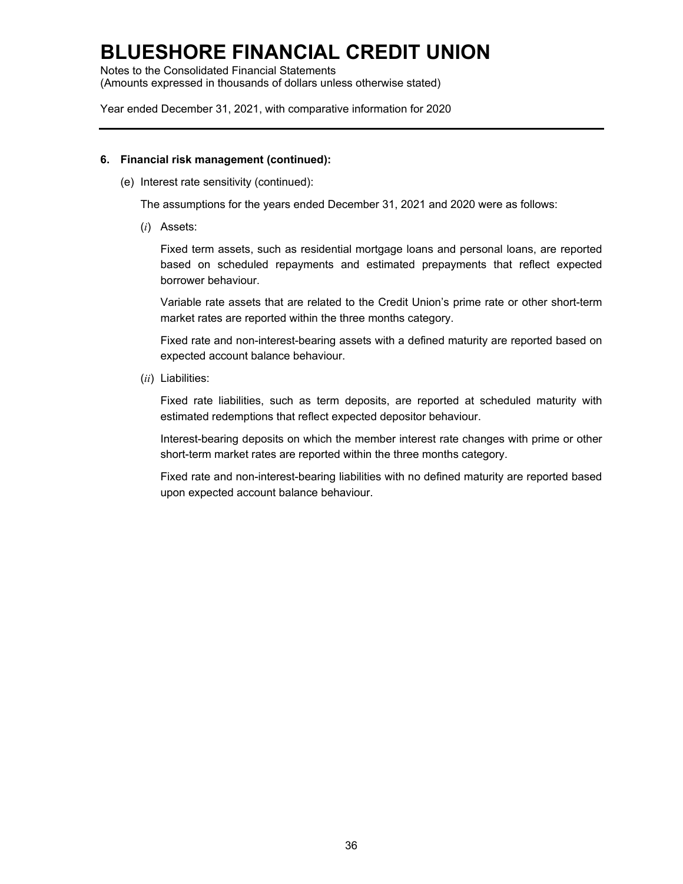## 6. Financial risk management (continued):

(e) Interest rate sensitivity (continued):

The assumptions for the years ended December 31, 2021 and 2020 were as follows:

(*i*) Assets:

Fixed term assets, such as residential mortgage loans and personal loans, are reported based on scheduled repayments and estimated prepayments that reflect expected borrower behaviour.

Variable rate assets that are related to the Credit Union's prime rate or other short-term market rates are reported within the three months category.

Fixed rate and non-interest-bearing assets with a defined maturity are reported based on expected account balance behaviour.

(*ii*) Liabilities:

Fixed rate liabilities, such as term deposits, are reported at scheduled maturity with estimated redemptions that reflect expected depositor behaviour.

Interest-bearing deposits on which the member interest rate changes with prime or other short-term market rates are reported within the three months category.

Fixed rate and non-interest-bearing liabilities with no defined maturity are reported based upon expected account balance behaviour.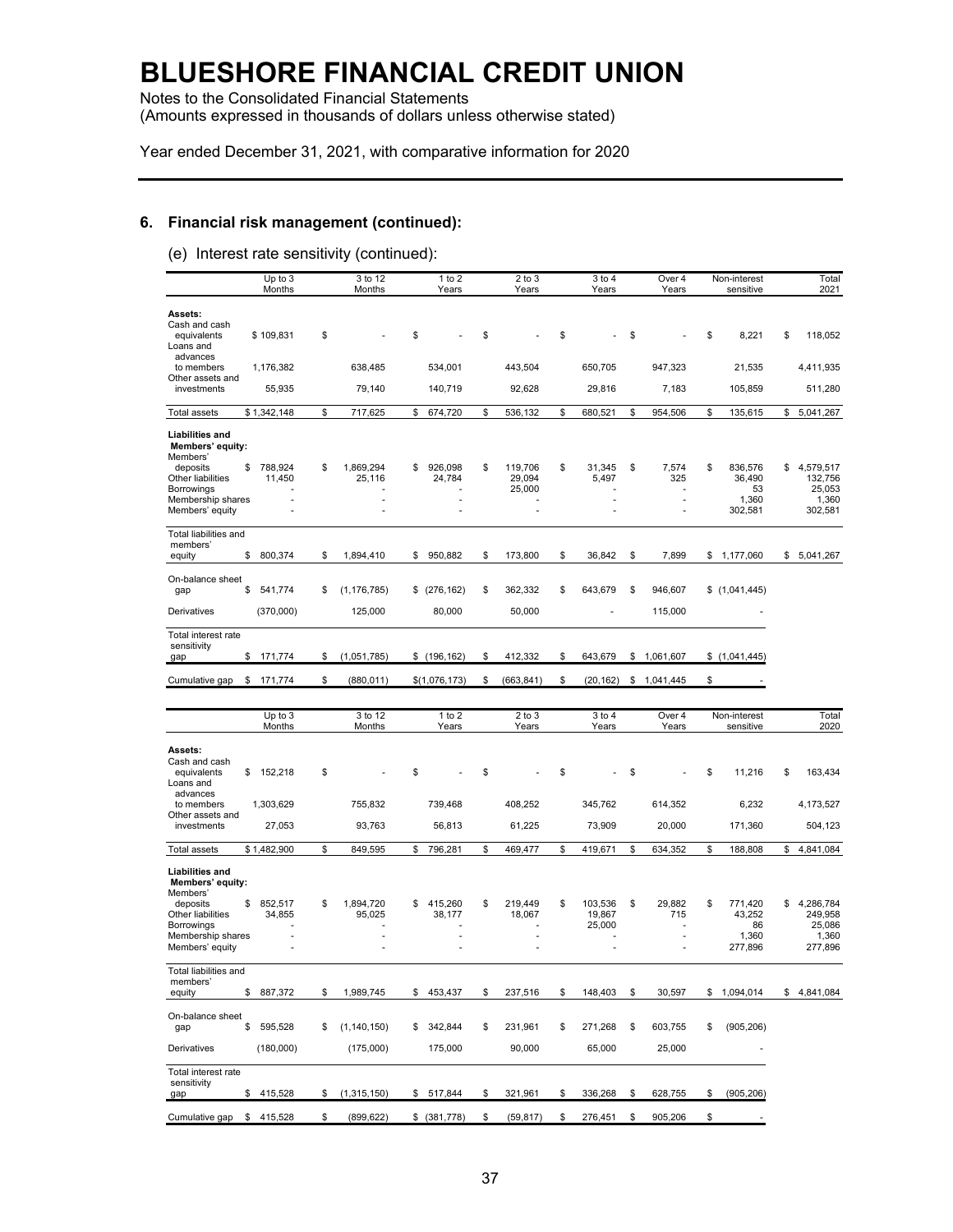# BLUESHORE FINANCIAL CREDIT UNION

Notes to the Consolidated Financial Statements
(Amounts expressed in thousands of dollars unless otherwise stated)

Year ended December 31, 2021, with comparative information for 2020

## 6. Financial risk management (continued):

(e) Interest rate sensitivity (continued):

| | Up to 3 Months | 3 to 12 Months | 1 to 2 Years | 2 to 3 Years | 3 to 4 Years | Over 4 Years | Non-interest sensitive | Total 2021 |
|---|---|---|---|---|---|---|---|---|
| **Assets:** | | | | | | | | |
| Cash and cash equivalents | $ 109,831 | $ - | $ - | $ - | $ - | $ - | $ 8,221 | $ 118,052 |
| Loans and advances to members | 1,176,382 | 638,485 | 534,001 | 443,504 | 650,705 | 947,323 | 21,535 | 4,411,935 |
| Other assets and investments | 55,935 | 79,140 | 140,719 | 92,628 | 29,816 | 7,183 | 105,859 | 511,280 |
| Total assets | $ 1,342,148 | $ 717,625 | $ 674,720 | $ 536,132 | $ 680,521 | $ 954,506 | $ 135,615 | $ 5,041,267 |
| **Liabilities and Members' equity:** | | | | | | | | |
| Members' deposits | $ 788,924 | $ 1,869,294 | $ 926,098 | $ 119,706 | $ 31,345 | $ 7,574 | $ 836,576 | $ 4,579,517 |
| Other liabilities | 11,450 | 25,116 | 24,784 | 29,094 | 5,497 | 325 | 36,490 | 132,756 |
| Borrowings | - | - | - | 25,000 | - | - | 53 | 25,053 |
| Membership shares | - | - | - | - | - | - | 1,360 | 1,360 |
| Members' equity | - | - | - | - | - | - | 302,581 | 302,581 |
| Total liabilities and members' equity | $ 800,374 | $ 1,894,410 | $ 950,882 | $ 173,800 | $ 36,842 | $ 7,899 | $ 1,177,060 | $ 5,041,267 |
| On-balance sheet gap | $ 541,774 | $ (1,176,785) | $ (276,162) | $ 362,332 | $ 643,679 | $ 946,607 | $ (1,041,445) | |
| Derivatives | (370,000) | 125,000 | 80,000 | 50,000 | - | 115,000 | - | |
| Total interest rate sensitivity gap | $ 171,774 | $ (1,051,785) | $ (196,162) | $ 412,332 | $ 643,679 | $ 1,061,607 | $ (1,041,445) | |
| Cumulative gap | $ 171,774 | $ (880,011) | $(1,076,173) | $ (663,841) | $ (20,162) | $ 1,041,445 | $ - | |

| | Up to 3 Months | 3 to 12 Months | 1 to 2 Years | 2 to 3 Years | 3 to 4 Years | Over 4 Years | Non-interest sensitive | Total 2020 |
|---|---|---|---|---|---|---|---|---|
| **Assets:** | | | | | | | | |
| Cash and cash equivalents | $ 152,218 | $ - | $ - | $ - | $ - | $ - | $ 11,216 | $ 163,434 |
| Loans and advances to members | 1,303,629 | 755,832 | 739,468 | 408,252 | 345,762 | 614,352 | 6,232 | 4,173,527 |
| Other assets and investments | 27,053 | 93,763 | 56,813 | 61,225 | 73,909 | 20,000 | 171,360 | 504,123 |
| Total assets | $ 1,482,900 | $ 849,595 | $ 796,281 | $ 469,477 | $ 419,671 | $ 634,352 | $ 188,808 | $ 4,841,084 |
| **Liabilities and Members' equity:** | | | | | | | | |
| Members' deposits | $ 852,517 | $ 1,894,720 | $ 415,260 | $ 219,449 | $ 103,536 | $ 29,882 | $ 771,420 | $ 4,286,784 |
| Other liabilities | 34,855 | 95,025 | 38,177 | 18,067 | 19,867 | 715 | 43,252 | 249,958 |
| Borrowings | - | - | - | - | 25,000 | - | 86 | 25,086 |
| Membership shares | - | - | - | - | - | - | 1,360 | 1,360 |
| Members' equity | - | - | - | - | - | - | 277,896 | 277,896 |
| Total liabilities and members' equity | $ 887,372 | $ 1,989,745 | $ 453,437 | $ 237,516 | $ 148,403 | $ 30,597 | $ 1,094,014 | $ 4,841,084 |
| On-balance sheet gap | $ 595,528 | $ (1,140,150) | $ 342,844 | $ 231,961 | $ 271,268 | $ 603,755 | $ (905,206) | |
| Derivatives | (180,000) | (175,000) | 175,000 | 90,000 | 65,000 | 25,000 | - | |
| Total interest rate sensitivity gap | $ 415,528 | $ (1,315,150) | $ 517,844 | $ 321,961 | $ 336,268 | $ 628,755 | $ (905,206) | |
| Cumulative gap | $ 415,528 | $ (899,622) | $ (381,778) | $ (59,817) | $ 276,451 | $ 905,206 | $ - | |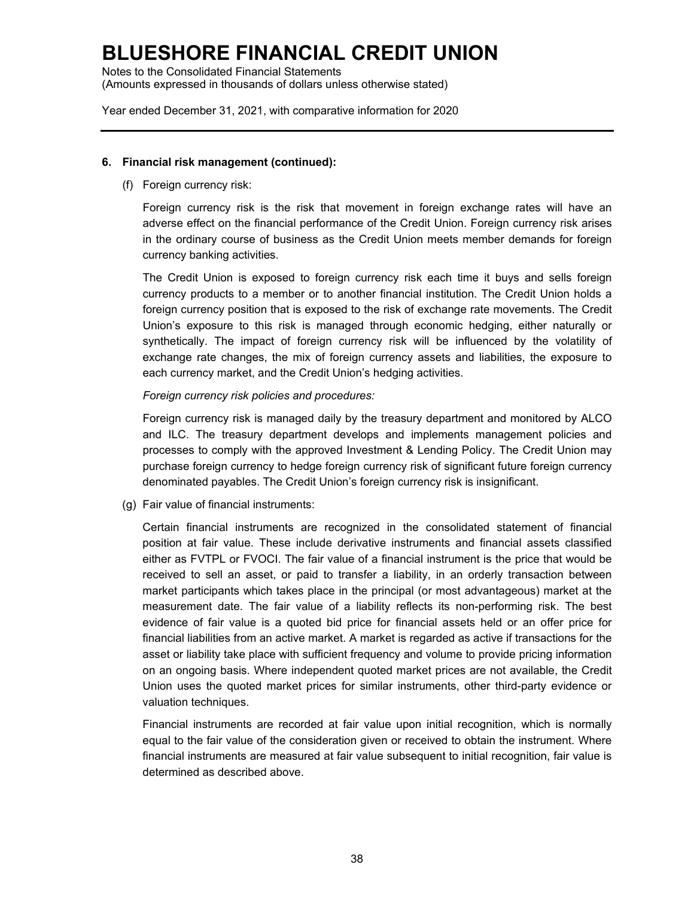# BLUESHORE FINANCIAL CREDIT UNION

Notes to the Consolidated Financial Statements
(Amounts expressed in thousands of dollars unless otherwise stated)

Year ended December 31, 2021, with comparative information for 2020

**6. Financial risk management (continued):**

(f) Foreign currency risk:

Foreign currency risk is the risk that movement in foreign exchange rates will have an adverse effect on the financial performance of the Credit Union. Foreign currency risk arises in the ordinary course of business as the Credit Union meets member demands for foreign currency banking activities.

The Credit Union is exposed to foreign currency risk each time it buys and sells foreign currency products to a member or to another financial institution. The Credit Union holds a foreign currency position that is exposed to the risk of exchange rate movements. The Credit Union's exposure to this risk is managed through economic hedging, either naturally or synthetically. The impact of foreign currency risk will be influenced by the volatility of exchange rate changes, the mix of foreign currency assets and liabilities, the exposure to each currency market, and the Credit Union's hedging activities.

*Foreign currency risk policies and procedures:*

Foreign currency risk is managed daily by the treasury department and monitored by ALCO and ILC. The treasury department develops and implements management policies and processes to comply with the approved Investment & Lending Policy. The Credit Union may purchase foreign currency to hedge foreign currency risk of significant future foreign currency denominated payables. The Credit Union's foreign currency risk is insignificant.

(g) Fair value of financial instruments:

Certain financial instruments are recognized in the consolidated statement of financial position at fair value. These include derivative instruments and financial assets classified either as FVTPL or FVOCI. The fair value of a financial instrument is the price that would be received to sell an asset, or paid to transfer a liability, in an orderly transaction between market participants which takes place in the principal (or most advantageous) market at the measurement date. The fair value of a liability reflects its non-performing risk. The best evidence of fair value is a quoted bid price for financial assets held or an offer price for financial liabilities from an active market. A market is regarded as active if transactions for the asset or liability take place with sufficient frequency and volume to provide pricing information on an ongoing basis. Where independent quoted market prices are not available, the Credit Union uses the quoted market prices for similar instruments, other third-party evidence or valuation techniques.

Financial instruments are recorded at fair value upon initial recognition, which is normally equal to the fair value of the consideration given or received to obtain the instrument. Where financial instruments are measured at fair value subsequent to initial recognition, fair value is determined as described above.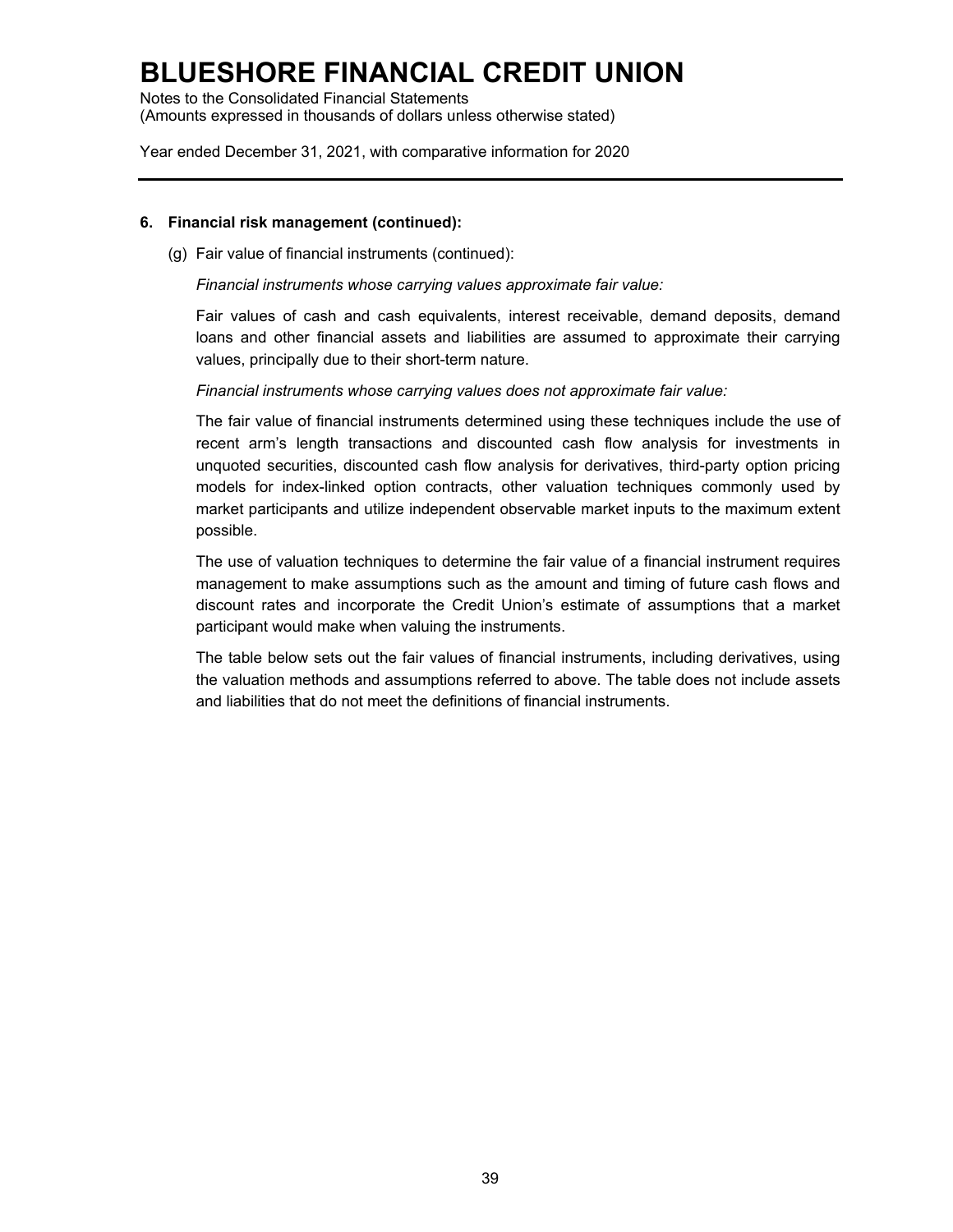### 6. Financial risk management (continued):

(g) Fair value of financial instruments (continued):

*Financial instruments whose carrying values approximate fair value:*

Fair values of cash and cash equivalents, interest receivable, demand deposits, demand loans and other financial assets and liabilities are assumed to approximate their carrying values, principally due to their short-term nature.

*Financial instruments whose carrying values does not approximate fair value:*

The fair value of financial instruments determined using these techniques include the use of recent arm's length transactions and discounted cash flow analysis for investments in unquoted securities, discounted cash flow analysis for derivatives, third-party option pricing models for index-linked option contracts, other valuation techniques commonly used by market participants and utilize independent observable market inputs to the maximum extent possible.

The use of valuation techniques to determine the fair value of a financial instrument requires management to make assumptions such as the amount and timing of future cash flows and discount rates and incorporate the Credit Union's estimate of assumptions that a market participant would make when valuing the instruments.

The table below sets out the fair values of financial instruments, including derivatives, using the valuation methods and assumptions referred to above. The table does not include assets and liabilities that do not meet the definitions of financial instruments.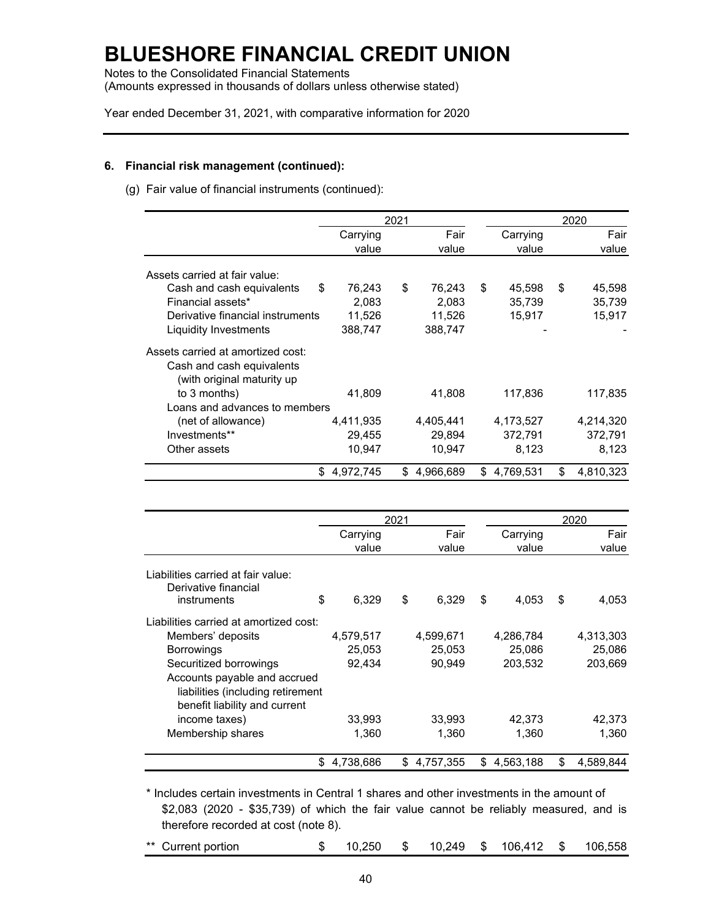# BLUESHORE FINANCIAL CREDIT UNION

Notes to the Consolidated Financial Statements
(Amounts expressed in thousands of dollars unless otherwise stated)

Year ended December 31, 2021, with comparative information for 2020

## 6. Financial risk management (continued):

(g) Fair value of financial instruments (continued):

| | 2021 | | 2020 | |
|---|---|---|---|---|
| | Carrying value | Fair value | Carrying value | Fair value |
| Assets carried at fair value: | | | | |
| Cash and cash equivalents | $ 76,243 | $ 76,243 | $ 45,598 | $ 45,598 |
| Financial assets* | 2,083 | 2,083 | 35,739 | 35,739 |
| Derivative financial instruments | 11,526 | 11,526 | 15,917 | 15,917 |
| Liquidity Investments | 388,747 | 388,747 | - | - |
| Assets carried at amortized cost: | | | | |
| Cash and cash equivalents (with original maturity up to 3 months) | 41,809 | 41,808 | 117,836 | 117,835 |
| Loans and advances to members (net of allowance) | 4,411,935 | 4,405,441 | 4,173,527 | 4,214,320 |
| Investments** | 29,455 | 29,894 | 372,791 | 372,791 |
| Other assets | 10,947 | 10,947 | 8,123 | 8,123 |
| | $ 4,972,745 | $ 4,966,689 | $ 4,769,531 | $ 4,810,323 |

| | 2021 | | 2020 | |
|---|---|---|---|---|
| | Carrying value | Fair value | Carrying value | Fair value |
| Liabilities carried at fair value: | | | | |
| Derivative financial instruments | $ 6,329 | $ 6,329 | $ 4,053 | $ 4,053 |
| Liabilities carried at amortized cost: | | | | |
| Members' deposits | 4,579,517 | 4,599,671 | 4,286,784 | 4,313,303 |
| Borrowings | 25,053 | 25,053 | 25,086 | 25,086 |
| Securitized borrowings | 92,434 | 90,949 | 203,532 | 203,669 |
| Accounts payable and accrued liabilities (including retirement benefit liability and current income taxes) | 33,993 | 33,993 | 42,373 | 42,373 |
| Membership shares | 1,360 | 1,360 | 1,360 | 1,360 |
| | $ 4,738,686 | $ 4,757,355 | $ 4,563,188 | $ 4,589,844 |

\* Includes certain investments in Central 1 shares and other investments in the amount of $2,083 (2020 - $35,739) of which the fair value cannot be reliably measured, and is therefore recorded at cost (note 8).

| | | | | |
|---|---|---|---|---|
| ** Current portion | $ 10,250 | $ 10,249 | $ 106,412 | $ 106,558 |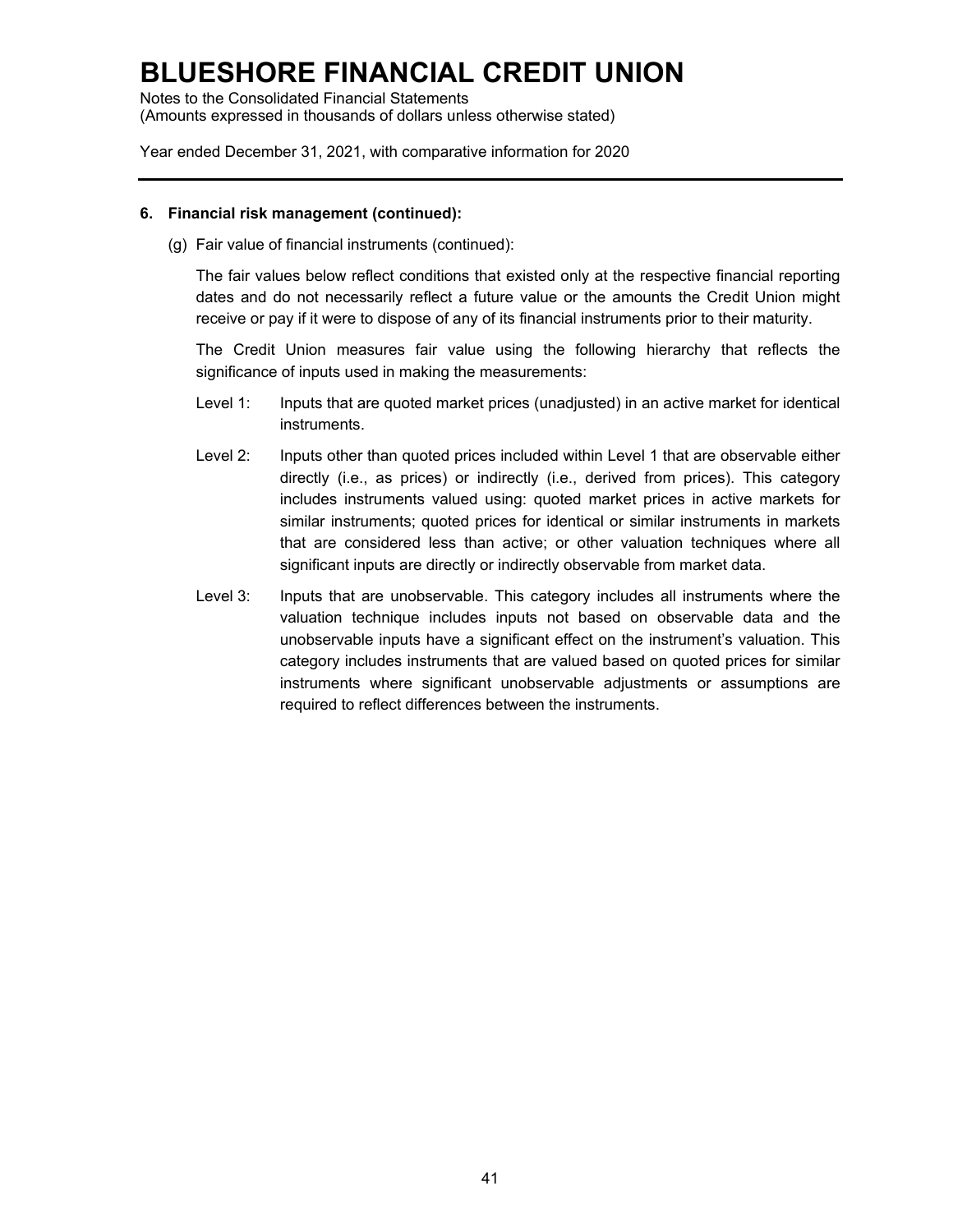**6. Financial risk management (continued):**

(g) Fair value of financial instruments (continued):

The fair values below reflect conditions that existed only at the respective financial reporting dates and do not necessarily reflect a future value or the amounts the Credit Union might receive or pay if it were to dispose of any of its financial instruments prior to their maturity.

The Credit Union measures fair value using the following hierarchy that reflects the significance of inputs used in making the measurements:

Level 1: Inputs that are quoted market prices (unadjusted) in an active market for identical instruments.

Level 2: Inputs other than quoted prices included within Level 1 that are observable either directly (i.e., as prices) or indirectly (i.e., derived from prices). This category includes instruments valued using: quoted market prices in active markets for similar instruments; quoted prices for identical or similar instruments in markets that are considered less than active; or other valuation techniques where all significant inputs are directly or indirectly observable from market data.

Level 3: Inputs that are unobservable. This category includes all instruments where the valuation technique includes inputs not based on observable data and the unobservable inputs have a significant effect on the instrument's valuation. This category includes instruments that are valued based on quoted prices for similar instruments where significant unobservable adjustments or assumptions are required to reflect differences between the instruments.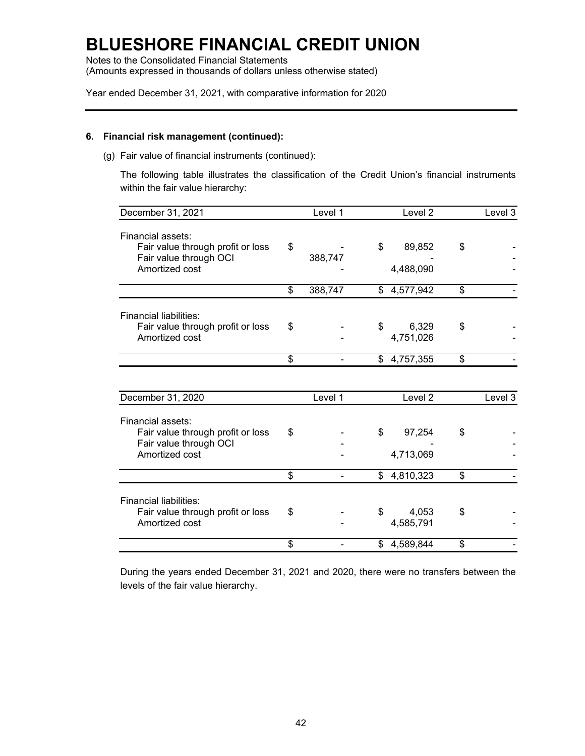# BLUESHORE FINANCIAL CREDIT UNION

Notes to the Consolidated Financial Statements
(Amounts expressed in thousands of dollars unless otherwise stated)

Year ended December 31, 2021, with comparative information for 2020

**6. Financial risk management (continued):**

(g) Fair value of financial instruments (continued):

The following table illustrates the classification of the Credit Union's financial instruments within the fair value hierarchy:

| December 31, 2021 | Level 1 | Level 2 | Level 3 |
|---|---|---|---|
| Financial assets: | | | |
| Fair value through profit or loss | $ - | $ 89,852 | $ - |
| Fair value through OCI | 388,747 | - | - |
| Amortized cost | - | 4,488,090 | - |
| | $ 388,747 | $ 4,577,942 | $ - |
| Financial liabilities: | | | |
| Fair value through profit or loss | $ - | $ 6,329 | $ - |
| Amortized cost | - | 4,751,026 | - |
| | $ - | $ 4,757,355 | $ - |

| December 31, 2020 | Level 1 | Level 2 | Level 3 |
|---|---|---|---|
| Financial assets: | | | |
| Fair value through profit or loss | $ - | $ 97,254 | $ - |
| Fair value through OCI | - | - | - |
| Amortized cost | - | 4,713,069 | - |
| | $ - | $ 4,810,323 | $ - |
| Financial liabilities: | | | |
| Fair value through profit or loss | $ - | $ 4,053 | $ - |
| Amortized cost | - | 4,585,791 | - |
| | $ - | $ 4,589,844 | $ - |

During the years ended December 31, 2021 and 2020, there were no transfers between the levels of the fair value hierarchy.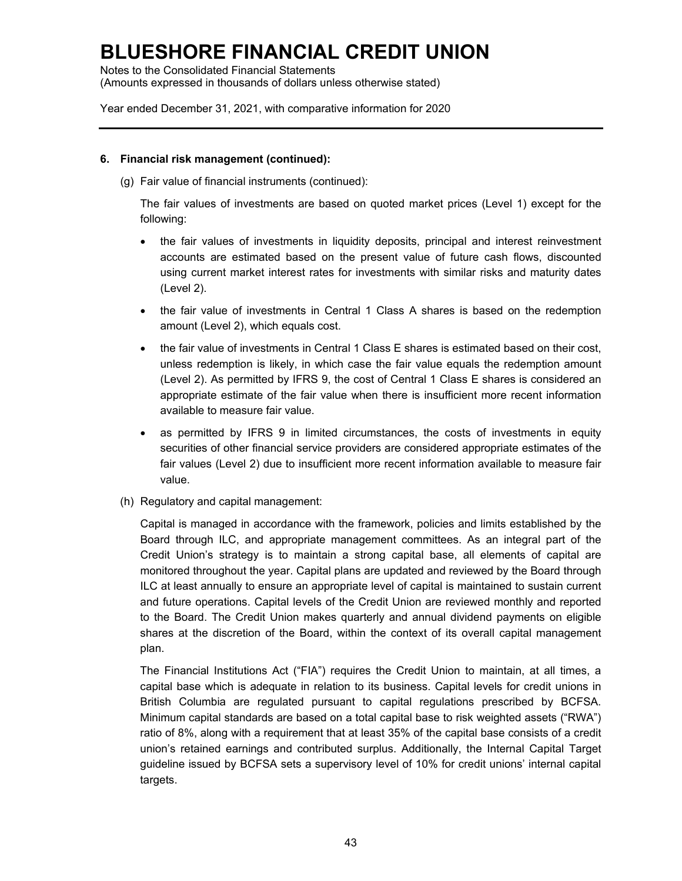## 6. Financial risk management (continued):

(g) Fair value of financial instruments (continued):

The fair values of investments are based on quoted market prices (Level 1) except for the following:

- the fair values of investments in liquidity deposits, principal and interest reinvestment accounts are estimated based on the present value of future cash flows, discounted using current market interest rates for investments with similar risks and maturity dates (Level 2).
- the fair value of investments in Central 1 Class A shares is based on the redemption amount (Level 2), which equals cost.
- the fair value of investments in Central 1 Class E shares is estimated based on their cost, unless redemption is likely, in which case the fair value equals the redemption amount (Level 2). As permitted by IFRS 9, the cost of Central 1 Class E shares is considered an appropriate estimate of the fair value when there is insufficient more recent information available to measure fair value.
- as permitted by IFRS 9 in limited circumstances, the costs of investments in equity securities of other financial service providers are considered appropriate estimates of the fair values (Level 2) due to insufficient more recent information available to measure fair value.

(h) Regulatory and capital management:

Capital is managed in accordance with the framework, policies and limits established by the Board through ILC, and appropriate management committees. As an integral part of the Credit Union's strategy is to maintain a strong capital base, all elements of capital are monitored throughout the year. Capital plans are updated and reviewed by the Board through ILC at least annually to ensure an appropriate level of capital is maintained to sustain current and future operations. Capital levels of the Credit Union are reviewed monthly and reported to the Board. The Credit Union makes quarterly and annual dividend payments on eligible shares at the discretion of the Board, within the context of its overall capital management plan.

The Financial Institutions Act ("FIA") requires the Credit Union to maintain, at all times, a capital base which is adequate in relation to its business. Capital levels for credit unions in British Columbia are regulated pursuant to capital regulations prescribed by BCFSA. Minimum capital standards are based on a total capital base to risk weighted assets ("RWA") ratio of 8%, along with a requirement that at least 35% of the capital base consists of a credit union's retained earnings and contributed surplus. Additionally, the Internal Capital Target guideline issued by BCFSA sets a supervisory level of 10% for credit unions' internal capital targets.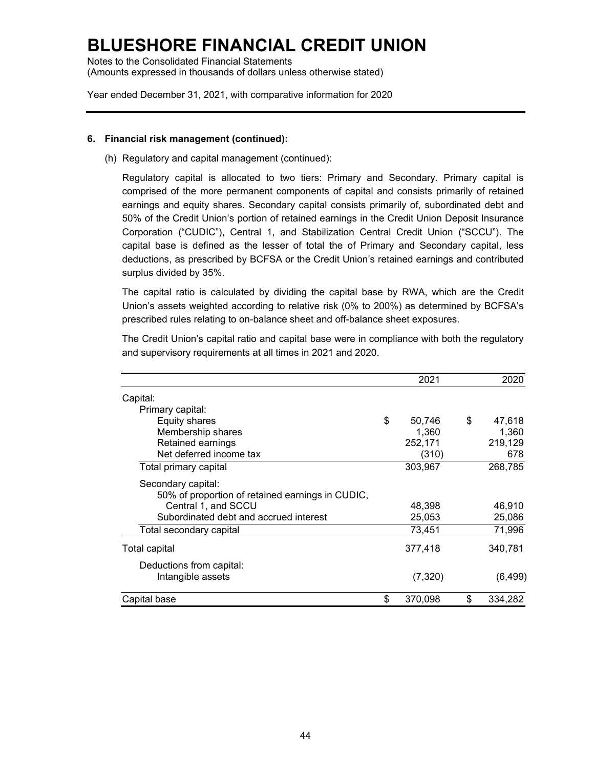# BLUESHORE FINANCIAL CREDIT UNION

Notes to the Consolidated Financial Statements
(Amounts expressed in thousands of dollars unless otherwise stated)

Year ended December 31, 2021, with comparative information for 2020

**6. Financial risk management (continued):**

(h) Regulatory and capital management (continued):

Regulatory capital is allocated to two tiers: Primary and Secondary. Primary capital is comprised of the more permanent components of capital and consists primarily of retained earnings and equity shares. Secondary capital consists primarily of, subordinated debt and 50% of the Credit Union's portion of retained earnings in the Credit Union Deposit Insurance Corporation ("CUDIC"), Central 1, and Stabilization Central Credit Union ("SCCU"). The capital base is defined as the lesser of total the of Primary and Secondary capital, less deductions, as prescribed by BCFSA or the Credit Union's retained earnings and contributed surplus divided by 35%.

The capital ratio is calculated by dividing the capital base by RWA, which are the Credit Union's assets weighted according to relative risk (0% to 200%) as determined by BCFSA's prescribed rules relating to on-balance sheet and off-balance sheet exposures.

The Credit Union's capital ratio and capital base were in compliance with both the regulatory and supervisory requirements at all times in 2021 and 2020.

| | 2021 | 2020 |
|---|---|---|
| Capital: | | |
| Primary capital: | | |
| Equity shares | $ 50,746 | $ 47,618 |
| Membership shares | 1,360 | 1,360 |
| Retained earnings | 252,171 | 219,129 |
| Net deferred income tax | (310) | 678 |
| Total primary capital | 303,967 | 268,785 |
| Secondary capital: | | |
| 50% of proportion of retained earnings in CUDIC, Central 1, and SCCU | 48,398 | 46,910 |
| Subordinated debt and accrued interest | 25,053 | 25,086 |
| Total secondary capital | 73,451 | 71,996 |
| Total capital | 377,418 | 340,781 |
| Deductions from capital: | | |
| Intangible assets | (7,320) | (6,499) |
| Capital base | $ 370,098 | $ 334,282 |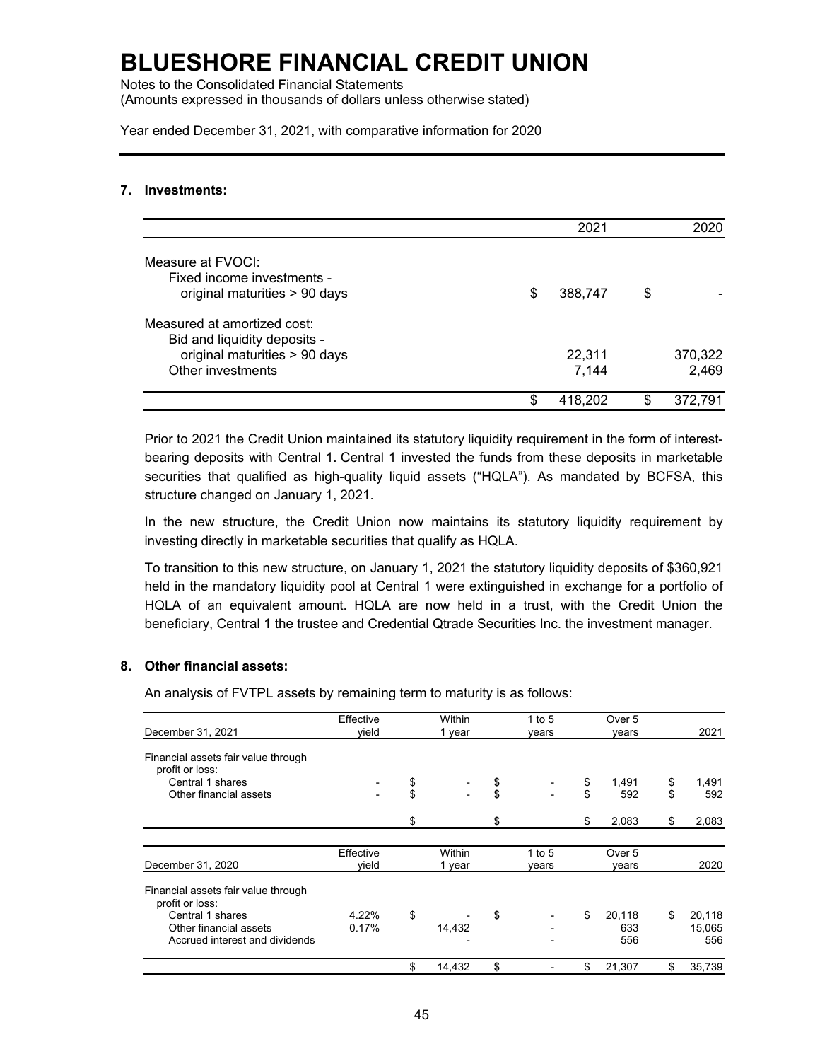# BLUESHORE FINANCIAL CREDIT UNION

Notes to the Consolidated Financial Statements
(Amounts expressed in thousands of dollars unless otherwise stated)

Year ended December 31, 2021, with comparative information for 2020

## 7. Investments:

| | 2021 | 2020 |
|---|---|---|
| Measure at FVOCI: | | |
| Fixed income investments - original maturities > 90 days | $ 388,747 | $ - |
| Measured at amortized cost: | | |
| Bid and liquidity deposits - original maturities > 90 days | 22,311 | 370,322 |
| Other investments | 7,144 | 2,469 |
| | $ 418,202 | $ 372,791 |

Prior to 2021 the Credit Union maintained its statutory liquidity requirement in the form of interest-bearing deposits with Central 1. Central 1 invested the funds from these deposits in marketable securities that qualified as high-quality liquid assets ("HQLA"). As mandated by BCFSA, this structure changed on January 1, 2021.

In the new structure, the Credit Union now maintains its statutory liquidity requirement by investing directly in marketable securities that qualify as HQLA.

To transition to this new structure, on January 1, 2021 the statutory liquidity deposits of $360,921 held in the mandatory liquidity pool at Central 1 were extinguished in exchange for a portfolio of HQLA of an equivalent amount. HQLA are now held in a trust, with the Credit Union the beneficiary, Central 1 the trustee and Credential Qtrade Securities Inc. the investment manager.

## 8. Other financial assets:

An analysis of FVTPL assets by remaining term to maturity is as follows:

| December 31, 2021 | Effective yield | Within 1 year | 1 to 5 years | Over 5 years | 2021 |
|---|---|---|---|---|---|
| Financial assets fair value through profit or loss: | | | | | |
| Central 1 shares | - | $ - | $ - | $ 1,491 | $ 1,491 |
| Other financial assets | - | $ - | $ - | $ 592 | $ 592 |
| | | $ | $ | $ 2,083 | $ 2,083 |

| December 31, 2020 | Effective yield | Within 1 year | 1 to 5 years | Over 5 years | 2020 |
|---|---|---|---|---|---|
| Financial assets fair value through profit or loss: | | | | | |
| Central 1 shares | 4.22% | $ - | $ - | $ 20,118 | $ 20,118 |
| Other financial assets | 0.17% | 14,432 | - | 633 | 15,065 |
| Accrued interest and dividends | | - | - | 556 | 556 |
| | | $ 14,432 | $ - | $ 21,307 | $ 35,739 |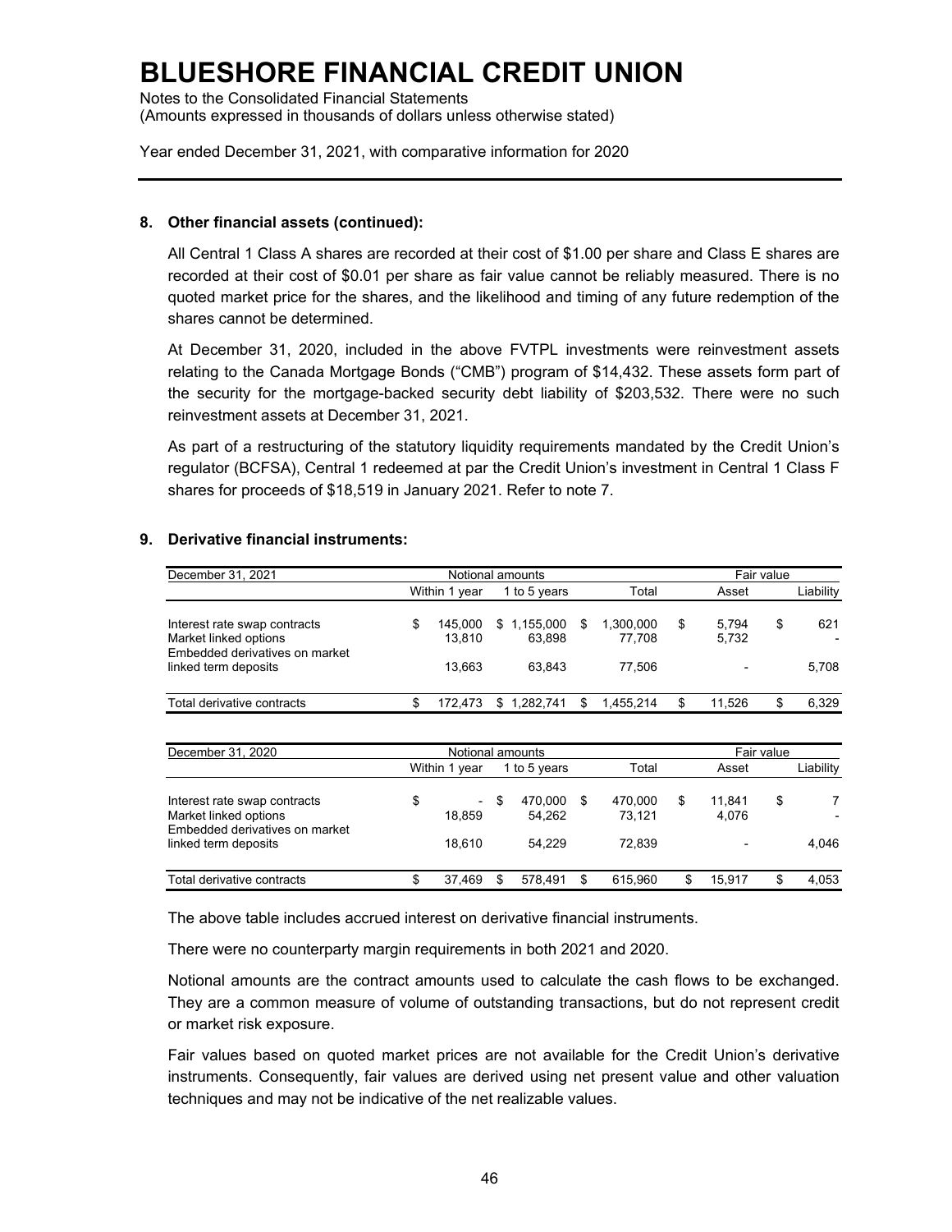8. **Other financial assets (continued):**

All Central 1 Class A shares are recorded at their cost of $1.00 per share and Class E shares are recorded at their cost of $0.01 per share as fair value cannot be reliably measured. There is no quoted market price for the shares, and the likelihood and timing of any future redemption of the shares cannot be determined.

At December 31, 2020, included in the above FVTPL investments were reinvestment assets relating to the Canada Mortgage Bonds ("CMB") program of $14,432. These assets form part of the security for the mortgage-backed security debt liability of $203,532. There were no such reinvestment assets at December 31, 2021.

As part of a restructuring of the statutory liquidity requirements mandated by the Credit Union's regulator (BCFSA), Central 1 redeemed at par the Credit Union's investment in Central 1 Class F shares for proceeds of $18,519 in January 2021. Refer to note 7.

9. **Derivative financial instruments:**

| December 31, 2021 | Notional amounts | | | Fair value | |
|---|---|---|---|---|---|
| | Within 1 year | 1 to 5 years | Total | Asset | Liability |
| Interest rate swap contracts | $ 145,000 | $ 1,155,000 | $ 1,300,000 | $ 5,794 | $ 621 |
| Market linked options | 13,810 | 63,898 | 77,708 | 5,732 | - |
| Embedded derivatives on market linked term deposits | 13,663 | 63,843 | 77,506 | - | 5,708 |
| Total derivative contracts | $ 172,473 | $ 1,282,741 | $ 1,455,214 | $ 11,526 | $ 6,329 |

| December 31, 2020 | Notional amounts | | | Fair value | |
|---|---|---|---|---|---|
| | Within 1 year | 1 to 5 years | Total | Asset | Liability |
| Interest rate swap contracts | $ - | $ 470,000 | $ 470,000 | $ 11,841 | $ 7 |
| Market linked options | 18,859 | 54,262 | 73,121 | 4,076 | - |
| Embedded derivatives on market linked term deposits | 18,610 | 54,229 | 72,839 | - | 4,046 |
| Total derivative contracts | $ 37,469 | $ 578,491 | $ 615,960 | $ 15,917 | $ 4,053 |

The above table includes accrued interest on derivative financial instruments.

There were no counterparty margin requirements in both 2021 and 2020.

Notional amounts are the contract amounts used to calculate the cash flows to be exchanged. They are a common measure of volume of outstanding transactions, but do not represent credit or market risk exposure.

Fair values based on quoted market prices are not available for the Credit Union's derivative instruments. Consequently, fair values are derived using net present value and other valuation techniques and may not be indicative of the net realizable values.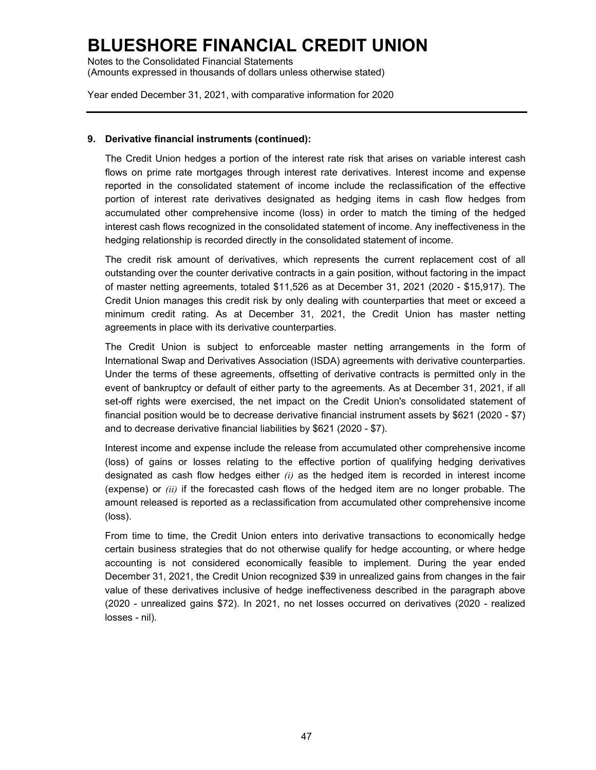# BLUESHORE FINANCIAL CREDIT UNION

Notes to the Consolidated Financial Statements
(Amounts expressed in thousands of dollars unless otherwise stated)

Year ended December 31, 2021, with comparative information for 2020

**9. Derivative financial instruments (continued):**

The Credit Union hedges a portion of the interest rate risk that arises on variable interest cash flows on prime rate mortgages through interest rate derivatives. Interest income and expense reported in the consolidated statement of income include the reclassification of the effective portion of interest rate derivatives designated as hedging items in cash flow hedges from accumulated other comprehensive income (loss) in order to match the timing of the hedged interest cash flows recognized in the consolidated statement of income. Any ineffectiveness in the hedging relationship is recorded directly in the consolidated statement of income.

The credit risk amount of derivatives, which represents the current replacement cost of all outstanding over the counter derivative contracts in a gain position, without factoring in the impact of master netting agreements, totaled $11,526 as at December 31, 2021 (2020 - $15,917). The Credit Union manages this credit risk by only dealing with counterparties that meet or exceed a minimum credit rating. As at December 31, 2021, the Credit Union has master netting agreements in place with its derivative counterparties.

The Credit Union is subject to enforceable master netting arrangements in the form of International Swap and Derivatives Association (ISDA) agreements with derivative counterparties. Under the terms of these agreements, offsetting of derivative contracts is permitted only in the event of bankruptcy or default of either party to the agreements. As at December 31, 2021, if all set-off rights were exercised, the net impact on the Credit Union's consolidated statement of financial position would be to decrease derivative financial instrument assets by $621 (2020 - $7) and to decrease derivative financial liabilities by $621 (2020 - $7).

Interest income and expense include the release from accumulated other comprehensive income (loss) of gains or losses relating to the effective portion of qualifying hedging derivatives designated as cash flow hedges either *(i)* as the hedged item is recorded in interest income (expense) or *(ii)* if the forecasted cash flows of the hedged item are no longer probable. The amount released is reported as a reclassification from accumulated other comprehensive income (loss).

From time to time, the Credit Union enters into derivative transactions to economically hedge certain business strategies that do not otherwise qualify for hedge accounting, or where hedge accounting is not considered economically feasible to implement. During the year ended December 31, 2021, the Credit Union recognized $39 in unrealized gains from changes in the fair value of these derivatives inclusive of hedge ineffectiveness described in the paragraph above (2020 - unrealized gains $72). In 2021, no net losses occurred on derivatives (2020 - realized losses - nil).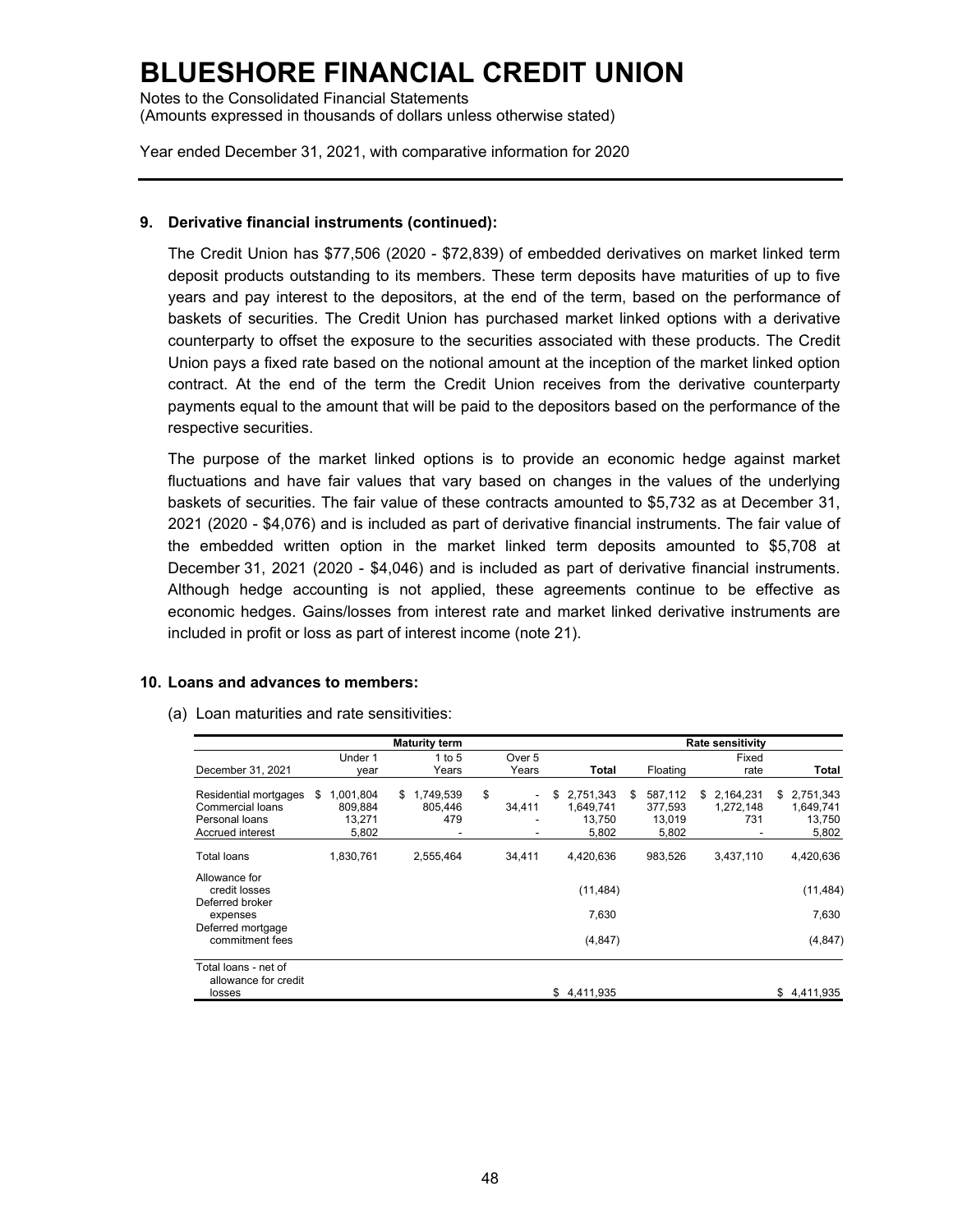**9. Derivative financial instruments (continued):**

The Credit Union has $77,506 (2020 - $72,839) of embedded derivatives on market linked term deposit products outstanding to its members. These term deposits have maturities of up to five years and pay interest to the depositors, at the end of the term, based on the performance of baskets of securities. The Credit Union has purchased market linked options with a derivative counterparty to offset the exposure to the securities associated with these products. The Credit Union pays a fixed rate based on the notional amount at the inception of the market linked option contract. At the end of the term the Credit Union receives from the derivative counterparty payments equal to the amount that will be paid to the depositors based on the performance of the respective securities.

The purpose of the market linked options is to provide an economic hedge against market fluctuations and have fair values that vary based on changes in the values of the underlying baskets of securities. The fair value of these contracts amounted to $5,732 as at December 31, 2021 (2020 - $4,076) and is included as part of derivative financial instruments. The fair value of the embedded written option in the market linked term deposits amounted to $5,708 at December 31, 2021 (2020 - $4,046) and is included as part of derivative financial instruments. Although hedge accounting is not applied, these agreements continue to be effective as economic hedges. Gains/losses from interest rate and market linked derivative instruments are included in profit or loss as part of interest income (note 21).

**10. Loans and advances to members:**

(a) Loan maturities and rate sensitivities:

| | Maturity term | | | | Rate sensitivity | | |
|---|---|---|---|---|---|---|---|
| December 31, 2021 | Under 1 year | 1 to 5 Years | Over 5 Years | **Total** | Floating | Fixed rate | **Total** |
| Residential mortgages | $ 1,001,804 | $ 1,749,539 | $ - | $ 2,751,343 | $ 587,112 | $ 2,164,231 | $ 2,751,343 |
| Commercial loans | 809,884 | 805,446 | 34,411 | 1,649,741 | 377,593 | 1,272,148 | 1,649,741 |
| Personal loans | 13,271 | 479 | - | 13,750 | 13,019 | 731 | 13,750 |
| Accrued interest | 5,802 | - | - | 5,802 | 5,802 | - | 5,802 |
| Total loans | 1,830,761 | 2,555,464 | 34,411 | 4,420,636 | 983,526 | 3,437,110 | 4,420,636 |
| Allowance for credit losses | | | | (11,484) | | | (11,484) |
| Deferred broker expenses | | | | 7,630 | | | 7,630 |
| Deferred mortgage commitment fees | | | | (4,847) | | | (4,847) |
| Total loans - net of allowance for credit losses | | | | $ 4,411,935 | | | $ 4,411,935 |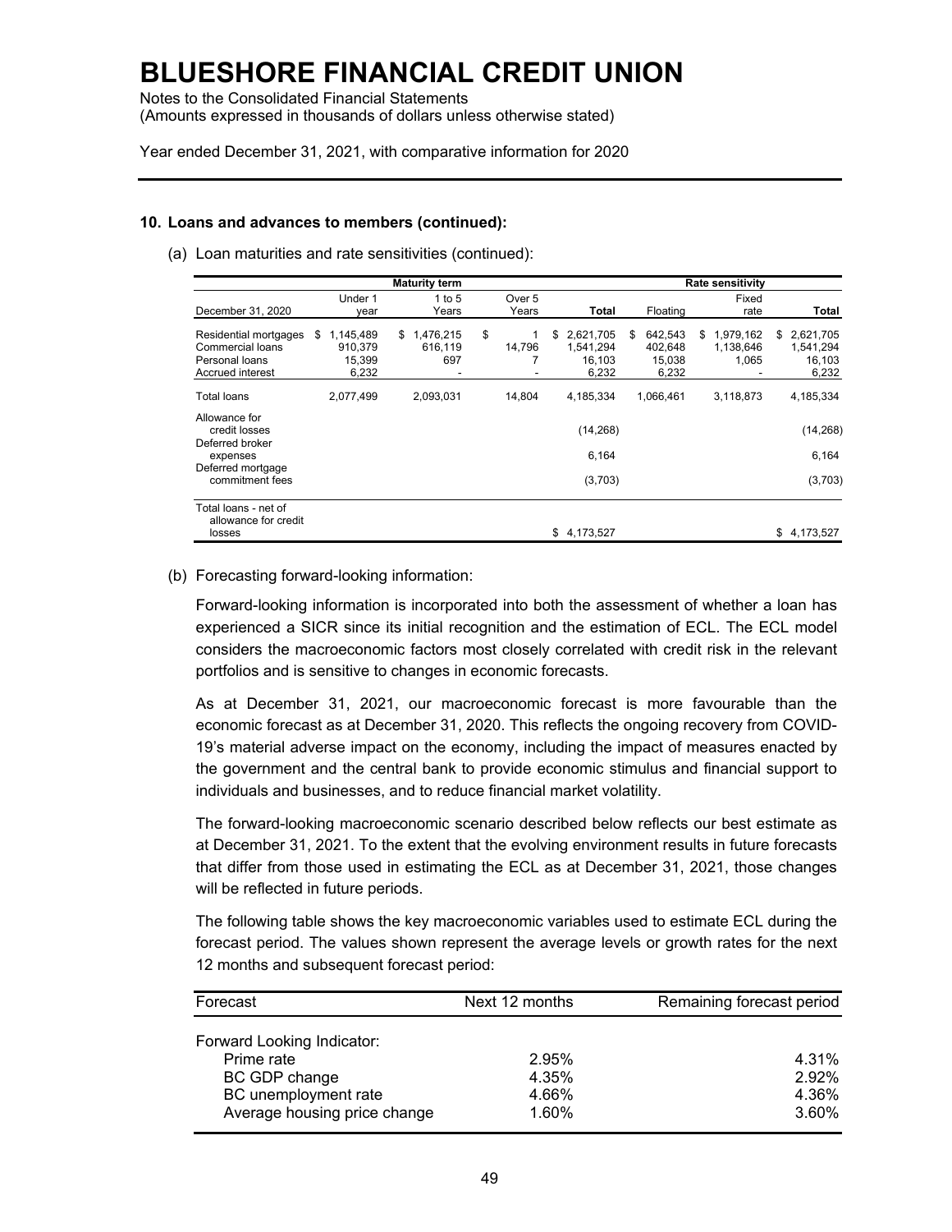# BLUESHORE FINANCIAL CREDIT UNION

Notes to the Consolidated Financial Statements
(Amounts expressed in thousands of dollars unless otherwise stated)

Year ended December 31, 2021, with comparative information for 2020

### 10. Loans and advances to members (continued):

(a) Loan maturities and rate sensitivities (continued):

| | Maturity term | | | | Rate sensitivity | | |
|---|---|---|---|---|---|---|---|
| December 31, 2020 | Under 1 year | 1 to 5 Years | Over 5 Years | Total | Floating | Fixed rate | Total |
| Residential mortgages | $ 1,145,489 | $ 1,476,215 | $ 1 | $ 2,621,705 | $ 642,543 | $ 1,979,162 | $ 2,621,705 |
| Commercial loans | 910,379 | 616,119 | 14,796 | 1,541,294 | 402,648 | 1,138,646 | 1,541,294 |
| Personal loans | 15,399 | 697 | 7 | 16,103 | 15,038 | 1,065 | 16,103 |
| Accrued interest | 6,232 | - | - | 6,232 | 6,232 | - | 6,232 |
| Total loans | 2,077,499 | 2,093,031 | 14,804 | 4,185,334 | 1,066,461 | 3,118,873 | 4,185,334 |
| Allowance for credit losses | | | | (14,268) | | | (14,268) |
| Deferred broker expenses | | | | 6,164 | | | 6,164 |
| Deferred mortgage commitment fees | | | | (3,703) | | | (3,703) |
| Total loans - net of allowance for credit losses | | | | $ 4,173,527 | | | $ 4,173,527 |

(b) Forecasting forward-looking information:

Forward-looking information is incorporated into both the assessment of whether a loan has experienced a SICR since its initial recognition and the estimation of ECL. The ECL model considers the macroeconomic factors most closely correlated with credit risk in the relevant portfolios and is sensitive to changes in economic forecasts.

As at December 31, 2021, our macroeconomic forecast is more favourable than the economic forecast as at December 31, 2020. This reflects the ongoing recovery from COVID-19's material adverse impact on the economy, including the impact of measures enacted by the government and the central bank to provide economic stimulus and financial support to individuals and businesses, and to reduce financial market volatility.

The forward-looking macroeconomic scenario described below reflects our best estimate as at December 31, 2021. To the extent that the evolving environment results in future forecasts that differ from those used in estimating the ECL as at December 31, 2021, those changes will be reflected in future periods.

The following table shows the key macroeconomic variables used to estimate ECL during the forecast period. The values shown represent the average levels or growth rates for the next 12 months and subsequent forecast period:

| Forecast | Next 12 months | Remaining forecast period |
|---|---|---|
| Forward Looking Indicator: | | |
| Prime rate | 2.95% | 4.31% |
| BC GDP change | 4.35% | 2.92% |
| BC unemployment rate | 4.66% | 4.36% |
| Average housing price change | 1.60% | 3.60% |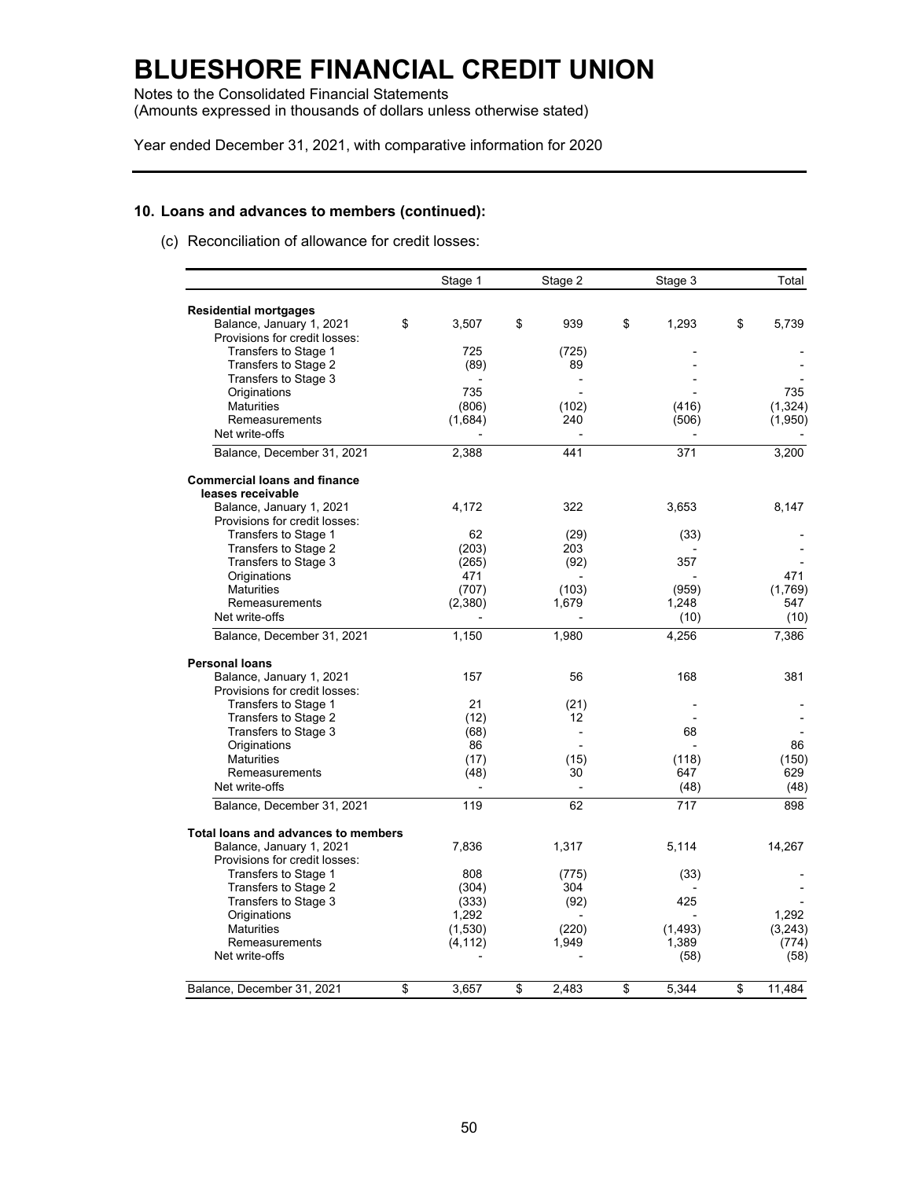# BLUESHORE FINANCIAL CREDIT UNION

Notes to the Consolidated Financial Statements
(Amounts expressed in thousands of dollars unless otherwise stated)

Year ended December 31, 2021, with comparative information for 2020

## 10. Loans and advances to members (continued):

(c) Reconciliation of allowance for credit losses:

| | Stage 1 | Stage 2 | Stage 3 | Total |
|---|---|---|---|---|
| **Residential mortgages** | | | | |
| Balance, January 1, 2021 | $ 3,507 | $ 939 | $ 1,293 | $ 5,739 |
| Provisions for credit losses: | | | | |
| Transfers to Stage 1 | 725 | (725) | - | - |
| Transfers to Stage 2 | (89) | 89 | - | - |
| Transfers to Stage 3 | - | - | - | - |
| Originations | 735 | - | - | 735 |
| Maturities | (806) | (102) | (416) | (1,324) |
| Remeasurements | (1,684) | 240 | (506) | (1,950) |
| Net write-offs | - | - | - | - |
| Balance, December 31, 2021 | 2,388 | 441 | 371 | 3,200 |
| **Commercial loans and finance leases receivable** | | | | |
| Balance, January 1, 2021 | 4,172 | 322 | 3,653 | 8,147 |
| Provisions for credit losses: | | | | |
| Transfers to Stage 1 | 62 | (29) | (33) | - |
| Transfers to Stage 2 | (203) | 203 | - | - |
| Transfers to Stage 3 | (265) | (92) | 357 | - |
| Originations | 471 | - | - | 471 |
| Maturities | (707) | (103) | (959) | (1,769) |
| Remeasurements | (2,380) | 1,679 | 1,248 | 547 |
| Net write-offs | - | - | (10) | (10) |
| Balance, December 31, 2021 | 1,150 | 1,980 | 4,256 | 7,386 |
| **Personal loans** | | | | |
| Balance, January 1, 2021 | 157 | 56 | 168 | 381 |
| Provisions for credit losses: | | | | |
| Transfers to Stage 1 | 21 | (21) | - | - |
| Transfers to Stage 2 | (12) | 12 | - | - |
| Transfers to Stage 3 | (68) | - | 68 | - |
| Originations | 86 | - | - | 86 |
| Maturities | (17) | (15) | (118) | (150) |
| Remeasurements | (48) | 30 | 647 | 629 |
| Net write-offs | - | - | (48) | (48) |
| Balance, December 31, 2021 | 119 | 62 | 717 | 898 |
| **Total loans and advances to members** | | | | |
| Balance, January 1, 2021 | 7,836 | 1,317 | 5,114 | 14,267 |
| Provisions for credit losses: | | | | |
| Transfers to Stage 1 | 808 | (775) | (33) | - |
| Transfers to Stage 2 | (304) | 304 | - | - |
| Transfers to Stage 3 | (333) | (92) | 425 | - |
| Originations | 1,292 | - | - | 1,292 |
| Maturities | (1,530) | (220) | (1,493) | (3,243) |
| Remeasurements | (4,112) | 1,949 | 1,389 | (774) |
| Net write-offs | - | - | (58) | (58) |
| Balance, December 31, 2021 | $ 3,657 | $ 2,483 | $ 5,344 | $ 11,484 |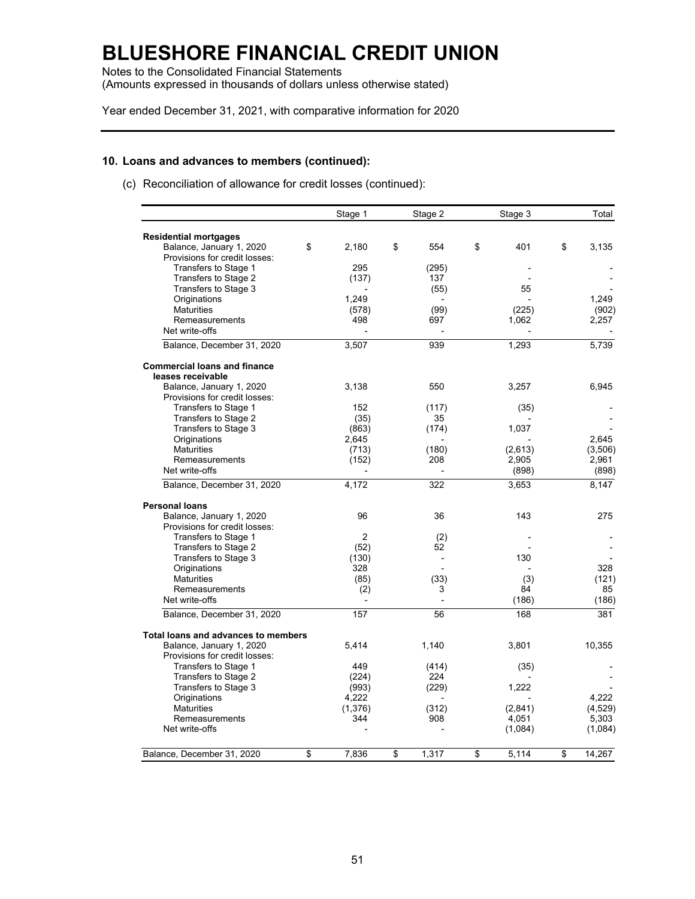# BLUESHORE FINANCIAL CREDIT UNION

Notes to the Consolidated Financial Statements
(Amounts expressed in thousands of dollars unless otherwise stated)

Year ended December 31, 2021, with comparative information for 2020

## 10. Loans and advances to members (continued):

(c) Reconciliation of allowance for credit losses (continued):

| | Stage 1 | Stage 2 | Stage 3 | Total |
|---|---|---|---|---|
| **Residential mortgages** | | | | |
| Balance, January 1, 2020 | $ 2,180 | $ 554 | $ 401 | $ 3,135 |
| Provisions for credit losses: | | | | |
| Transfers to Stage 1 | 295 | (295) | - | - |
| Transfers to Stage 2 | (137) | 137 | - | - |
| Transfers to Stage 3 | - | (55) | 55 | - |
| Originations | 1,249 | - | - | 1,249 |
| Maturities | (578) | (99) | (225) | (902) |
| Remeasurements | 498 | 697 | 1,062 | 2,257 |
| Net write-offs | - | - | - | - |
| Balance, December 31, 2020 | 3,507 | 939 | 1,293 | 5,739 |
| **Commercial loans and finance leases receivable** | | | | |
| Balance, January 1, 2020 | 3,138 | 550 | 3,257 | 6,945 |
| Provisions for credit losses: | | | | |
| Transfers to Stage 1 | 152 | (117) | (35) | - |
| Transfers to Stage 2 | (35) | 35 | - | - |
| Transfers to Stage 3 | (863) | (174) | 1,037 | - |
| Originations | 2,645 | - | - | 2,645 |
| Maturities | (713) | (180) | (2,613) | (3,506) |
| Remeasurements | (152) | 208 | 2,905 | 2,961 |
| Net write-offs | - | - | (898) | (898) |
| Balance, December 31, 2020 | 4,172 | 322 | 3,653 | 8,147 |
| **Personal loans** | | | | |
| Balance, January 1, 2020 | 96 | 36 | 143 | 275 |
| Provisions for credit losses: | | | | |
| Transfers to Stage 1 | 2 | (2) | - | - |
| Transfers to Stage 2 | (52) | 52 | - | - |
| Transfers to Stage 3 | (130) | - | 130 | - |
| Originations | 328 | - | - | 328 |
| Maturities | (85) | (33) | (3) | (121) |
| Remeasurements | (2) | 3 | 84 | 85 |
| Net write-offs | - | - | (186) | (186) |
| Balance, December 31, 2020 | 157 | 56 | 168 | 381 |
| **Total loans and advances to members** | | | | |
| Balance, January 1, 2020 | 5,414 | 1,140 | 3,801 | 10,355 |
| Provisions for credit losses: | | | | |
| Transfers to Stage 1 | 449 | (414) | (35) | - |
| Transfers to Stage 2 | (224) | 224 | - | - |
| Transfers to Stage 3 | (993) | (229) | 1,222 | - |
| Originations | 4,222 | - | - | 4,222 |
| Maturities | (1,376) | (312) | (2,841) | (4,529) |
| Remeasurements | 344 | 908 | 4,051 | 5,303 |
| Net write-offs | - | - | (1,084) | (1,084) |
| Balance, December 31, 2020 | $ 7,836 | $ 1,317 | $ 5,114 | $ 14,267 |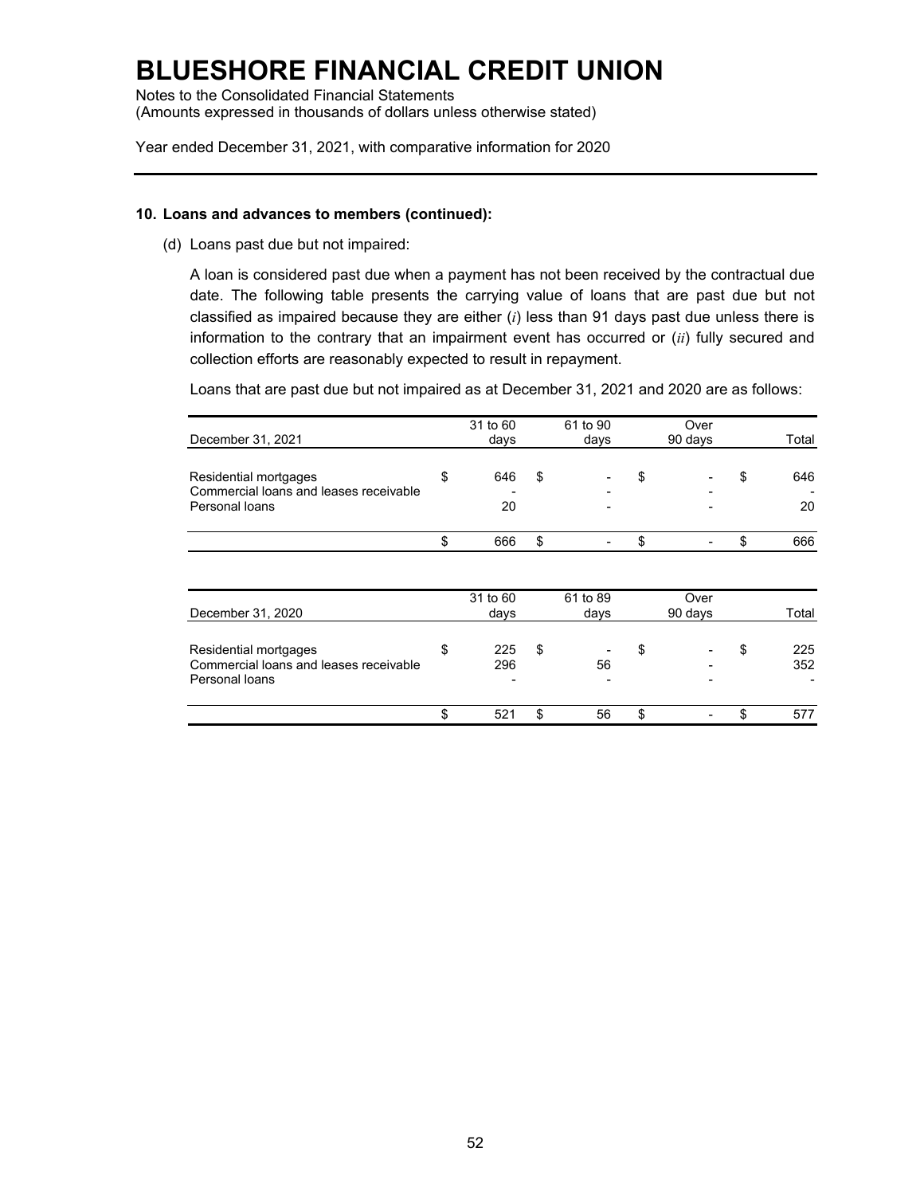# BLUESHORE FINANCIAL CREDIT UNION

Notes to the Consolidated Financial Statements
(Amounts expressed in thousands of dollars unless otherwise stated)

Year ended December 31, 2021, with comparative information for 2020

### 10. Loans and advances to members (continued):

(d) Loans past due but not impaired:

A loan is considered past due when a payment has not been received by the contractual due date. The following table presents the carrying value of loans that are past due but not classified as impaired because they are either (*i*) less than 91 days past due unless there is information to the contrary that an impairment event has occurred or (*ii*) fully secured and collection efforts are reasonably expected to result in repayment.

Loans that are past due but not impaired as at December 31, 2021 and 2020 are as follows:

| December 31, 2021 | 31 to 60 days | 61 to 90 days | Over 90 days | Total |
|---|---|---|---|---|
| Residential mortgages | $ 646 | $ - | $ - | $ 646 |
| Commercial loans and leases receivable | - | - | - | - |
| Personal loans | 20 | - | - | 20 |
| | $ 666 | $ - | $ - | $ 666 |

| December 31, 2020 | 31 to 60 days | 61 to 89 days | Over 90 days | Total |
|---|---|---|---|---|
| Residential mortgages | $ 225 | $ - | $ - | $ 225 |
| Commercial loans and leases receivable | 296 | 56 | - | 352 |
| Personal loans | - | - | - | - |
| | $ 521 | $ 56 | $ - | $ 577 |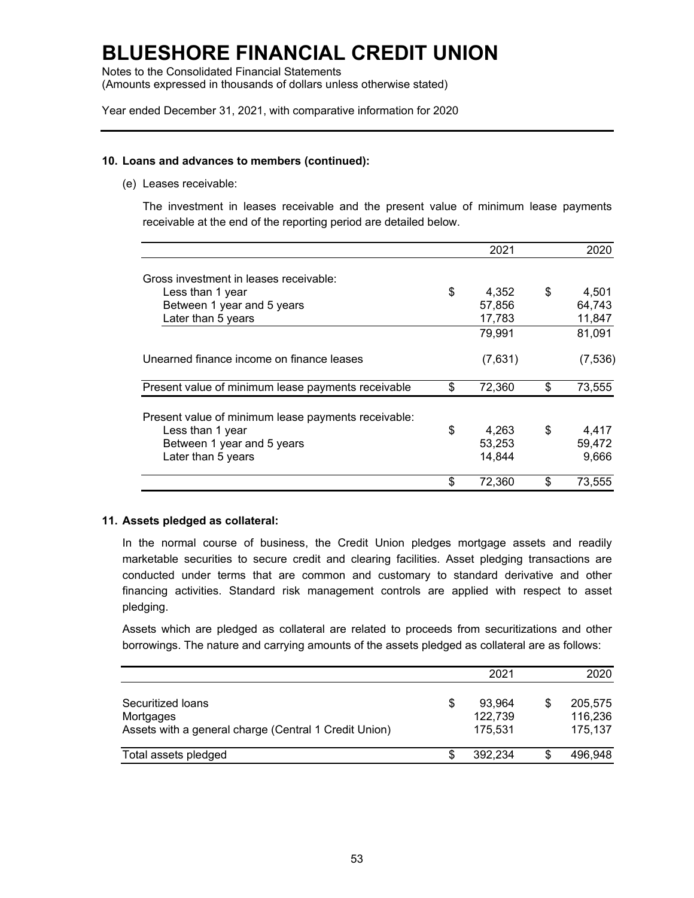# BLUESHORE FINANCIAL CREDIT UNION

Notes to the Consolidated Financial Statements
(Amounts expressed in thousands of dollars unless otherwise stated)

Year ended December 31, 2021, with comparative information for 2020

## 10. Loans and advances to members (continued):

(e) Leases receivable:

The investment in leases receivable and the present value of minimum lease payments receivable at the end of the reporting period are detailed below.

| | 2021 | 2020 |
|---|---|---|
| Gross investment in leases receivable: | | |
| Less than 1 year | $ 4,352 | $ 4,501 |
| Between 1 year and 5 years | 57,856 | 64,743 |
| Later than 5 years | 17,783 | 11,847 |
| | 79,991 | 81,091 |
| Unearned finance income on finance leases | (7,631) | (7,536) |
| Present value of minimum lease payments receivable | $ 72,360 | $ 73,555 |
| Present value of minimum lease payments receivable: | | |
| Less than 1 year | $ 4,263 | $ 4,417 |
| Between 1 year and 5 years | 53,253 | 59,472 |
| Later than 5 years | 14,844 | 9,666 |
| | $ 72,360 | $ 73,555 |

## 11. Assets pledged as collateral:

In the normal course of business, the Credit Union pledges mortgage assets and readily marketable securities to secure credit and clearing facilities. Asset pledging transactions are conducted under terms that are common and customary to standard derivative and other financing activities. Standard risk management controls are applied with respect to asset pledging.

Assets which are pledged as collateral are related to proceeds from securitizations and other borrowings. The nature and carrying amounts of the assets pledged as collateral are as follows:

| | 2021 | 2020 |
|---|---|---|
| Securitized loans | $ 93,964 | $ 205,575 |
| Mortgages | 122,739 | 116,236 |
| Assets with a general charge (Central 1 Credit Union) | 175,531 | 175,137 |
| Total assets pledged | $ 392,234 | $ 496,948 |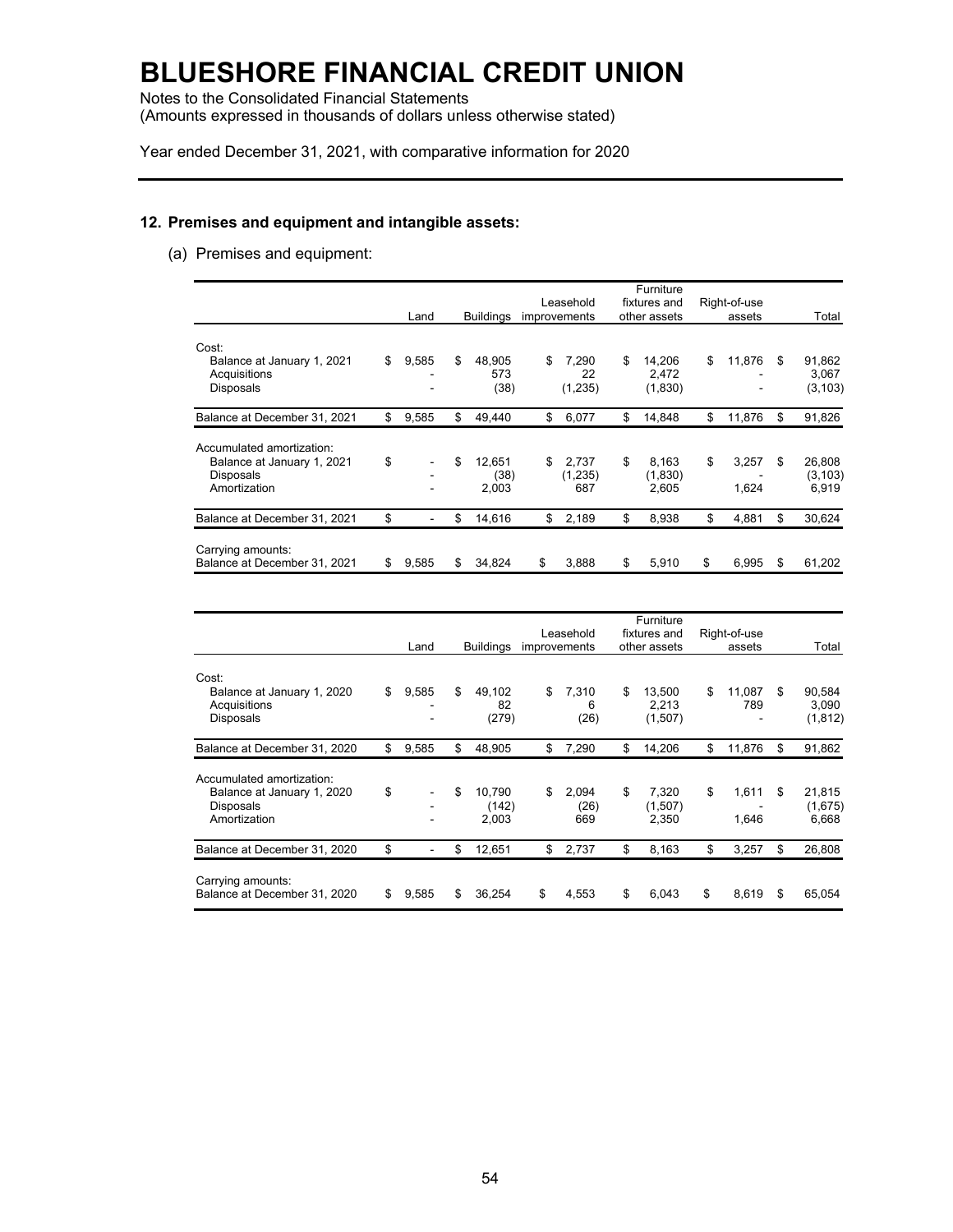# BLUESHORE FINANCIAL CREDIT UNION

Notes to the Consolidated Financial Statements
(Amounts expressed in thousands of dollars unless otherwise stated)

Year ended December 31, 2021, with comparative information for 2020

## 12. Premises and equipment and intangible assets:

(a) Premises and equipment:

| | Land | Buildings | Leasehold improvements | Furniture fixtures and other assets | Right-of-use assets | Total |
|---|---|---|---|---|---|---|
| Cost: | | | | | | |
| Balance at January 1, 2021 | $ 9,585 | $ 48,905 | $ 7,290 | $ 14,206 | $ 11,876 | $ 91,862 |
| Acquisitions | - | 573 | 22 | 2,472 | - | 3,067 |
| Disposals | - | (38) | (1,235) | (1,830) | - | (3,103) |
| Balance at December 31, 2021 | $ 9,585 | $ 49,440 | $ 6,077 | $ 14,848 | $ 11,876 | $ 91,826 |
| Accumulated amortization: | | | | | | |
| Balance at January 1, 2021 | $ - | $ 12,651 | $ 2,737 | $ 8,163 | $ 3,257 | $ 26,808 |
| Disposals | - | (38) | (1,235) | (1,830) | - | (3,103) |
| Amortization | - | 2,003 | 687 | 2,605 | 1,624 | 6,919 |
| Balance at December 31, 2021 | $ - | $ 14,616 | $ 2,189 | $ 8,938 | $ 4,881 | $ 30,624 |
| Carrying amounts: | | | | | | |
| Balance at December 31, 2021 | $ 9,585 | $ 34,824 | $ 3,888 | $ 5,910 | $ 6,995 | $ 61,202 |

| | Land | Buildings | Leasehold improvements | Furniture fixtures and other assets | Right-of-use assets | Total |
|---|---|---|---|---|---|---|
| Cost: | | | | | | |
| Balance at January 1, 2020 | $ 9,585 | $ 49,102 | $ 7,310 | $ 13,500 | $ 11,087 | $ 90,584 |
| Acquisitions | - | 82 | 6 | 2,213 | 789 | 3,090 |
| Disposals | - | (279) | (26) | (1,507) | - | (1,812) |
| Balance at December 31, 2020 | $ 9,585 | $ 48,905 | $ 7,290 | $ 14,206 | $ 11,876 | $ 91,862 |
| Accumulated amortization: | | | | | | |
| Balance at January 1, 2020 | $ - | $ 10,790 | $ 2,094 | $ 7,320 | $ 1,611 | $ 21,815 |
| Disposals | - | (142) | (26) | (1,507) | - | (1,675) |
| Amortization | - | 2,003 | 669 | 2,350 | 1,646 | 6,668 |
| Balance at December 31, 2020 | $ - | $ 12,651 | $ 2,737 | $ 8,163 | $ 3,257 | $ 26,808 |
| Carrying amounts: | | | | | | |
| Balance at December 31, 2020 | $ 9,585 | $ 36,254 | $ 4,553 | $ 6,043 | $ 8,619 | $ 65,054 |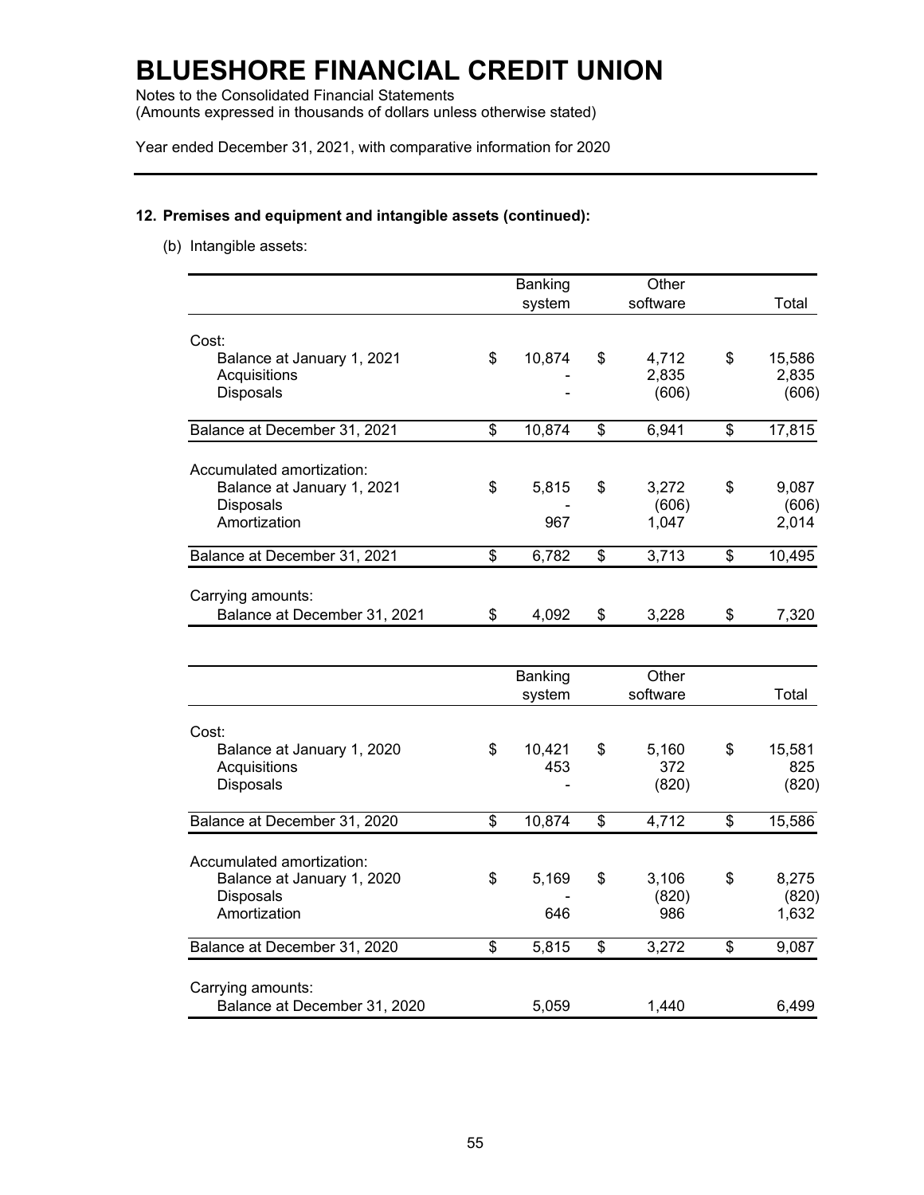# BLUESHORE FINANCIAL CREDIT UNION

Notes to the Consolidated Financial Statements
(Amounts expressed in thousands of dollars unless otherwise stated)

Year ended December 31, 2021, with comparative information for 2020

### 12. Premises and equipment and intangible assets (continued):

(b) Intangible assets:

| | Banking system | Other software | Total |
|---|---|---|---|
| Cost: | | | |
| Balance at January 1, 2021 | $ 10,874 | $ 4,712 | $ 15,586 |
| Acquisitions | - | 2,835 | 2,835 |
| Disposals | - | (606) | (606) |
| Balance at December 31, 2021 | $ 10,874 | $ 6,941 | $ 17,815 |
| Accumulated amortization: | | | |
| Balance at January 1, 2021 | $ 5,815 | $ 3,272 | $ 9,087 |
| Disposals | - | (606) | (606) |
| Amortization | 967 | 1,047 | 2,014 |
| Balance at December 31, 2021 | $ 6,782 | $ 3,713 | $ 10,495 |
| Carrying amounts: | | | |
| Balance at December 31, 2021 | $ 4,092 | $ 3,228 | $ 7,320 |

| | Banking system | Other software | Total |
|---|---|---|---|
| Cost: | | | |
| Balance at January 1, 2020 | $ 10,421 | $ 5,160 | $ 15,581 |
| Acquisitions | 453 | 372 | 825 |
| Disposals | - | (820) | (820) |
| Balance at December 31, 2020 | $ 10,874 | $ 4,712 | $ 15,586 |
| Accumulated amortization: | | | |
| Balance at January 1, 2020 | $ 5,169 | $ 3,106 | $ 8,275 |
| Disposals | - | (820) | (820) |
| Amortization | 646 | 986 | 1,632 |
| Balance at December 31, 2020 | $ 5,815 | $ 3,272 | $ 9,087 |
| Carrying amounts: | | | |
| Balance at December 31, 2020 | 5,059 | 1,440 | 6,499 |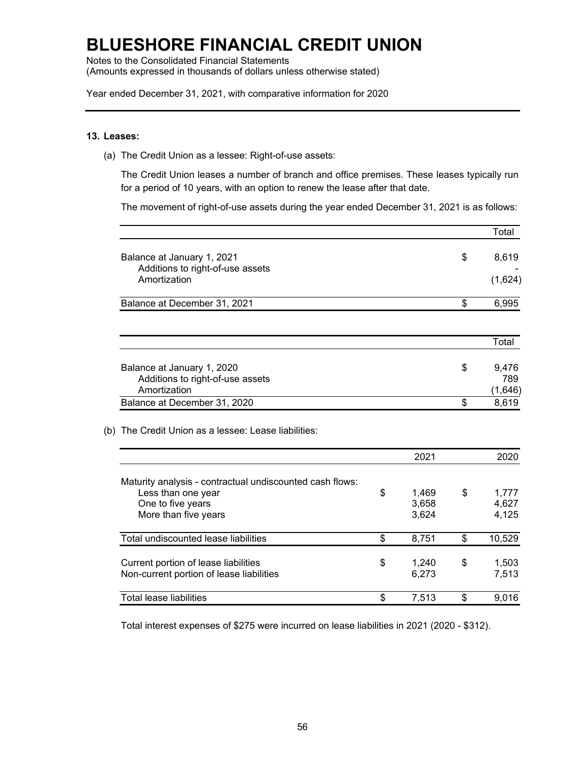# BLUESHORE FINANCIAL CREDIT UNION

Notes to the Consolidated Financial Statements
(Amounts expressed in thousands of dollars unless otherwise stated)

Year ended December 31, 2021, with comparative information for 2020

### 13. Leases:

(a) The Credit Union as a lessee: Right-of-use assets:

The Credit Union leases a number of branch and office premises. These leases typically run for a period of 10 years, with an option to renew the lease after that date.

The movement of right-of-use assets during the year ended December 31, 2021 is as follows:

| | Total |
|---|---|
| Balance at January 1, 2021 | $ 8,619 |
| Additions to right-of-use assets | - |
| Amortization | (1,624) |
| Balance at December 31, 2021 | $ 6,995 |

| | Total |
|---|---|
| Balance at January 1, 2020 | $ 9,476 |
| Additions to right-of-use assets | 789 |
| Amortization | (1,646) |
| Balance at December 31, 2020 | $ 8,619 |

(b) The Credit Union as a lessee: Lease liabilities:

| | 2021 | 2020 |
|---|---|---|
| Maturity analysis - contractual undiscounted cash flows: | | |
| Less than one year | $ 1,469 | $ 1,777 |
| One to five years | 3,658 | 4,627 |
| More than five years | 3,624 | 4,125 |
| Total undiscounted lease liabilities | $ 8,751 | $ 10,529 |
| Current portion of lease liabilities | $ 1,240 | $ 1,503 |
| Non-current portion of lease liabilities | 6,273 | 7,513 |
| Total lease liabilities | $ 7,513 | $ 9,016 |

Total interest expenses of $275 were incurred on lease liabilities in 2021 (2020 - $312).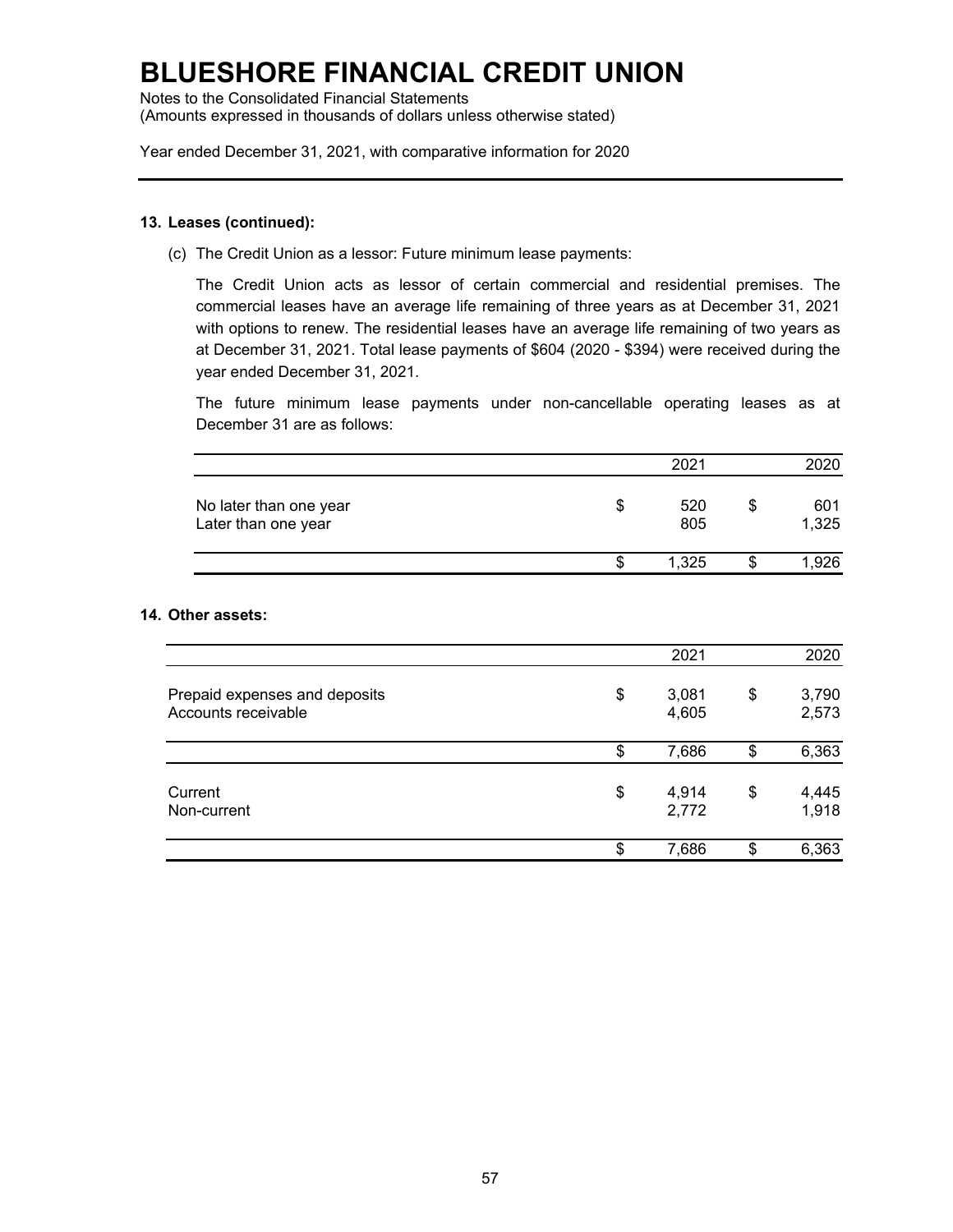## 13. Leases (continued):

(c) The Credit Union as a lessor: Future minimum lease payments:

The Credit Union acts as lessor of certain commercial and residential premises. The commercial leases have an average life remaining of three years as at December 31, 2021 with options to renew. The residential leases have an average life remaining of two years as at December 31, 2021. Total lease payments of $604 (2020 - $394) were received during the year ended December 31, 2021.

The future minimum lease payments under non-cancellable operating leases as at December 31 are as follows:

| | 2021 | 2020 |
|---|---|---|
| No later than one year | $ 520 | $ 601 |
| Later than one year | 805 | 1,325 |
| | $ 1,325 | $ 1,926 |

## 14. Other assets:

| | 2021 | 2020 |
|---|---|---|
| Prepaid expenses and deposits | $ 3,081 | $ 3,790 |
| Accounts receivable | 4,605 | 2,573 |
| | $ 7,686 | $ 6,363 |
| Current | $ 4,914 | $ 4,445 |
| Non-current | 2,772 | 1,918 |
| | $ 7,686 | $ 6,363 |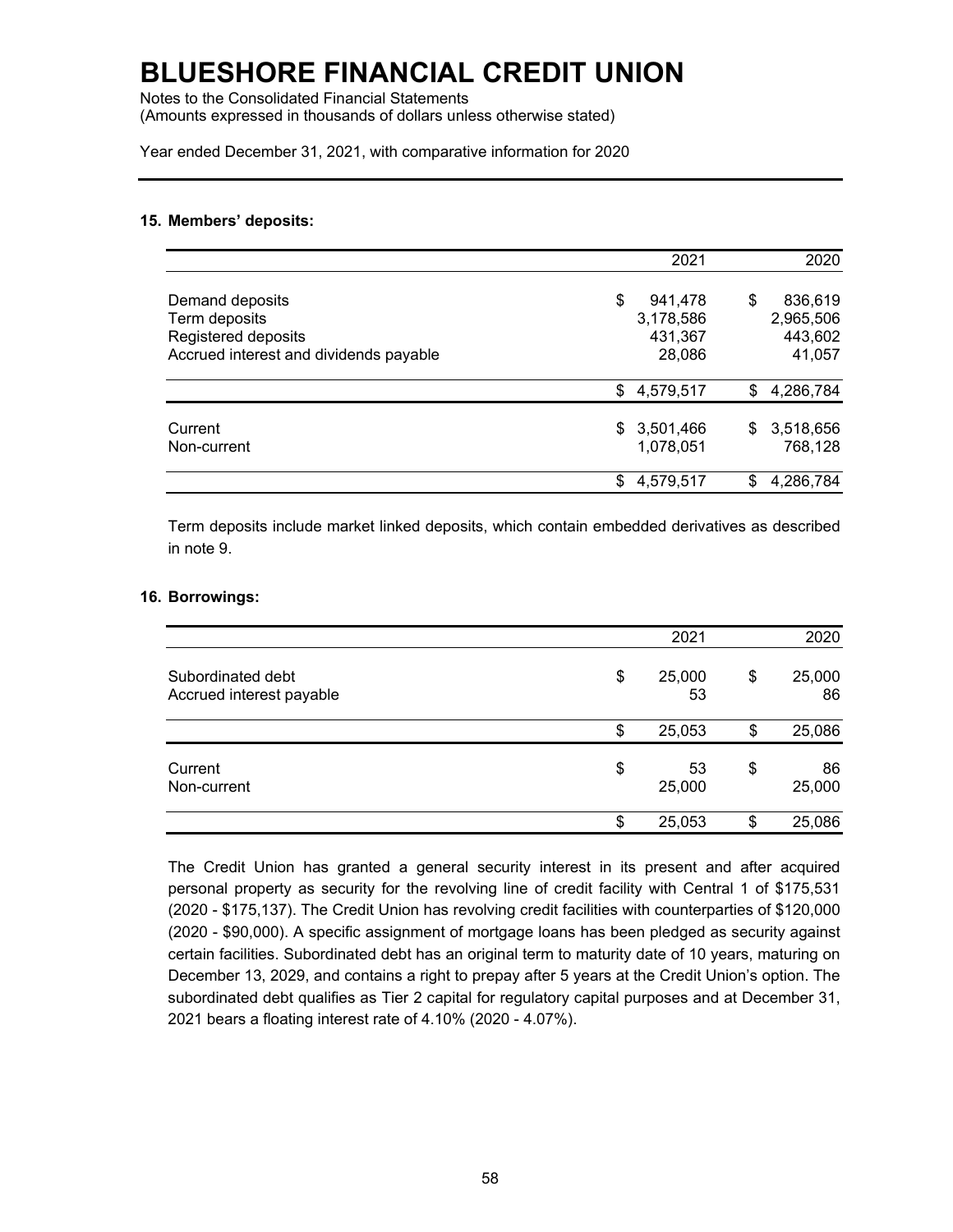# BLUESHORE FINANCIAL CREDIT UNION

Notes to the Consolidated Financial Statements
(Amounts expressed in thousands of dollars unless otherwise stated)

Year ended December 31, 2021, with comparative information for 2020

### 15. Members' deposits:

| | 2021 | 2020 |
|---|---|---|
| Demand deposits | $ 941,478 | $ 836,619 |
| Term deposits | 3,178,586 | 2,965,506 |
| Registered deposits | 431,367 | 443,602 |
| Accrued interest and dividends payable | 28,086 | 41,057 |
| | $ 4,579,517 | $ 4,286,784 |
| Current | $ 3,501,466 | $ 3,518,656 |
| Non-current | 1,078,051 | 768,128 |
| | $ 4,579,517 | $ 4,286,784 |

Term deposits include market linked deposits, which contain embedded derivatives as described in note 9.

### 16. Borrowings:

| | 2021 | 2020 |
|---|---|---|
| Subordinated debt | $ 25,000 | $ 25,000 |
| Accrued interest payable | 53 | 86 |
| | $ 25,053 | $ 25,086 |
| Current | $ 53 | $ 86 |
| Non-current | 25,000 | 25,000 |
| | $ 25,053 | $ 25,086 |

The Credit Union has granted a general security interest in its present and after acquired personal property as security for the revolving line of credit facility with Central 1 of $175,531 (2020 - $175,137). The Credit Union has revolving credit facilities with counterparties of $120,000 (2020 - $90,000). A specific assignment of mortgage loans has been pledged as security against certain facilities. Subordinated debt has an original term to maturity date of 10 years, maturing on December 13, 2029, and contains a right to prepay after 5 years at the Credit Union's option. The subordinated debt qualifies as Tier 2 capital for regulatory capital purposes and at December 31, 2021 bears a floating interest rate of 4.10% (2020 - 4.07%).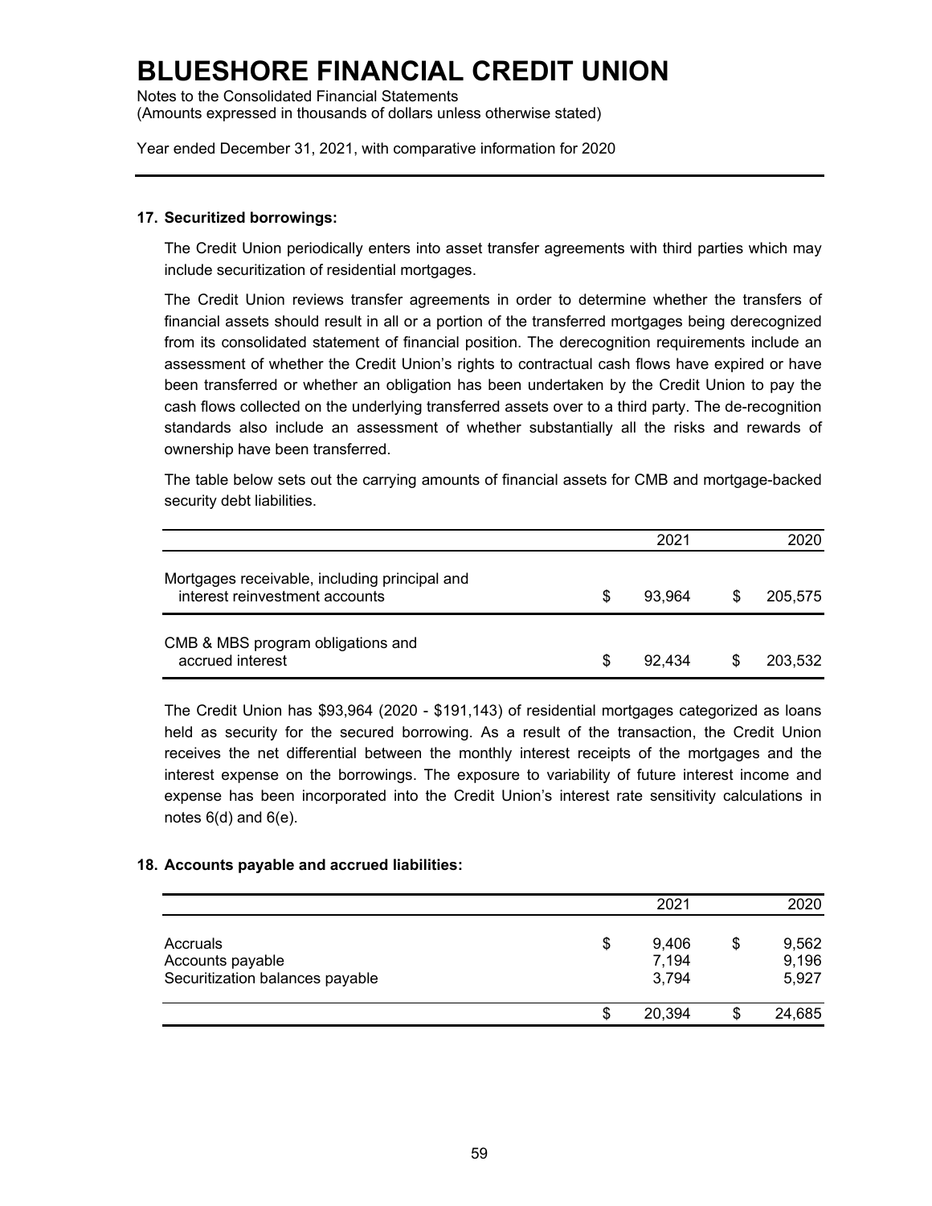## 17. Securitized borrowings:

The Credit Union periodically enters into asset transfer agreements with third parties which may include securitization of residential mortgages.

The Credit Union reviews transfer agreements in order to determine whether the transfers of financial assets should result in all or a portion of the transferred mortgages being derecognized from its consolidated statement of financial position. The derecognition requirements include an assessment of whether the Credit Union's rights to contractual cash flows have expired or have been transferred or whether an obligation has been undertaken by the Credit Union to pay the cash flows collected on the underlying transferred assets over to a third party. The de-recognition standards also include an assessment of whether substantially all the risks and rewards of ownership have been transferred.

The table below sets out the carrying amounts of financial assets for CMB and mortgage-backed security debt liabilities.

| | 2021 | 2020 |
|---|---|---|
| Mortgages receivable, including principal and interest reinvestment accounts | $ 93,964 | $ 205,575 |
| CMB & MBS program obligations and accrued interest | $ 92,434 | $ 203,532 |

The Credit Union has $93,964 (2020 - $191,143) of residential mortgages categorized as loans held as security for the secured borrowing. As a result of the transaction, the Credit Union receives the net differential between the monthly interest receipts of the mortgages and the interest expense on the borrowings. The exposure to variability of future interest income and expense has been incorporated into the Credit Union's interest rate sensitivity calculations in notes 6(d) and 6(e).

## 18. Accounts payable and accrued liabilities:

| | 2021 | 2020 |
|---|---|---|
| Accruals | $ 9,406 | $ 9,562 |
| Accounts payable | 7,194 | 9,196 |
| Securitization balances payable | 3,794 | 5,927 |
| | $ 20,394 | $ 24,685 |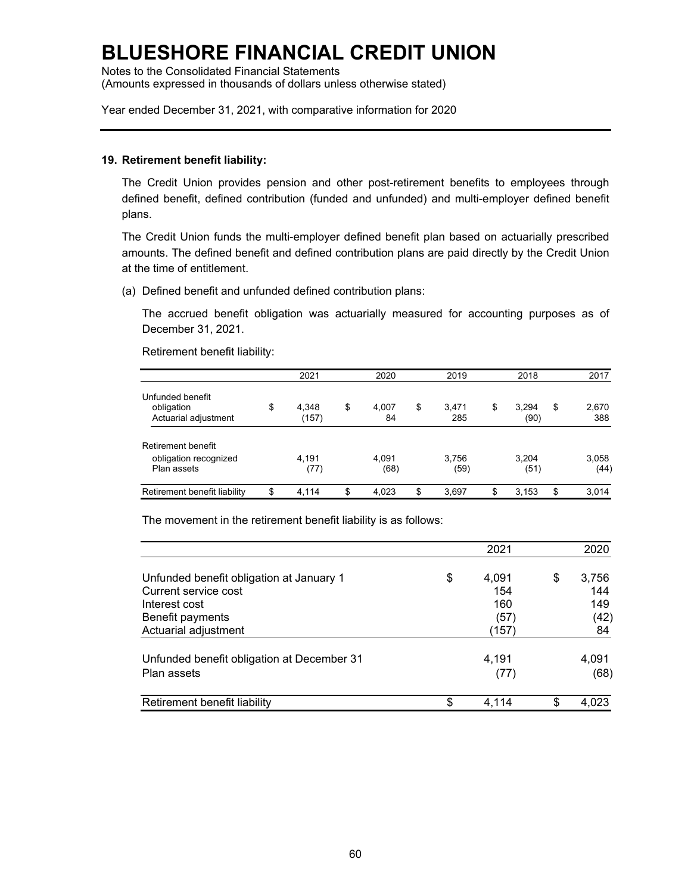# BLUESHORE FINANCIAL CREDIT UNION

Notes to the Consolidated Financial Statements
(Amounts expressed in thousands of dollars unless otherwise stated)

Year ended December 31, 2021, with comparative information for 2020

**19. Retirement benefit liability:**

The Credit Union provides pension and other post-retirement benefits to employees through defined benefit, defined contribution (funded and unfunded) and multi-employer defined benefit plans.

The Credit Union funds the multi-employer defined benefit plan based on actuarially prescribed amounts. The defined benefit and defined contribution plans are paid directly by the Credit Union at the time of entitlement.

(a) Defined benefit and unfunded defined contribution plans:

The accrued benefit obligation was actuarially measured for accounting purposes as of December 31, 2021.

Retirement benefit liability:

| | 2021 | 2020 | 2019 | 2018 | 2017 |
|---|---|---|---|---|---|
| Unfunded benefit obligation | $ 4,348 | $ 4,007 | $ 3,471 | $ 3,294 | $ 2,670 |
| Actuarial adjustment | (157) | 84 | 285 | (90) | 388 |
| Retirement benefit obligation recognized | 4,191 | 4,091 | 3,756 | 3,204 | 3,058 |
| Plan assets | (77) | (68) | (59) | (51) | (44) |
| Retirement benefit liability | $ 4,114 | $ 4,023 | $ 3,697 | $ 3,153 | $ 3,014 |

The movement in the retirement benefit liability is as follows:

| | 2021 | 2020 |
|---|---|---|
| Unfunded benefit obligation at January 1 | $ 4,091 | $ 3,756 |
| Current service cost | 154 | 144 |
| Interest cost | 160 | 149 |
| Benefit payments | (57) | (42) |
| Actuarial adjustment | (157) | 84 |
| Unfunded benefit obligation at December 31 | 4,191 | 4,091 |
| Plan assets | (77) | (68) |
| Retirement benefit liability | $ 4,114 | $ 4,023 |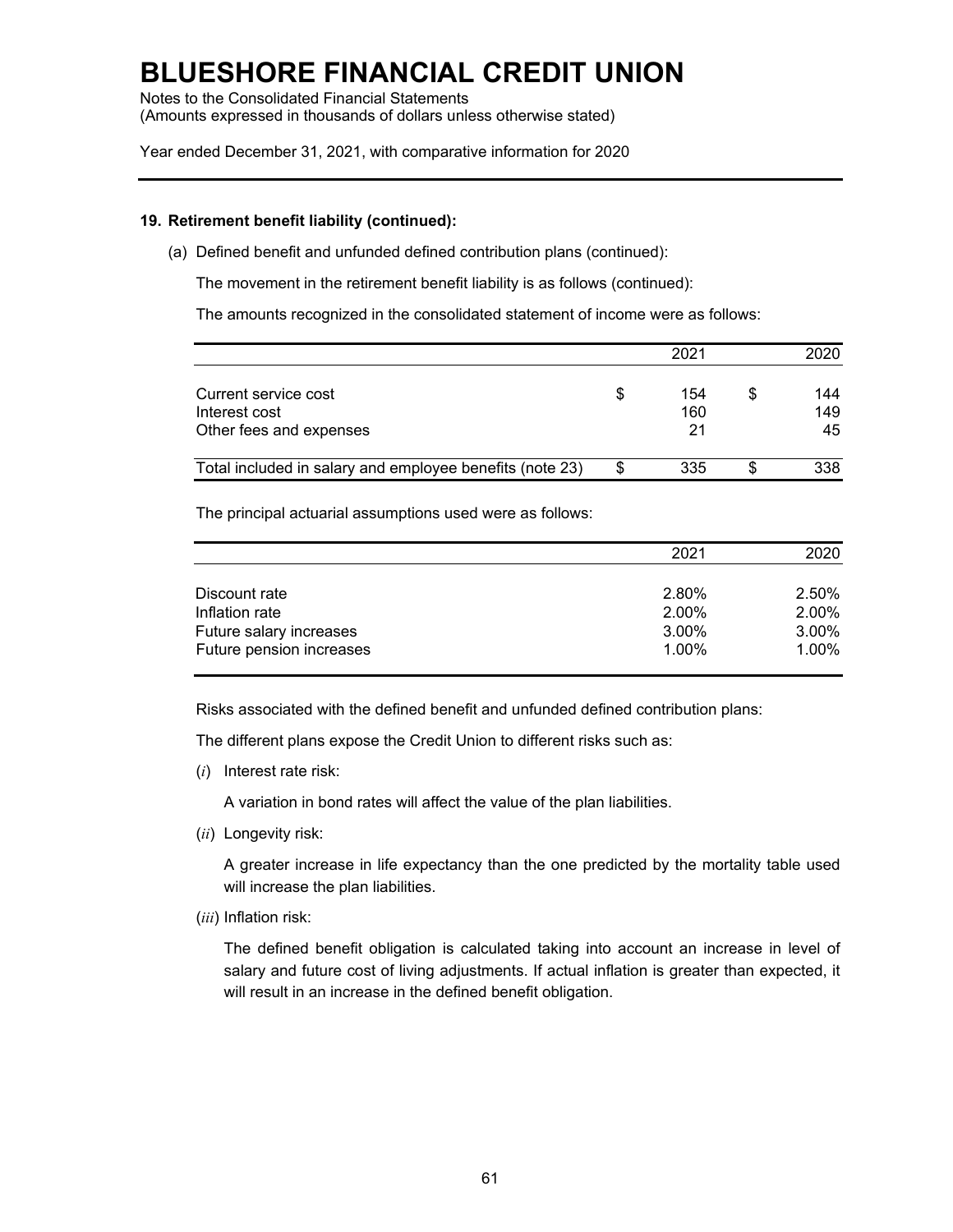# BLUESHORE FINANCIAL CREDIT UNION

Notes to the Consolidated Financial Statements
(Amounts expressed in thousands of dollars unless otherwise stated)

Year ended December 31, 2021, with comparative information for 2020

**19. Retirement benefit liability (continued):**

(a) Defined benefit and unfunded defined contribution plans (continued):

The movement in the retirement benefit liability is as follows (continued):

The amounts recognized in the consolidated statement of income were as follows:

| | 2021 | 2020 |
|---|---|---|
| Current service cost | $ 154 | $ 144 |
| Interest cost | 160 | 149 |
| Other fees and expenses | 21 | 45 |
| Total included in salary and employee benefits (note 23) | $ 335 | $ 338 |

The principal actuarial assumptions used were as follows:

| | 2021 | 2020 |
|---|---|---|
| Discount rate | 2.80% | 2.50% |
| Inflation rate | 2.00% | 2.00% |
| Future salary increases | 3.00% | 3.00% |
| Future pension increases | 1.00% | 1.00% |

Risks associated with the defined benefit and unfunded defined contribution plans:

The different plans expose the Credit Union to different risks such as:

(*i*) Interest rate risk:

A variation in bond rates will affect the value of the plan liabilities.

(*ii*) Longevity risk:

A greater increase in life expectancy than the one predicted by the mortality table used will increase the plan liabilities.

(*iii*) Inflation risk:

The defined benefit obligation is calculated taking into account an increase in level of salary and future cost of living adjustments. If actual inflation is greater than expected, it will result in an increase in the defined benefit obligation.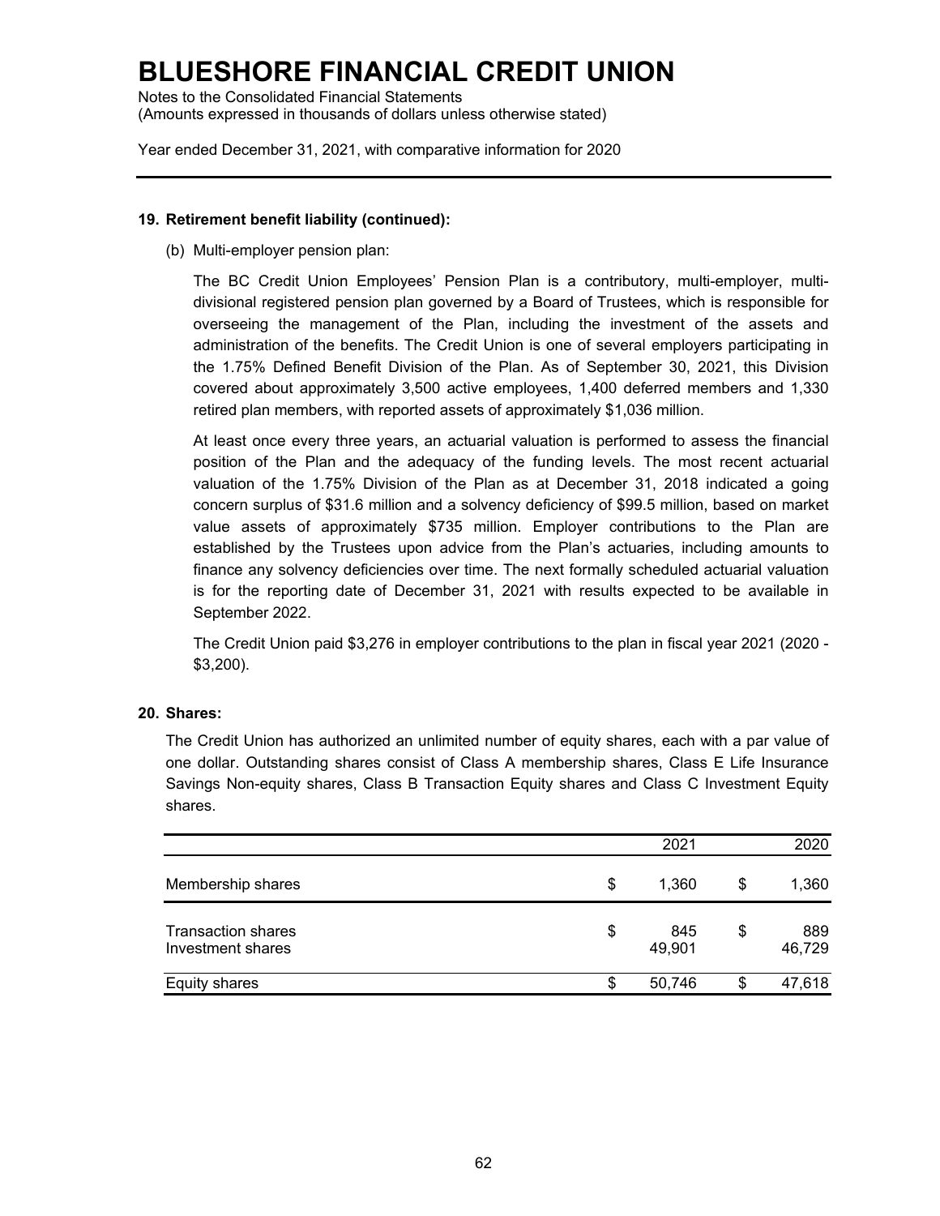# BLUESHORE FINANCIAL CREDIT UNION

Notes to the Consolidated Financial Statements
(Amounts expressed in thousands of dollars unless otherwise stated)

Year ended December 31, 2021, with comparative information for 2020

## 19. Retirement benefit liability (continued):

(b) Multi-employer pension plan:

The BC Credit Union Employees' Pension Plan is a contributory, multi-employer, multi-divisional registered pension plan governed by a Board of Trustees, which is responsible for overseeing the management of the Plan, including the investment of the assets and administration of the benefits. The Credit Union is one of several employers participating in the 1.75% Defined Benefit Division of the Plan. As of September 30, 2021, this Division covered about approximately 3,500 active employees, 1,400 deferred members and 1,330 retired plan members, with reported assets of approximately $1,036 million.

At least once every three years, an actuarial valuation is performed to assess the financial position of the Plan and the adequacy of the funding levels. The most recent actuarial valuation of the 1.75% Division of the Plan as at December 31, 2018 indicated a going concern surplus of $31.6 million and a solvency deficiency of $99.5 million, based on market value assets of approximately $735 million. Employer contributions to the Plan are established by the Trustees upon advice from the Plan's actuaries, including amounts to finance any solvency deficiencies over time. The next formally scheduled actuarial valuation is for the reporting date of December 31, 2021 with results expected to be available in September 2022.

The Credit Union paid $3,276 in employer contributions to the plan in fiscal year 2021 (2020 - $3,200).

## 20. Shares:

The Credit Union has authorized an unlimited number of equity shares, each with a par value of one dollar. Outstanding shares consist of Class A membership shares, Class E Life Insurance Savings Non-equity shares, Class B Transaction Equity shares and Class C Investment Equity shares.

| | 2021 | 2020 |
|---|---|---|
| Membership shares | $ 1,360 | $ 1,360 |
| Transaction shares | $ 845 | $ 889 |
| Investment shares | 49,901 | 46,729 |
| Equity shares | $ 50,746 | $ 47,618 |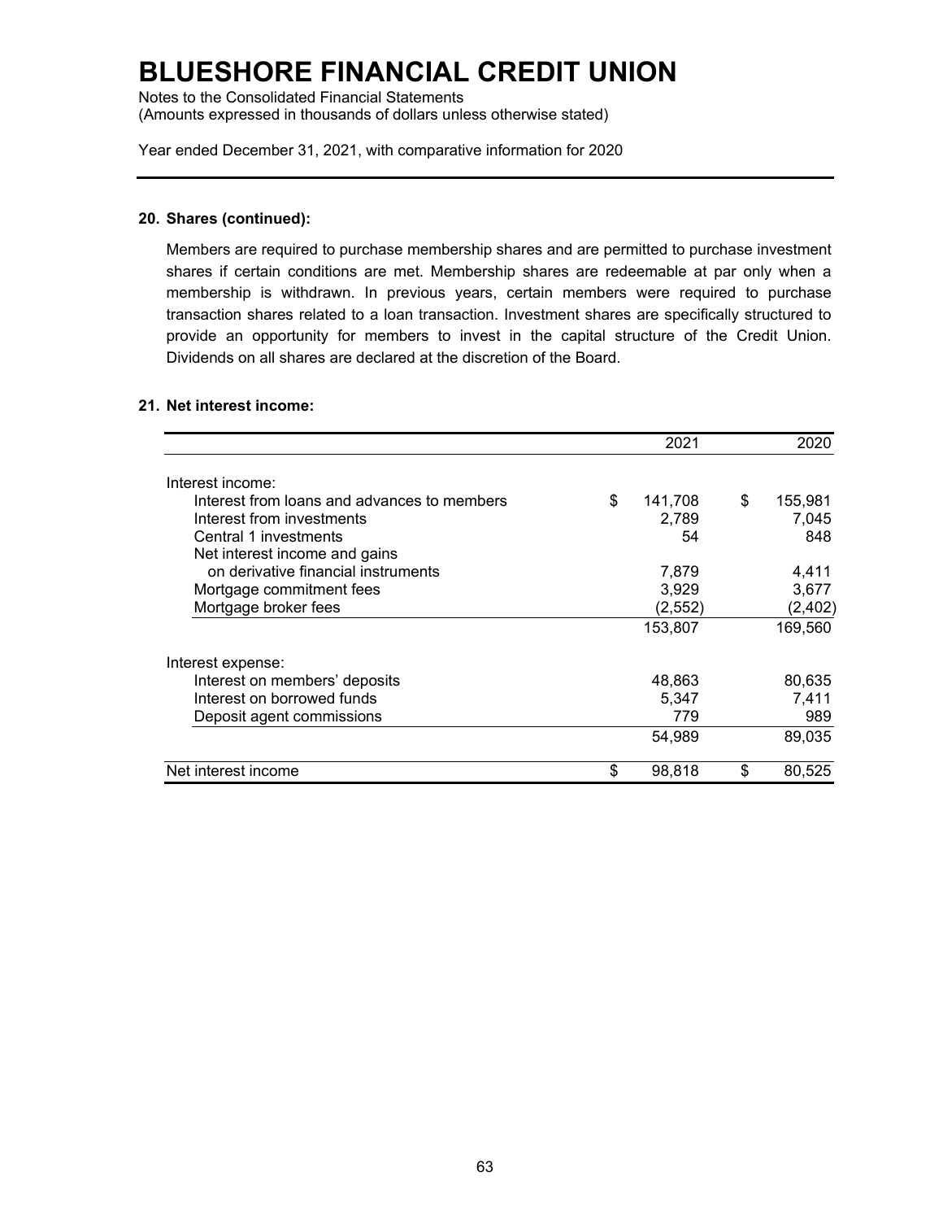# BLUESHORE FINANCIAL CREDIT UNION

Notes to the Consolidated Financial Statements
(Amounts expressed in thousands of dollars unless otherwise stated)

Year ended December 31, 2021, with comparative information for 2020

**20. Shares (continued):**

Members are required to purchase membership shares and are permitted to purchase investment shares if certain conditions are met. Membership shares are redeemable at par only when a membership is withdrawn. In previous years, certain members were required to purchase transaction shares related to a loan transaction. Investment shares are specifically structured to provide an opportunity for members to invest in the capital structure of the Credit Union. Dividends on all shares are declared at the discretion of the Board.

**21. Net interest income:**

| | 2021 | 2020 |
|---|---|---|
| Interest income: | | |
| Interest from loans and advances to members | $ 141,708 | $ 155,981 |
| Interest from investments | 2,789 | 7,045 |
| Central 1 investments | 54 | 848 |
| Net interest income and gains on derivative financial instruments | 7,879 | 4,411 |
| Mortgage commitment fees | 3,929 | 3,677 |
| Mortgage broker fees | (2,552) | (2,402) |
| | 153,807 | 169,560 |
| Interest expense: | | |
| Interest on members' deposits | 48,863 | 80,635 |
| Interest on borrowed funds | 5,347 | 7,411 |
| Deposit agent commissions | 779 | 989 |
| | 54,989 | 89,035 |
| Net interest income | $ 98,818 | $ 80,525 |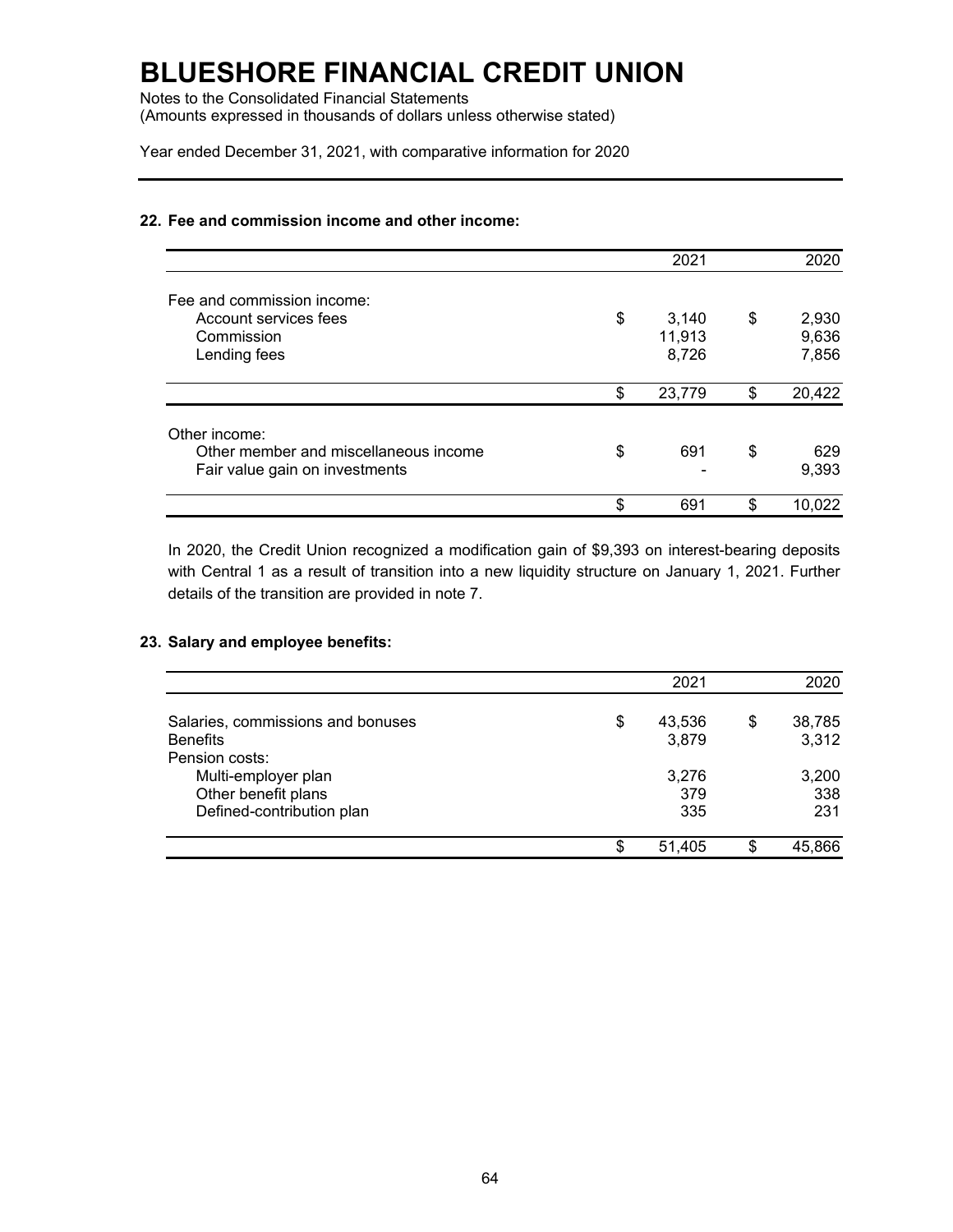# BLUESHORE FINANCIAL CREDIT UNION

Notes to the Consolidated Financial Statements
(Amounts expressed in thousands of dollars unless otherwise stated)

Year ended December 31, 2021, with comparative information for 2020

## 22. Fee and commission income and other income:

| | 2021 | 2020 |
|---|---|---|
| Fee and commission income: | | |
| Account services fees | $ 3,140 | $ 2,930 |
| Commission | 11,913 | 9,636 |
| Lending fees | 8,726 | 7,856 |
| | $ 23,779 | $ 20,422 |
| Other income: | | |
| Other member and miscellaneous income | $ 691 | $ 629 |
| Fair value gain on investments | - | 9,393 |
| | $ 691 | $ 10,022 |

In 2020, the Credit Union recognized a modification gain of $9,393 on interest-bearing deposits with Central 1 as a result of transition into a new liquidity structure on January 1, 2021. Further details of the transition are provided in note 7.

## 23. Salary and employee benefits:

| | 2021 | 2020 |
|---|---|---|
| Salaries, commissions and bonuses | $ 43,536 | $ 38,785 |
| Benefits | 3,879 | 3,312 |
| Pension costs: | | |
| Multi-employer plan | 3,276 | 3,200 |
| Other benefit plans | 379 | 338 |
| Defined-contribution plan | 335 | 231 |
| | $ 51,405 | $ 45,866 |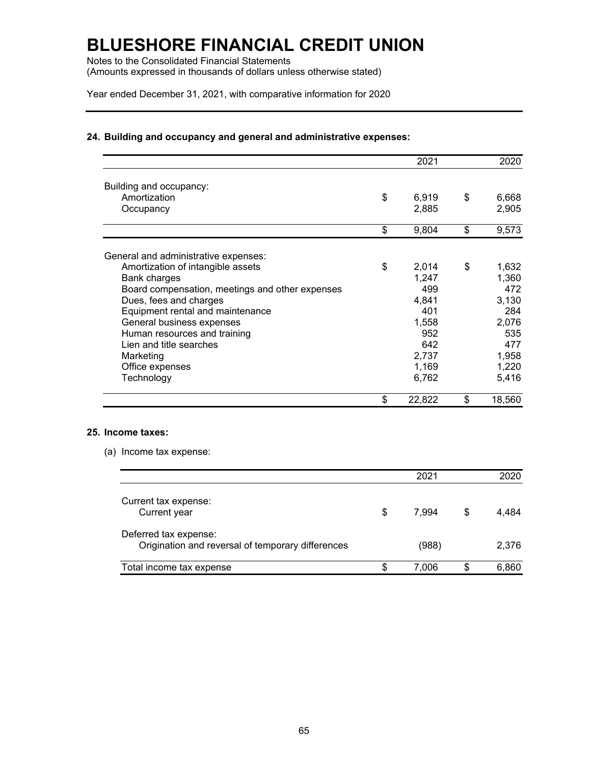# BLUESHORE FINANCIAL CREDIT UNION

Notes to the Consolidated Financial Statements
(Amounts expressed in thousands of dollars unless otherwise stated)

Year ended December 31, 2021, with comparative information for 2020

### 24. Building and occupancy and general and administrative expenses:

| | 2021 | 2020 |
|---|---|---|
| Building and occupancy: | | |
| Amortization | $ 6,919 | $ 6,668 |
| Occupancy | 2,885 | 2,905 |
| | $ 9,804 | $ 9,573 |
| General and administrative expenses: | | |
| Amortization of intangible assets | $ 2,014 | $ 1,632 |
| Bank charges | 1,247 | 1,360 |
| Board compensation, meetings and other expenses | 499 | 472 |
| Dues, fees and charges | 4,841 | 3,130 |
| Equipment rental and maintenance | 401 | 284 |
| General business expenses | 1,558 | 2,076 |
| Human resources and training | 952 | 535 |
| Lien and title searches | 642 | 477 |
| Marketing | 2,737 | 1,958 |
| Office expenses | 1,169 | 1,220 |
| Technology | 6,762 | 5,416 |
| | $ 22,822 | $ 18,560 |

### 25. Income taxes:

(a) Income tax expense:

| | 2021 | 2020 |
|---|---|---|
| Current tax expense: | | |
| Current year | $ 7,994 | $ 4,484 |
| Deferred tax expense: | | |
| Origination and reversal of temporary differences | (988) | 2,376 |
| Total income tax expense | $ 7,006 | $ 6,860 |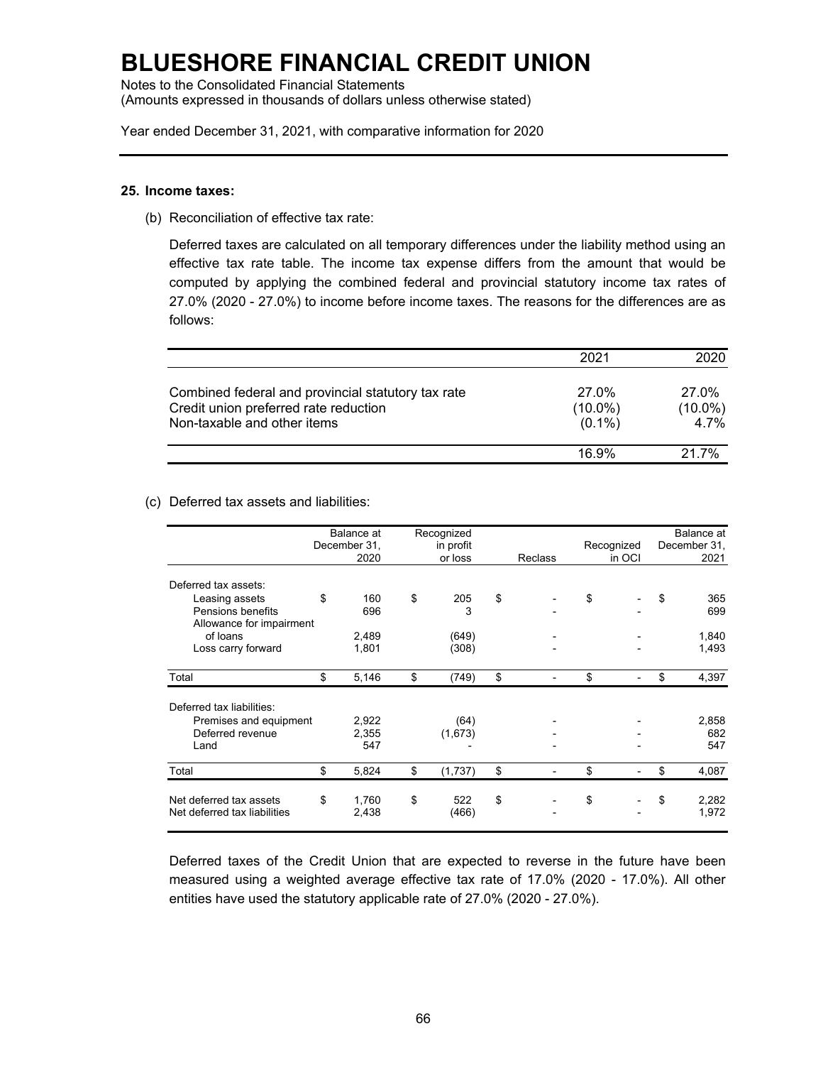# BLUESHORE FINANCIAL CREDIT UNION

Notes to the Consolidated Financial Statements
(Amounts expressed in thousands of dollars unless otherwise stated)

Year ended December 31, 2021, with comparative information for 2020

### 25. Income taxes:

(b) Reconciliation of effective tax rate:

Deferred taxes are calculated on all temporary differences under the liability method using an effective tax rate table. The income tax expense differs from the amount that would be computed by applying the combined federal and provincial statutory income tax rates of 27.0% (2020 - 27.0%) to income before income taxes. The reasons for the differences are as follows:

| | 2021 | 2020 |
|---|---|---|
| Combined federal and provincial statutory tax rate | 27.0% | 27.0% |
| Credit union preferred rate reduction | (10.0%) | (10.0%) |
| Non-taxable and other items | (0.1%) | 4.7% |
| | 16.9% | 21.7% |

(c) Deferred tax assets and liabilities:

| | Balance at December 31, 2020 | Recognized in profit or loss | Reclass | Recognized in OCI | Balance at December 31, 2021 |
|---|---|---|---|---|---|
| Deferred tax assets: | | | | | |
| Leasing assets | $ 160 | $ 205 | $ - | $ - | $ 365 |
| Pensions benefits | 696 | 3 | - | - | 699 |
| Allowance for impairment of loans | 2,489 | (649) | - | - | 1,840 |
| Loss carry forward | 1,801 | (308) | - | - | 1,493 |
| Total | $ 5,146 | $ (749) | $ - | $ - | $ 4,397 |
| Deferred tax liabilities: | | | | | |
| Premises and equipment | 2,922 | (64) | - | - | 2,858 |
| Deferred revenue | 2,355 | (1,673) | - | - | 682 |
| Land | 547 | - | - | - | 547 |
| Total | $ 5,824 | $ (1,737) | $ - | $ - | $ 4,087 |
| Net deferred tax assets | $ 1,760 | $ 522 | $ - | $ - | $ 2,282 |
| Net deferred tax liabilities | 2,438 | (466) | - | - | 1,972 |

Deferred taxes of the Credit Union that are expected to reverse in the future have been measured using a weighted average effective tax rate of 17.0% (2020 - 17.0%). All other entities have used the statutory applicable rate of 27.0% (2020 - 27.0%).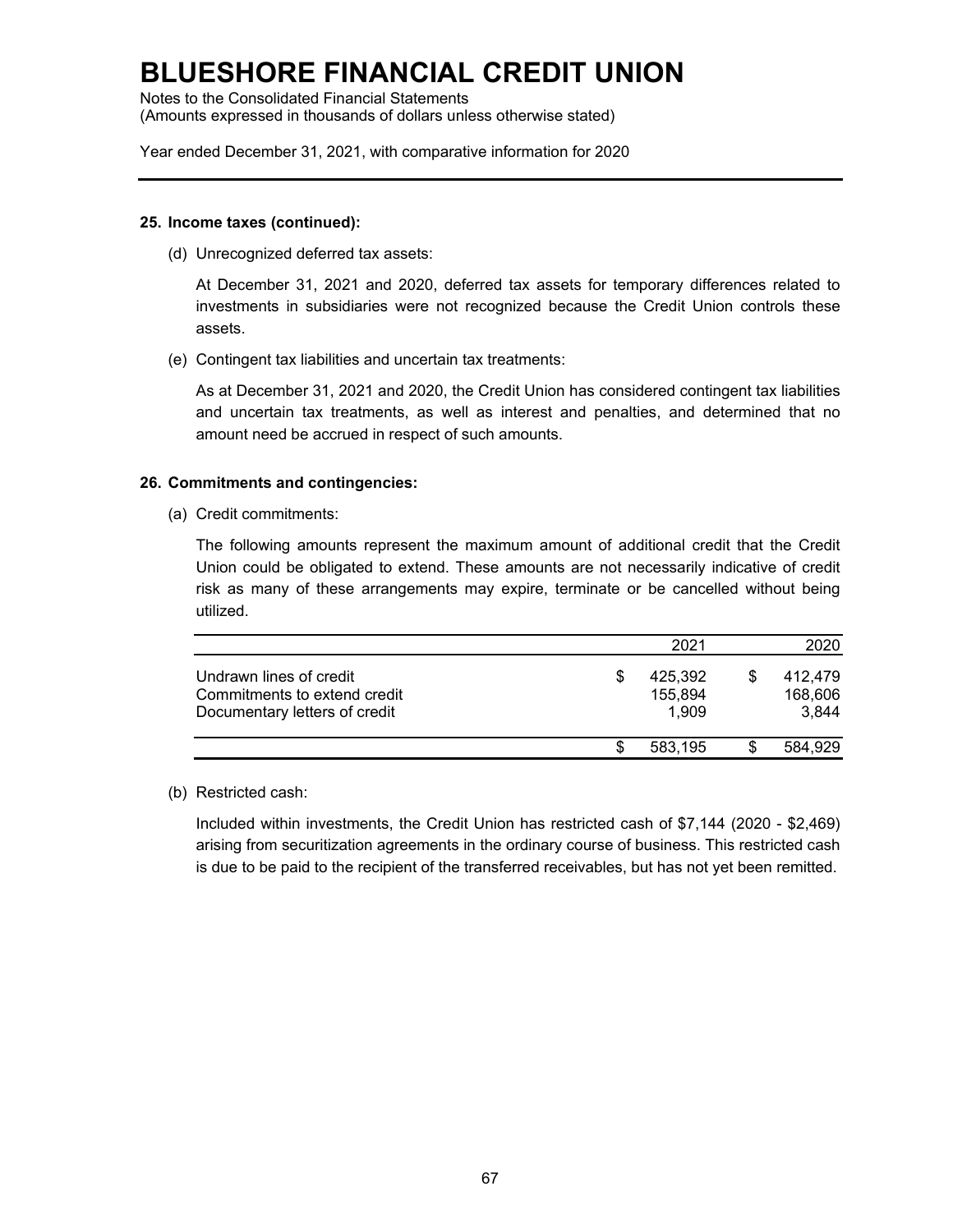# BLUESHORE FINANCIAL CREDIT UNION

Notes to the Consolidated Financial Statements
(Amounts expressed in thousands of dollars unless otherwise stated)

Year ended December 31, 2021, with comparative information for 2020

**25. Income taxes (continued):**

(d) Unrecognized deferred tax assets:

At December 31, 2021 and 2020, deferred tax assets for temporary differences related to investments in subsidiaries were not recognized because the Credit Union controls these assets.

(e) Contingent tax liabilities and uncertain tax treatments:

As at December 31, 2021 and 2020, the Credit Union has considered contingent tax liabilities and uncertain tax treatments, as well as interest and penalties, and determined that no amount need be accrued in respect of such amounts.

**26. Commitments and contingencies:**

(a) Credit commitments:

The following amounts represent the maximum amount of additional credit that the Credit Union could be obligated to extend. These amounts are not necessarily indicative of credit risk as many of these arrangements may expire, terminate or be cancelled without being utilized.

| | 2021 | 2020 |
|---|---|---|
| Undrawn lines of credit | $ 425,392 | $ 412,479 |
| Commitments to extend credit | 155,894 | 168,606 |
| Documentary letters of credit | 1,909 | 3,844 |
| | $ 583,195 | $ 584,929 |

(b) Restricted cash:

Included within investments, the Credit Union has restricted cash of $7,144 (2020 - $2,469) arising from securitization agreements in the ordinary course of business. This restricted cash is due to be paid to the recipient of the transferred receivables, but has not yet been remitted.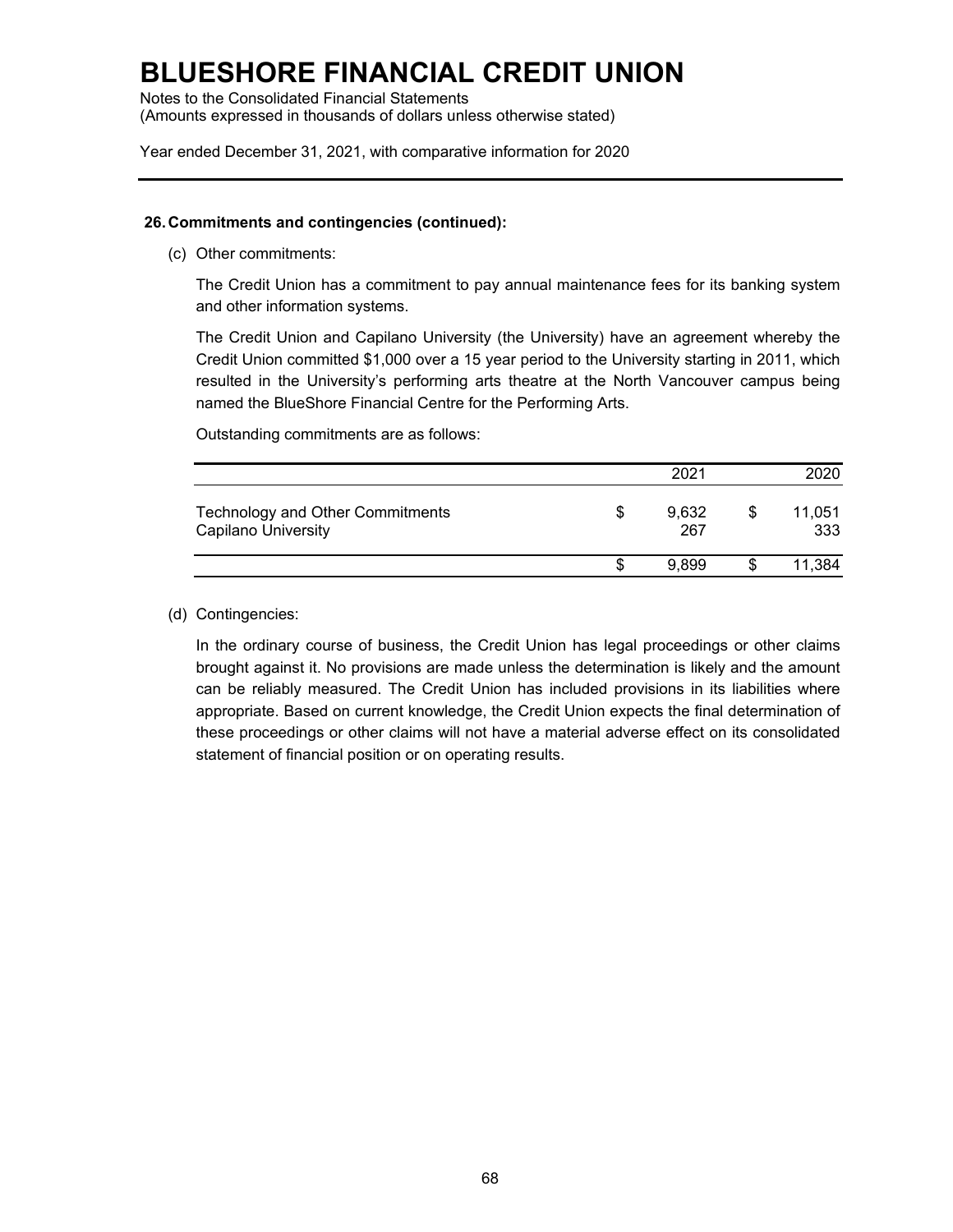# BLUESHORE FINANCIAL CREDIT UNION

Notes to the Consolidated Financial Statements
(Amounts expressed in thousands of dollars unless otherwise stated)

Year ended December 31, 2021, with comparative information for 2020

---

**26. Commitments and contingencies (continued):**

(c) Other commitments:

The Credit Union has a commitment to pay annual maintenance fees for its banking system and other information systems.

The Credit Union and Capilano University (the University) have an agreement whereby the Credit Union committed $1,000 over a 15 year period to the University starting in 2011, which resulted in the University's performing arts theatre at the North Vancouver campus being named the BlueShore Financial Centre for the Performing Arts.

Outstanding commitments are as follows:

| | 2021 | 2020 |
|---|---|---|
| Technology and Other Commitments | $ 9,632 | $ 11,051 |
| Capilano University | 267 | 333 |
| | $ 9,899 | $ 11,384 |

(d) Contingencies:

In the ordinary course of business, the Credit Union has legal proceedings or other claims brought against it. No provisions are made unless the determination is likely and the amount can be reliably measured. The Credit Union has included provisions in its liabilities where appropriate. Based on current knowledge, the Credit Union expects the final determination of these proceedings or other claims will not have a material adverse effect on its consolidated statement of financial position or on operating results.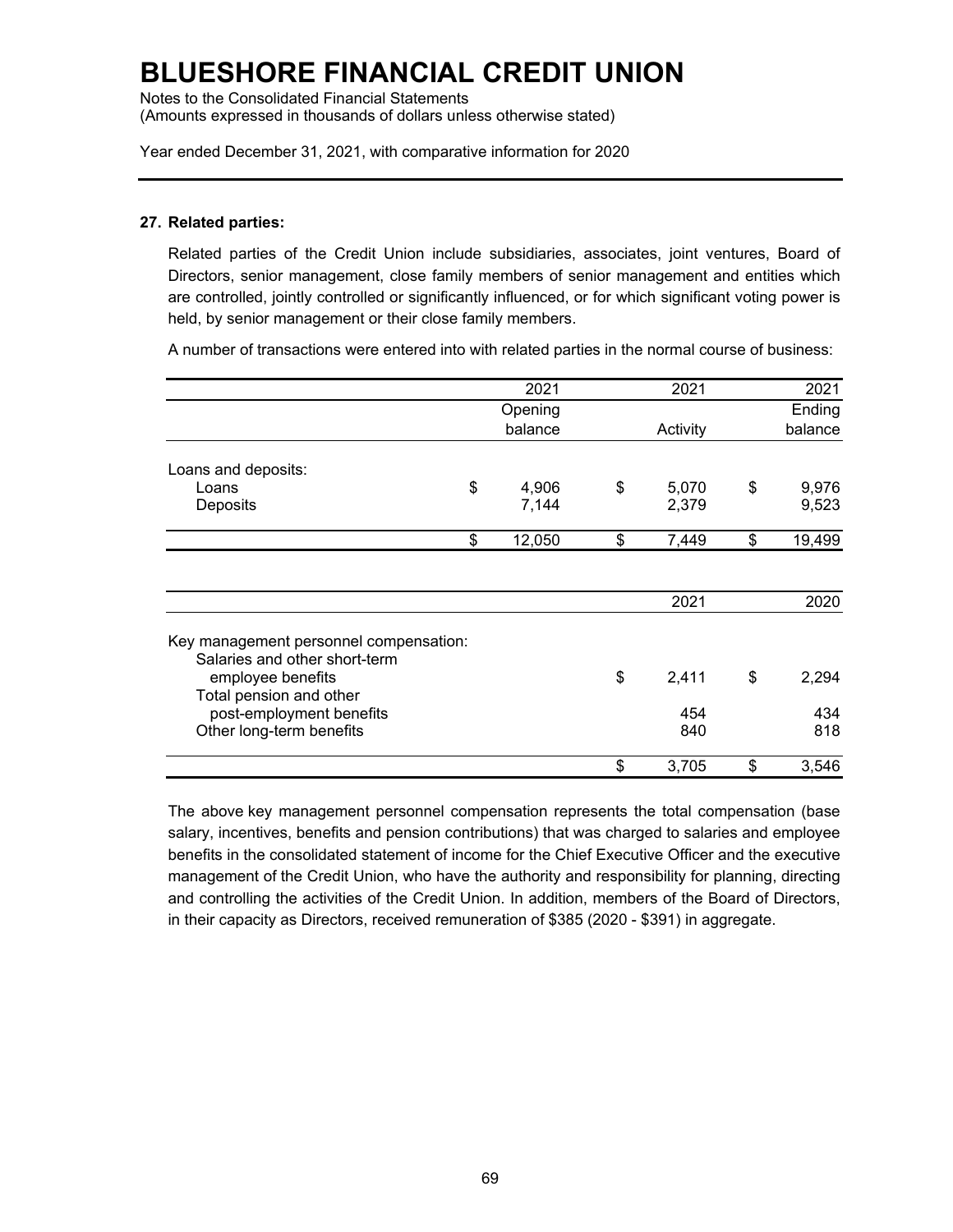# BLUESHORE FINANCIAL CREDIT UNION

Notes to the Consolidated Financial Statements
(Amounts expressed in thousands of dollars unless otherwise stated)

Year ended December 31, 2021, with comparative information for 2020

**27. Related parties:**

Related parties of the Credit Union include subsidiaries, associates, joint ventures, Board of Directors, senior management, close family members of senior management and entities which are controlled, jointly controlled or significantly influenced, or for which significant voting power is held, by senior management or their close family members.

A number of transactions were entered into with related parties in the normal course of business:

| | 2021 Opening balance | 2021 Activity | 2021 Ending balance |
|---|---|---|---|
| Loans and deposits: | | | |
| Loans | $ 4,906 | $ 5,070 | $ 9,976 |
| Deposits | 7,144 | 2,379 | 9,523 |
| | $ 12,050 | $ 7,449 | $ 19,499 |

| | 2021 | 2020 |
|---|---|---|
| Key management personnel compensation: | | |
| Salaries and other short-term employee benefits | $ 2,411 | $ 2,294 |
| Total pension and other post-employment benefits | 454 | 434 |
| Other long-term benefits | 840 | 818 |
| | $ 3,705 | $ 3,546 |

The above key management personnel compensation represents the total compensation (base salary, incentives, benefits and pension contributions) that was charged to salaries and employee benefits in the consolidated statement of income for the Chief Executive Officer and the executive management of the Credit Union, who have the authority and responsibility for planning, directing and controlling the activities of the Credit Union. In addition, members of the Board of Directors, in their capacity as Directors, received remuneration of $385 (2020 - $391) in aggregate.